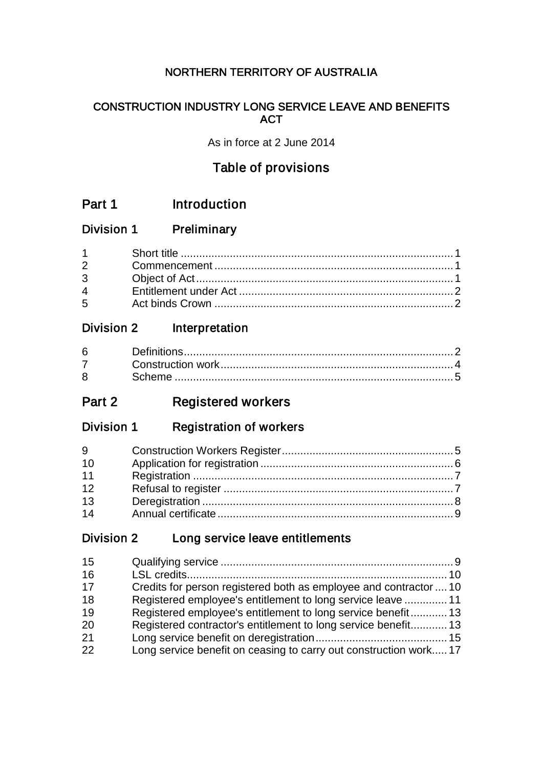# NORTHERN TERRITORY OF AUSTRALIA

## CONSTRUCTION INDUSTRY LONG SERVICE LEAVE AND BENEFITS ACT

As in force at 2 June 2014

## Table of provisions

## Part 1 Introduction

### Division 1 Preliminary

| | | |
|---|---|---|
| 1 | Short title | 1 |
| 2 | Commencement | 1 |
| 3 | Object of Act | 1 |
| 4 | Entitlement under Act | 2 |
| 5 | Act binds Crown | 2 |

### Division 2 Interpretation

| | | |
|---|---|---|
| 6 | Definitions | 2 |
| 7 | Construction work | 4 |
| 8 | Scheme | 5 |

## Part 2 Registered workers

### Division 1 Registration of workers

| | | |
|---|---|---|
| 9 | Construction Workers Register | 5 |
| 10 | Application for registration | 6 |
| 11 | Registration | 7 |
| 12 | Refusal to register | 7 |
| 13 | Deregistration | 8 |
| 14 | Annual certificate | 9 |

### Division 2 Long service leave entitlements

| | | |
|---|---|---|
| 15 | Qualifying service | 9 |
| 16 | LSL credits | 10 |
| 17 | Credits for person registered both as employee and contractor | 10 |
| 18 | Registered employee's entitlement to long service leave | 11 |
| 19 | Registered employee's entitlement to long service benefit | 13 |
| 20 | Registered contractor's entitlement to long service benefit | 13 |
| 21 | Long service benefit on deregistration | 15 |
| 22 | Long service benefit on ceasing to carry out construction work | 17 |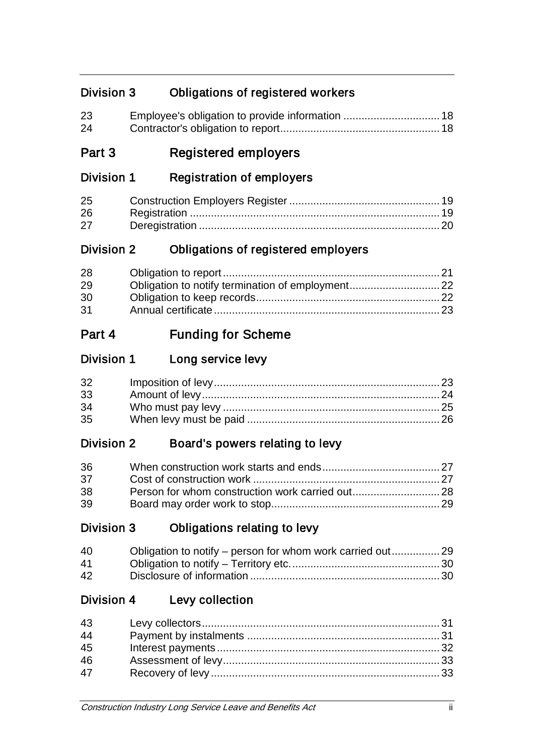## Division 3 Obligations of registered workers

| | | |
|---|---|---|
| 23 | Employee's obligation to provide information | 18 |
| 24 | Contractor's obligation to report | 18 |

# Part 3 Registered employers

## Division 1 Registration of employers

| | | |
|---|---|---|
| 25 | Construction Employers Register | 19 |
| 26 | Registration | 19 |
| 27 | Deregistration | 20 |

## Division 2 Obligations of registered employers

| | | |
|---|---|---|
| 28 | Obligation to report | 21 |
| 29 | Obligation to notify termination of employment | 22 |
| 30 | Obligation to keep records | 22 |
| 31 | Annual certificate | 23 |

# Part 4 Funding for Scheme

## Division 1 Long service levy

| | | |
|---|---|---|
| 32 | Imposition of levy | 23 |
| 33 | Amount of levy | 24 |
| 34 | Who must pay levy | 25 |
| 35 | When levy must be paid | 26 |

## Division 2 Board's powers relating to levy

| | | |
|---|---|---|
| 36 | When construction work starts and ends | 27 |
| 37 | Cost of construction work | 27 |
| 38 | Person for whom construction work carried out | 28 |
| 39 | Board may order work to stop | 29 |

## Division 3 Obligations relating to levy

| | | |
|---|---|---|
| 40 | Obligation to notify – person for whom work carried out | 29 |
| 41 | Obligation to notify – Territory etc. | 30 |
| 42 | Disclosure of information | 30 |

## Division 4 Levy collection

| | | |
|---|---|---|
| 43 | Levy collectors | 31 |
| 44 | Payment by instalments | 31 |
| 45 | Interest payments | 32 |
| 46 | Assessment of levy | 33 |
| 47 | Recovery of levy | 33 |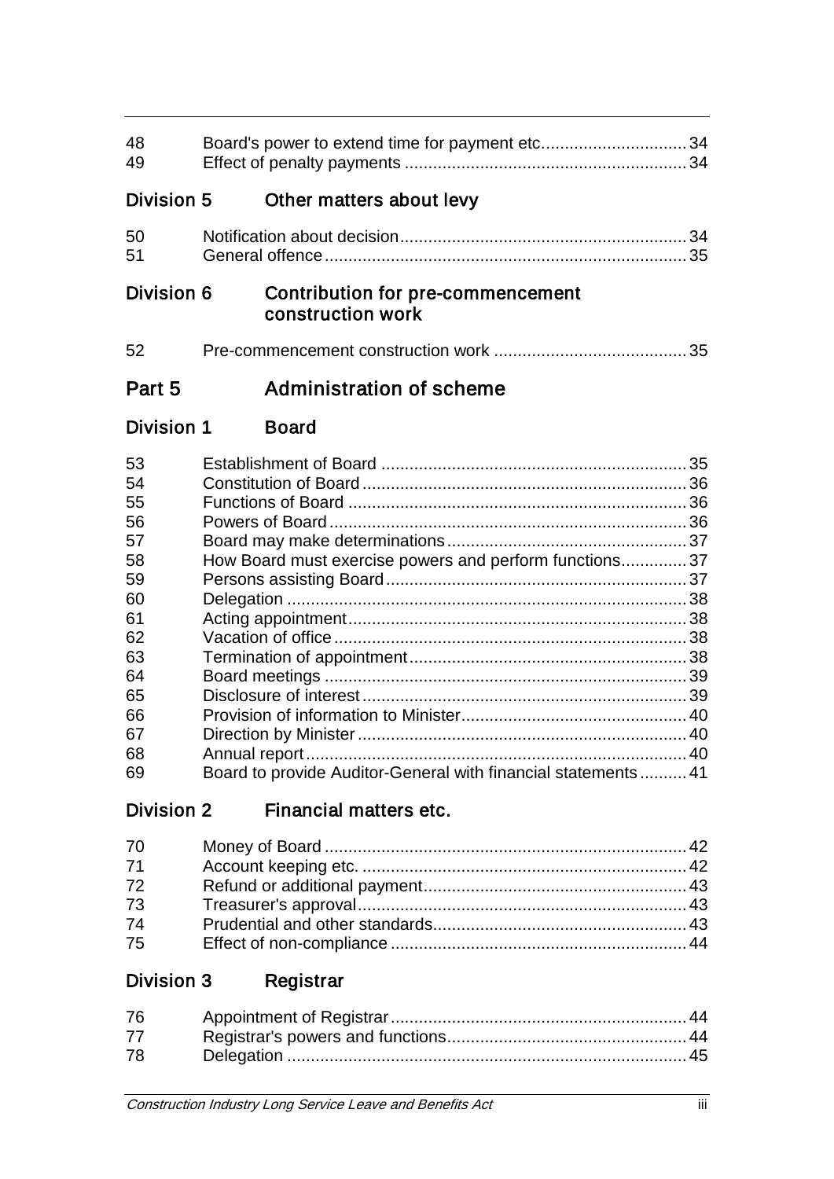| | | |
|---|---|---|
| 48 | Board's power to extend time for payment etc. | 34 |
| 49 | Effect of penalty payments | 34 |

## Division 5 Other matters about levy

| | | |
|---|---|---|
| 50 | Notification about decision | 34 |
| 51 | General offence | 35 |

## Division 6 Contribution for pre-commencement construction work

| | | |
|---|---|---|
| 52 | Pre-commencement construction work | 35 |

# Part 5 Administration of scheme

## Division 1 Board

| | | |
|---|---|---|
| 53 | Establishment of Board | 35 |
| 54 | Constitution of Board | 36 |
| 55 | Functions of Board | 36 |
| 56 | Powers of Board | 36 |
| 57 | Board may make determinations | 37 |
| 58 | How Board must exercise powers and perform functions | 37 |
| 59 | Persons assisting Board | 37 |
| 60 | Delegation | 38 |
| 61 | Acting appointment | 38 |
| 62 | Vacation of office | 38 |
| 63 | Termination of appointment | 38 |
| 64 | Board meetings | 39 |
| 65 | Disclosure of interest | 39 |
| 66 | Provision of information to Minister | 40 |
| 67 | Direction by Minister | 40 |
| 68 | Annual report | 40 |
| 69 | Board to provide Auditor-General with financial statements | 41 |

## Division 2 Financial matters etc.

| | | |
|---|---|---|
| 70 | Money of Board | 42 |
| 71 | Account keeping etc. | 42 |
| 72 | Refund or additional payment | 43 |
| 73 | Treasurer's approval | 43 |
| 74 | Prudential and other standards | 43 |
| 75 | Effect of non-compliance | 44 |

## Division 3 Registrar

| | | |
|---|---|---|
| 76 | Appointment of Registrar | 44 |
| 77 | Registrar's powers and functions | 44 |
| 78 | Delegation | 45 |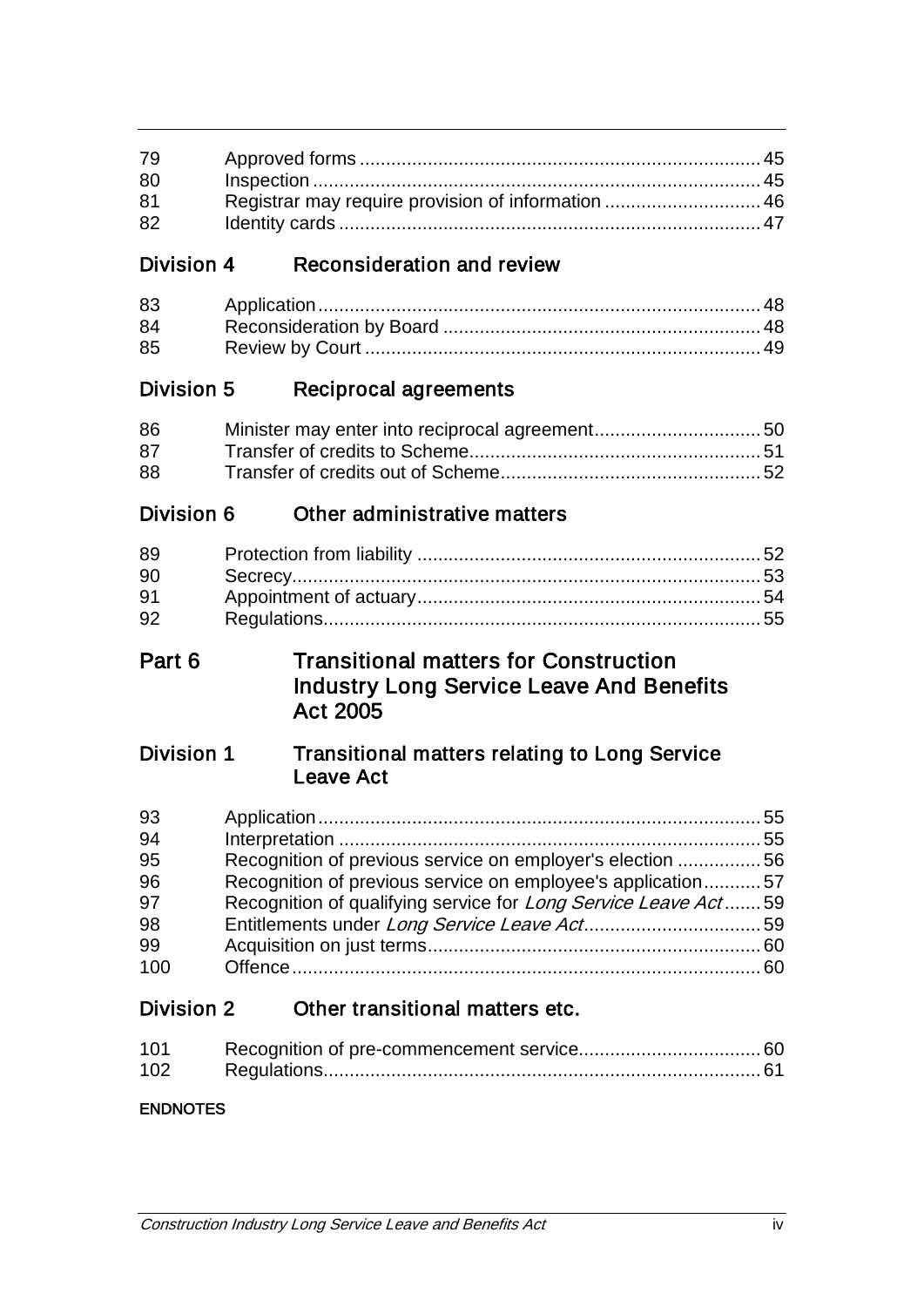| | | |
|---|---|---|
| 79 | Approved forms | 45 |
| 80 | Inspection | 45 |
| 81 | Registrar may require provision of information | 46 |
| 82 | Identity cards | 47 |

### Division 4 Reconsideration and review

| | | |
|---|---|---|
| 83 | Application | 48 |
| 84 | Reconsideration by Board | 48 |
| 85 | Review by Court | 49 |

### Division 5 Reciprocal agreements

| | | |
|---|---|---|
| 86 | Minister may enter into reciprocal agreement | 50 |
| 87 | Transfer of credits to Scheme | 51 |
| 88 | Transfer of credits out of Scheme | 52 |

### Division 6 Other administrative matters

| | | |
|---|---|---|
| 89 | Protection from liability | 52 |
| 90 | Secrecy | 53 |
| 91 | Appointment of actuary | 54 |
| 92 | Regulations | 55 |

## Part 6 Transitional matters for Construction Industry Long Service Leave And Benefits Act 2005

### Division 1 Transitional matters relating to Long Service Leave Act

| | | |
|---|---|---|
| 93 | Application | 55 |
| 94 | Interpretation | 55 |
| 95 | Recognition of previous service on employer's election | 56 |
| 96 | Recognition of previous service on employee's application | 57 |
| 97 | Recognition of qualifying service for *Long Service Leave Act* | 59 |
| 98 | Entitlements under *Long Service Leave Act* | 59 |
| 99 | Acquisition on just terms | 60 |
| 100 | Offence | 60 |

### Division 2 Other transitional matters etc.

| | | |
|---|---|---|
| 101 | Recognition of pre-commencement service | 60 |
| 102 | Regulations | 61 |

**ENDNOTES**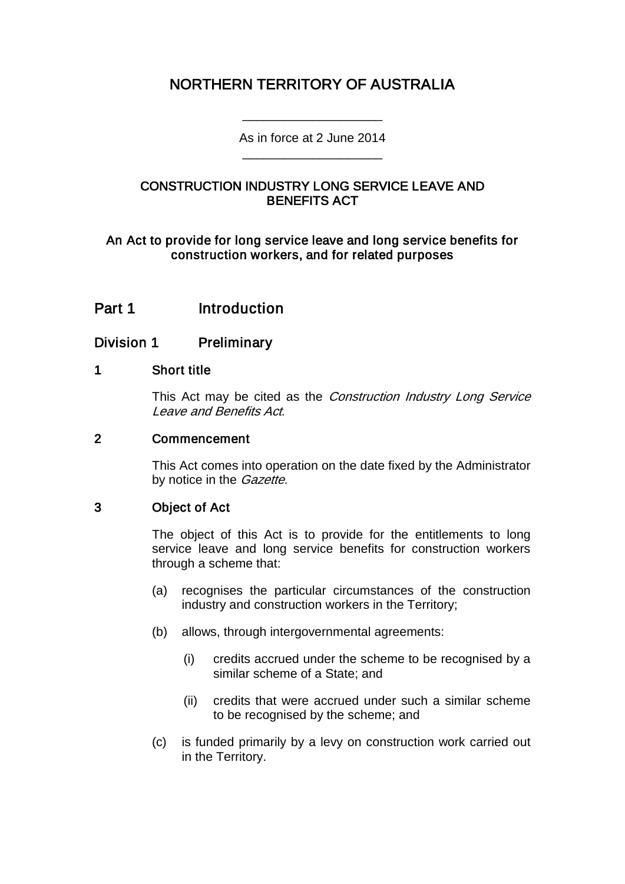# NORTHERN TERRITORY OF AUSTRALIA

As in force at 2 June 2014

## CONSTRUCTION INDUSTRY LONG SERVICE LEAVE AND BENEFITS ACT

**An Act to provide for long service leave and long service benefits for construction workers, and for related purposes**

## Part 1 Introduction

### Division 1 Preliminary

#### 1 Short title

This Act may be cited as the *Construction Industry Long Service Leave and Benefits Act*.

#### 2 Commencement

This Act comes into operation on the date fixed by the Administrator by notice in the *Gazette*.

#### 3 Object of Act

The object of this Act is to provide for the entitlements to long service leave and long service benefits for construction workers through a scheme that:

(a) recognises the particular circumstances of the construction industry and construction workers in the Territory;

(b) allows, through intergovernmental agreements:

(i) credits accrued under the scheme to be recognised by a similar scheme of a State; and

(ii) credits that were accrued under such a similar scheme to be recognised by the scheme; and

(c) is funded primarily by a levy on construction work carried out in the Territory.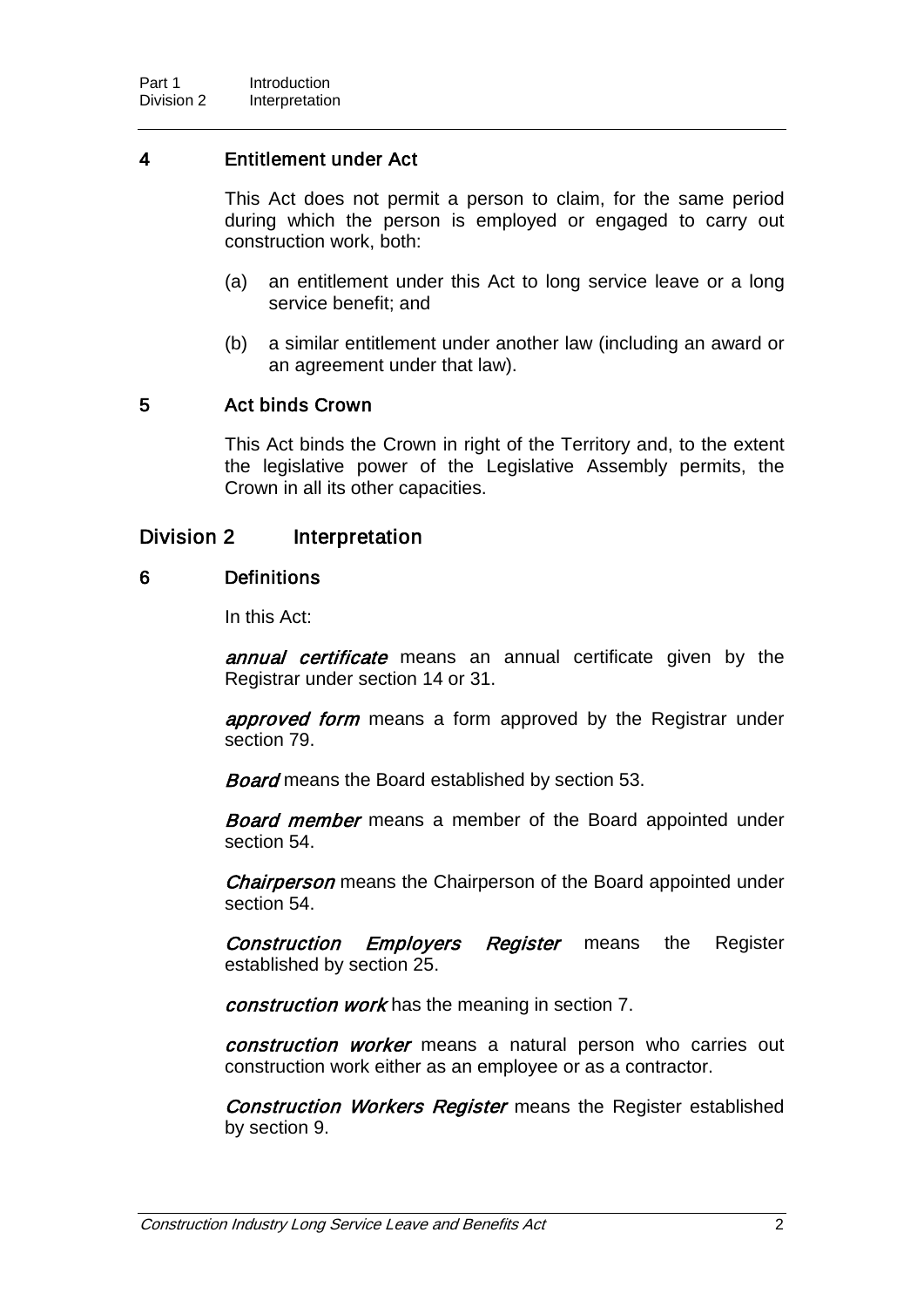### 4 Entitlement under Act

This Act does not permit a person to claim, for the same period during which the person is employed or engaged to carry out construction work, both:

(a) an entitlement under this Act to long service leave or a long service benefit; and

(b) a similar entitlement under another law (including an award or an agreement under that law).

### 5 Act binds Crown

This Act binds the Crown in right of the Territory and, to the extent the legislative power of the Legislative Assembly permits, the Crown in all its other capacities.

## Division 2 Interpretation

### 6 Definitions

In this Act:

***annual certificate*** means an annual certificate given by the Registrar under section 14 or 31.

***approved form*** means a form approved by the Registrar under section 79.

***Board*** means the Board established by section 53.

***Board member*** means a member of the Board appointed under section 54.

***Chairperson*** means the Chairperson of the Board appointed under section 54.

***Construction Employers Register*** means the Register established by section 25.

***construction work*** has the meaning in section 7.

***construction worker*** means a natural person who carries out construction work either as an employee or as a contractor.

***Construction Workers Register*** means the Register established by section 9.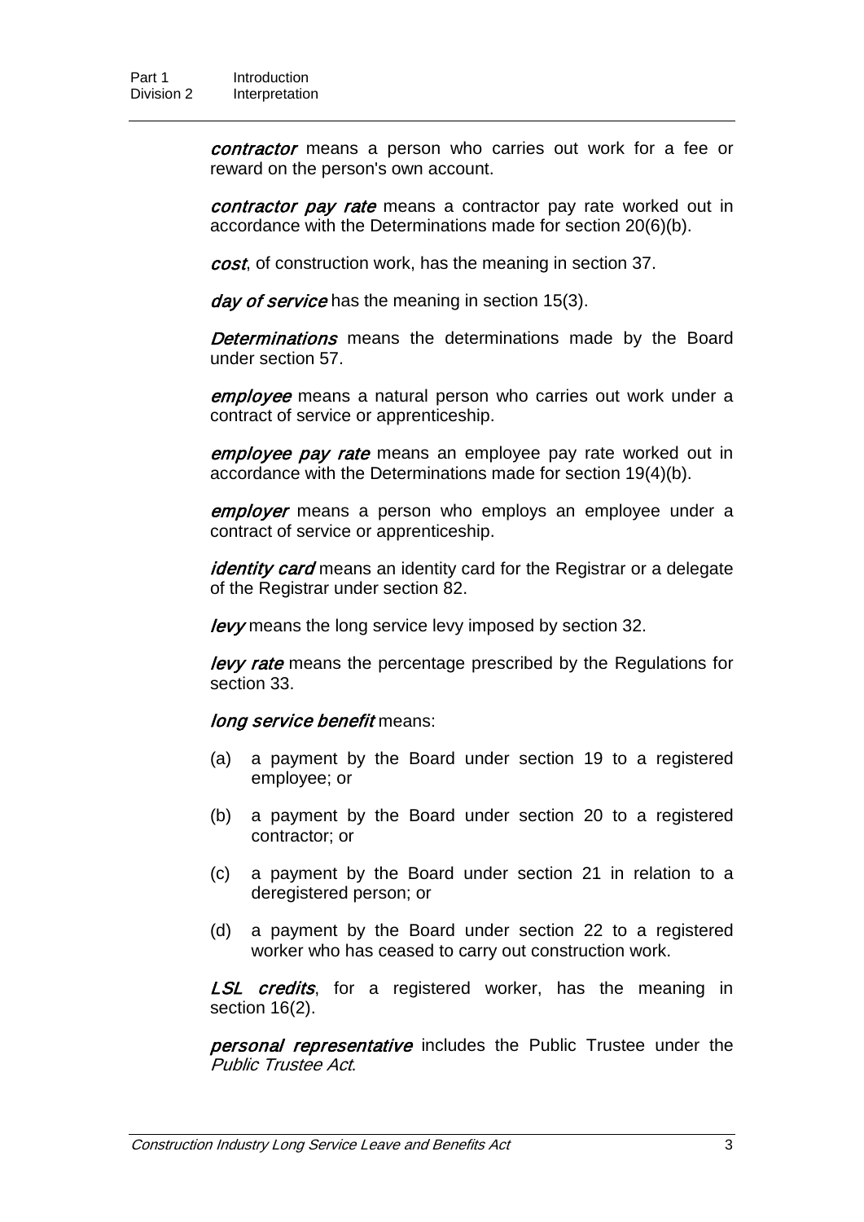***contractor*** means a person who carries out work for a fee or reward on the person's own account.

***contractor pay rate*** means a contractor pay rate worked out in accordance with the Determinations made for section 20(6)(b).

***cost***, of construction work, has the meaning in section 37.

***day of service*** has the meaning in section 15(3).

***Determinations*** means the determinations made by the Board under section 57.

***employee*** means a natural person who carries out work under a contract of service or apprenticeship.

***employee pay rate*** means an employee pay rate worked out in accordance with the Determinations made for section 19(4)(b).

***employer*** means a person who employs an employee under a contract of service or apprenticeship.

***identity card*** means an identity card for the Registrar or a delegate of the Registrar under section 82.

***levy*** means the long service levy imposed by section 32.

***levy rate*** means the percentage prescribed by the Regulations for section 33.

***long service benefit*** means:

(a) a payment by the Board under section 19 to a registered employee; or

(b) a payment by the Board under section 20 to a registered contractor; or

(c) a payment by the Board under section 21 in relation to a deregistered person; or

(d) a payment by the Board under section 22 to a registered worker who has ceased to carry out construction work.

***LSL credits***, for a registered worker, has the meaning in section 16(2).

***personal representative*** includes the Public Trustee under the *Public Trustee Act*.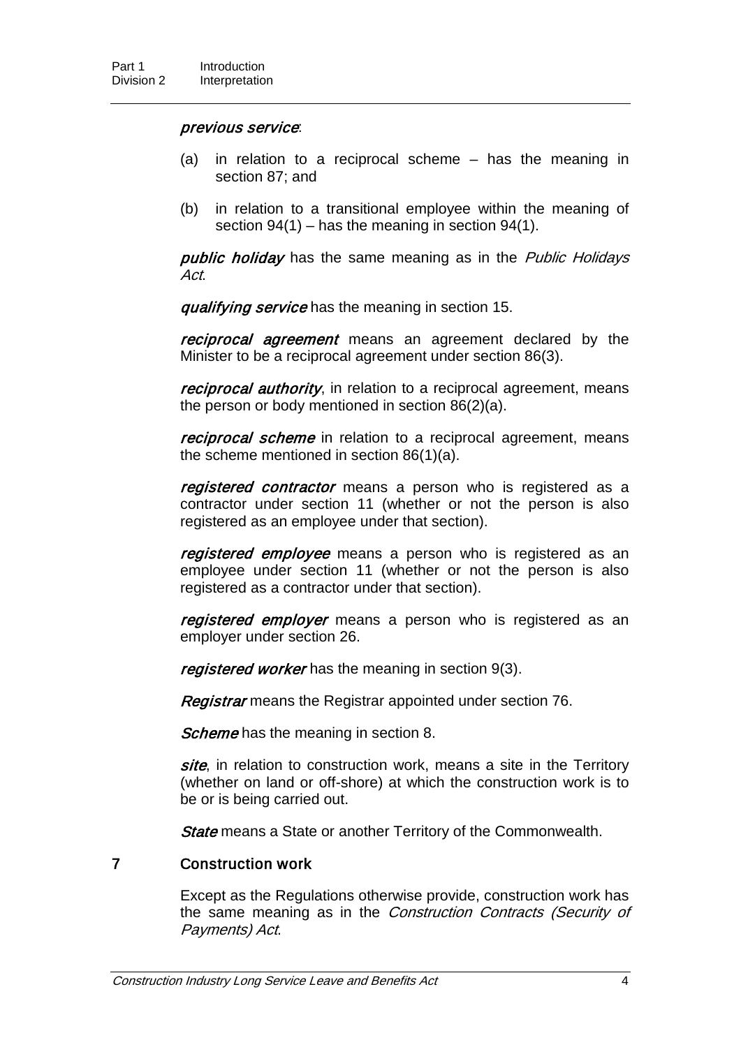***previous service***:

(a) in relation to a reciprocal scheme – has the meaning in section 87; and

(b) in relation to a transitional employee within the meaning of section 94(1) – has the meaning in section 94(1).

***public holiday*** has the same meaning as in the *Public Holidays Act*.

***qualifying service*** has the meaning in section 15.

***reciprocal agreement*** means an agreement declared by the Minister to be a reciprocal agreement under section 86(3).

***reciprocal authority***, in relation to a reciprocal agreement, means the person or body mentioned in section 86(2)(a).

***reciprocal scheme*** in relation to a reciprocal agreement, means the scheme mentioned in section 86(1)(a).

***registered contractor*** means a person who is registered as a contractor under section 11 (whether or not the person is also registered as an employee under that section).

***registered employee*** means a person who is registered as an employee under section 11 (whether or not the person is also registered as a contractor under that section).

***registered employer*** means a person who is registered as an employer under section 26.

***registered worker*** has the meaning in section 9(3).

***Registrar*** means the Registrar appointed under section 76.

***Scheme*** has the meaning in section 8.

***site***, in relation to construction work, means a site in the Territory (whether on land or off-shore) at which the construction work is to be or is being carried out.

***State*** means a State or another Territory of the Commonwealth.

## 7 Construction work

Except as the Regulations otherwise provide, construction work has the same meaning as in the *Construction Contracts (Security of Payments) Act*.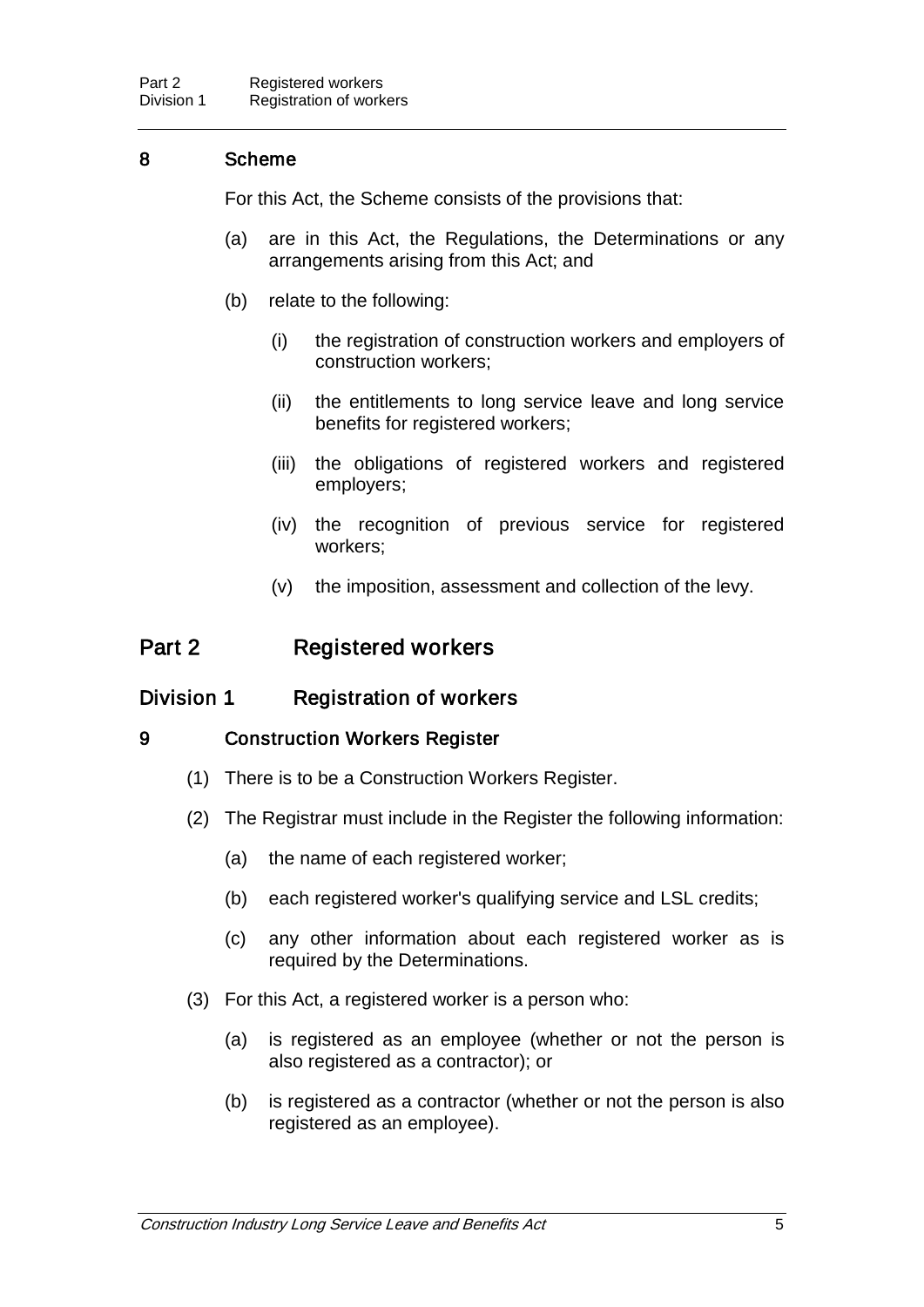### 8 Scheme

For this Act, the Scheme consists of the provisions that:

(a) are in this Act, the Regulations, the Determinations or any arrangements arising from this Act; and

(b) relate to the following:

(i) the registration of construction workers and employers of construction workers;

(ii) the entitlements to long service leave and long service benefits for registered workers;

(iii) the obligations of registered workers and registered employers;

(iv) the recognition of previous service for registered workers;

(v) the imposition, assessment and collection of the levy.

## Part 2 Registered workers

## Division 1 Registration of workers

### 9 Construction Workers Register

(1) There is to be a Construction Workers Register.

(2) The Registrar must include in the Register the following information:

(a) the name of each registered worker;

(b) each registered worker's qualifying service and LSL credits;

(c) any other information about each registered worker as is required by the Determinations.

(3) For this Act, a registered worker is a person who:

(a) is registered as an employee (whether or not the person is also registered as a contractor); or

(b) is registered as a contractor (whether or not the person is also registered as an employee).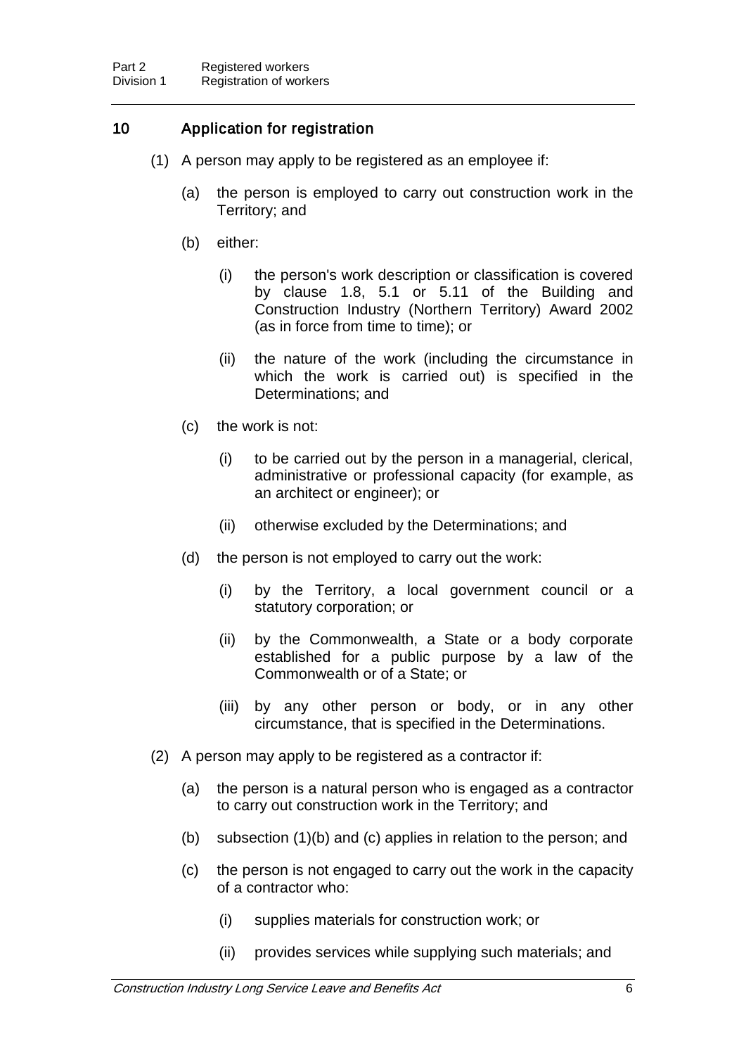## 10 Application for registration

(1) A person may apply to be registered as an employee if:

(a) the person is employed to carry out construction work in the Territory; and

(b) either:

(i) the person's work description or classification is covered by clause 1.8, 5.1 or 5.11 of the Building and Construction Industry (Northern Territory) Award 2002 (as in force from time to time); or

(ii) the nature of the work (including the circumstance in which the work is carried out) is specified in the Determinations; and

(c) the work is not:

(i) to be carried out by the person in a managerial, clerical, administrative or professional capacity (for example, as an architect or engineer); or

(ii) otherwise excluded by the Determinations; and

(d) the person is not employed to carry out the work:

(i) by the Territory, a local government council or a statutory corporation; or

(ii) by the Commonwealth, a State or a body corporate established for a public purpose by a law of the Commonwealth or of a State; or

(iii) by any other person or body, or in any other circumstance, that is specified in the Determinations.

(2) A person may apply to be registered as a contractor if:

(a) the person is a natural person who is engaged as a contractor to carry out construction work in the Territory; and

(b) subsection (1)(b) and (c) applies in relation to the person; and

(c) the person is not engaged to carry out the work in the capacity of a contractor who:

(i) supplies materials for construction work; or

(ii) provides services while supplying such materials; and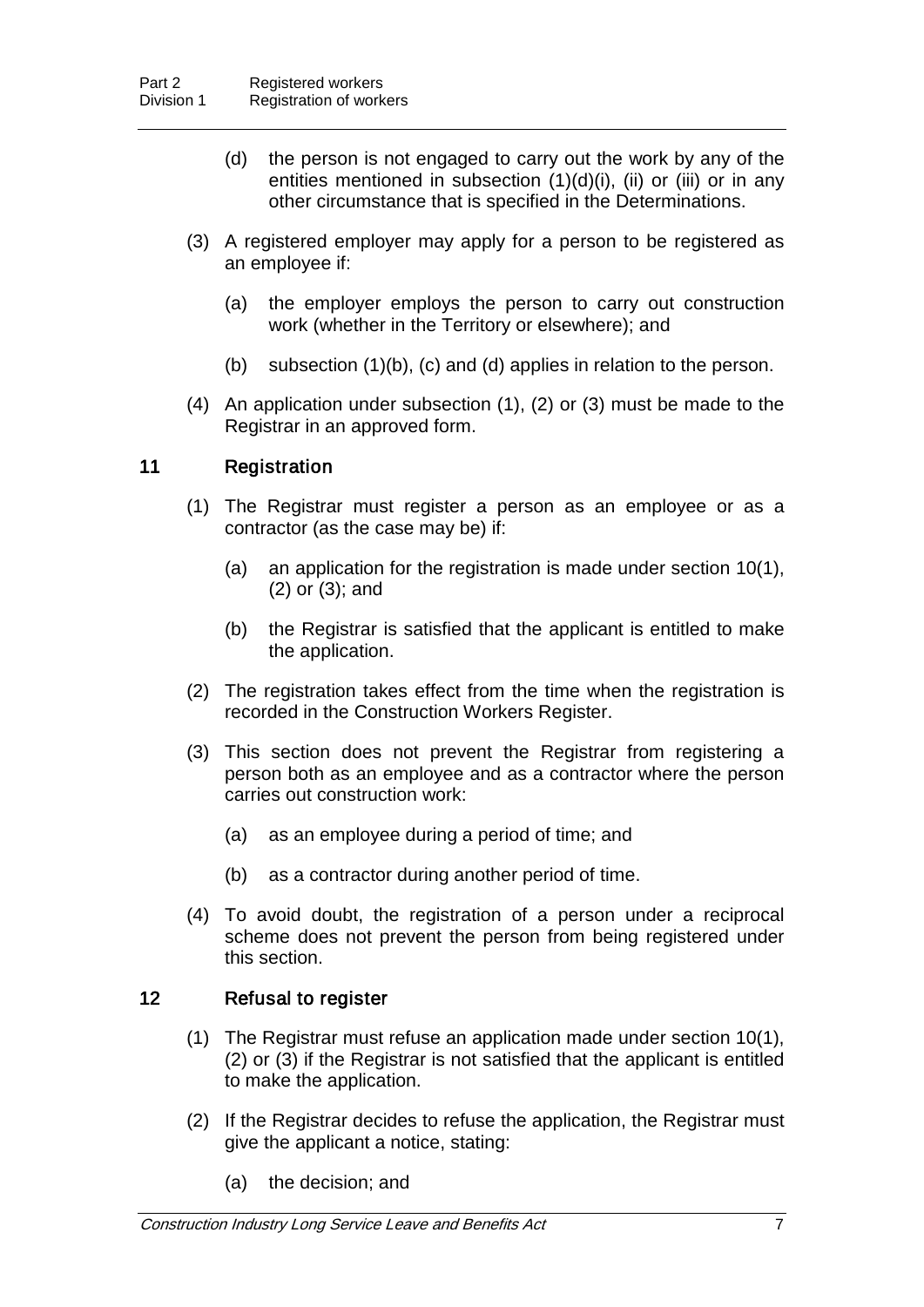(d) the person is not engaged to carry out the work by any of the entities mentioned in subsection (1)(d)(i), (ii) or (iii) or in any other circumstance that is specified in the Determinations.

(3) A registered employer may apply for a person to be registered as an employee if:

(a) the employer employs the person to carry out construction work (whether in the Territory or elsewhere); and

(b) subsection (1)(b), (c) and (d) applies in relation to the person.

(4) An application under subsection (1), (2) or (3) must be made to the Registrar in an approved form.

### 11 Registration

(1) The Registrar must register a person as an employee or as a contractor (as the case may be) if:

(a) an application for the registration is made under section 10(1), (2) or (3); and

(b) the Registrar is satisfied that the applicant is entitled to make the application.

(2) The registration takes effect from the time when the registration is recorded in the Construction Workers Register.

(3) This section does not prevent the Registrar from registering a person both as an employee and as a contractor where the person carries out construction work:

(a) as an employee during a period of time; and

(b) as a contractor during another period of time.

(4) To avoid doubt, the registration of a person under a reciprocal scheme does not prevent the person from being registered under this section.

### 12 Refusal to register

(1) The Registrar must refuse an application made under section 10(1), (2) or (3) if the Registrar is not satisfied that the applicant is entitled to make the application.

(2) If the Registrar decides to refuse the application, the Registrar must give the applicant a notice, stating:

(a) the decision; and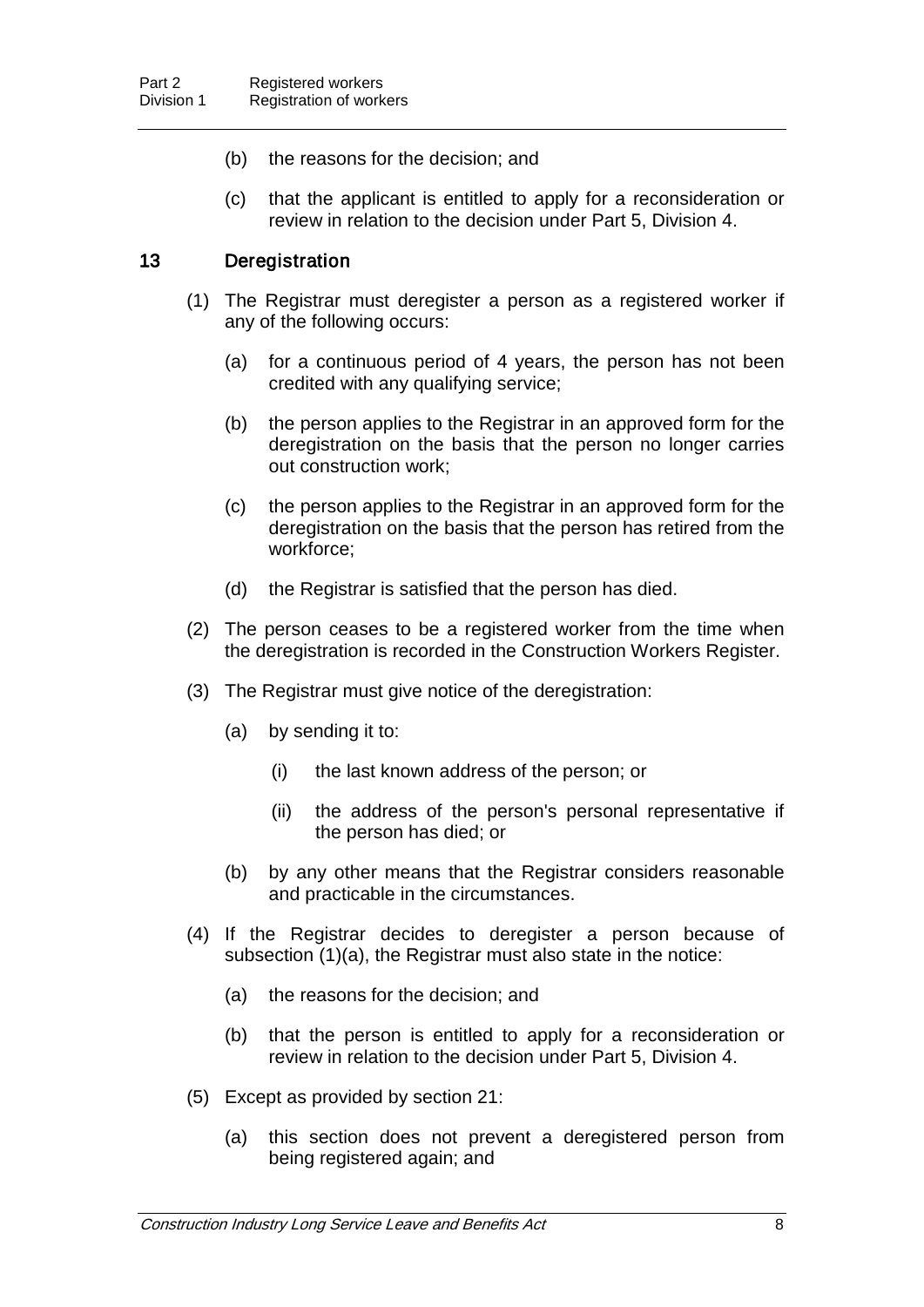(b) the reasons for the decision; and

(c) that the applicant is entitled to apply for a reconsideration or review in relation to the decision under Part 5, Division 4.

### 13 Deregistration

(1) The Registrar must deregister a person as a registered worker if any of the following occurs:

(a) for a continuous period of 4 years, the person has not been credited with any qualifying service;

(b) the person applies to the Registrar in an approved form for the deregistration on the basis that the person no longer carries out construction work;

(c) the person applies to the Registrar in an approved form for the deregistration on the basis that the person has retired from the workforce;

(d) the Registrar is satisfied that the person has died.

(2) The person ceases to be a registered worker from the time when the deregistration is recorded in the Construction Workers Register.

(3) The Registrar must give notice of the deregistration:

(a) by sending it to:

(i) the last known address of the person; or

(ii) the address of the person's personal representative if the person has died; or

(b) by any other means that the Registrar considers reasonable and practicable in the circumstances.

(4) If the Registrar decides to deregister a person because of subsection (1)(a), the Registrar must also state in the notice:

(a) the reasons for the decision; and

(b) that the person is entitled to apply for a reconsideration or review in relation to the decision under Part 5, Division 4.

(5) Except as provided by section 21:

(a) this section does not prevent a deregistered person from being registered again; and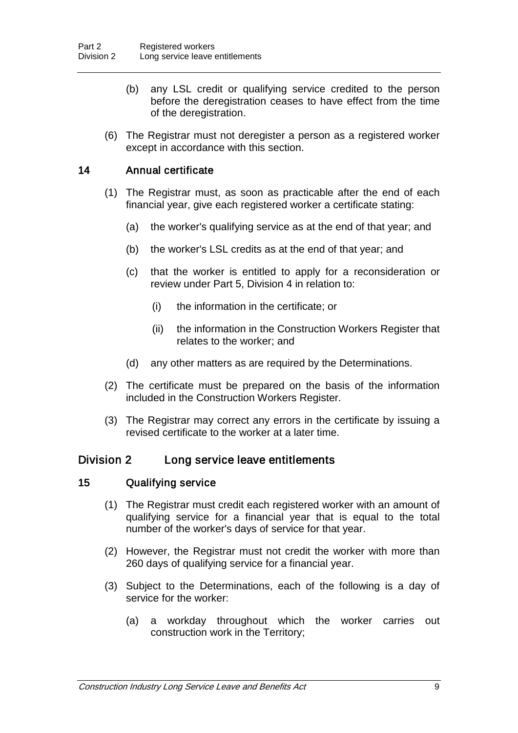(b) any LSL credit or qualifying service credited to the person before the deregistration ceases to have effect from the time of the deregistration.

(6) The Registrar must not deregister a person as a registered worker except in accordance with this section.

### 14 Annual certificate

(1) The Registrar must, as soon as practicable after the end of each financial year, give each registered worker a certificate stating:

(a) the worker's qualifying service as at the end of that year; and

(b) the worker's LSL credits as at the end of that year; and

(c) that the worker is entitled to apply for a reconsideration or review under Part 5, Division 4 in relation to:

(i) the information in the certificate; or

(ii) the information in the Construction Workers Register that relates to the worker; and

(d) any other matters as are required by the Determinations.

(2) The certificate must be prepared on the basis of the information included in the Construction Workers Register.

(3) The Registrar may correct any errors in the certificate by issuing a revised certificate to the worker at a later time.

## Division 2 Long service leave entitlements

### 15 Qualifying service

(1) The Registrar must credit each registered worker with an amount of qualifying service for a financial year that is equal to the total number of the worker's days of service for that year.

(2) However, the Registrar must not credit the worker with more than 260 days of qualifying service for a financial year.

(3) Subject to the Determinations, each of the following is a day of service for the worker:

(a) a workday throughout which the worker carries out construction work in the Territory;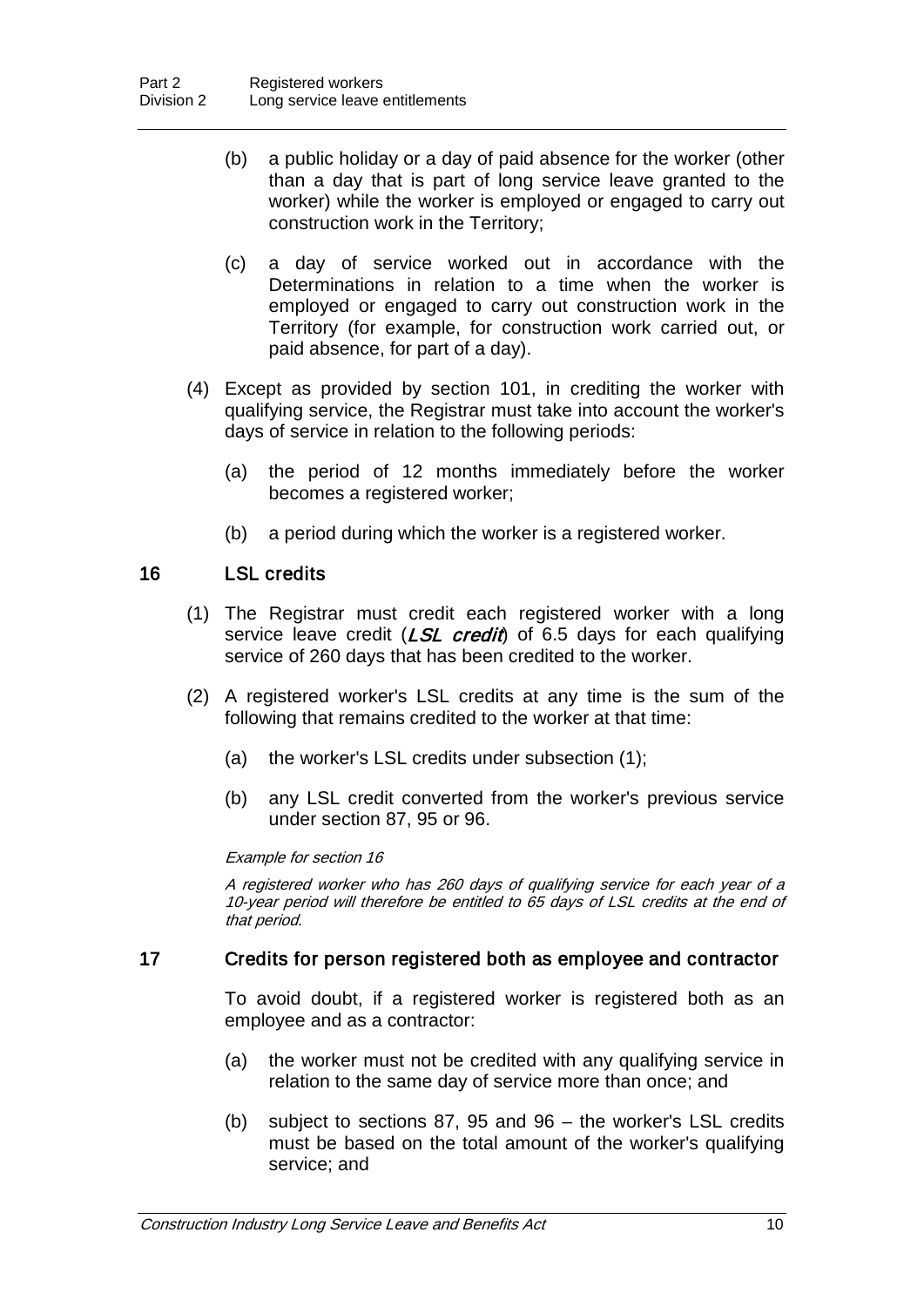(b) a public holiday or a day of paid absence for the worker (other than a day that is part of long service leave granted to the worker) while the worker is employed or engaged to carry out construction work in the Territory;

(c) a day of service worked out in accordance with the Determinations in relation to a time when the worker is employed or engaged to carry out construction work in the Territory (for example, for construction work carried out, or paid absence, for part of a day).

(4) Except as provided by section 101, in crediting the worker with qualifying service, the Registrar must take into account the worker's days of service in relation to the following periods:

(a) the period of 12 months immediately before the worker becomes a registered worker;

(b) a period during which the worker is a registered worker.

## 16 LSL credits

(1) The Registrar must credit each registered worker with a long service leave credit (***LSL credit***) of 6.5 days for each qualifying service of 260 days that has been credited to the worker.

(2) A registered worker's LSL credits at any time is the sum of the following that remains credited to the worker at that time:

(a) the worker's LSL credits under subsection (1);

(b) any LSL credit converted from the worker's previous service under section 87, 95 or 96.

*Example for section 16*

*A registered worker who has 260 days of qualifying service for each year of a 10-year period will therefore be entitled to 65 days of LSL credits at the end of that period.*

## 17 Credits for person registered both as employee and contractor

To avoid doubt, if a registered worker is registered both as an employee and as a contractor:

(a) the worker must not be credited with any qualifying service in relation to the same day of service more than once; and

(b) subject to sections 87, 95 and 96 – the worker's LSL credits must be based on the total amount of the worker's qualifying service; and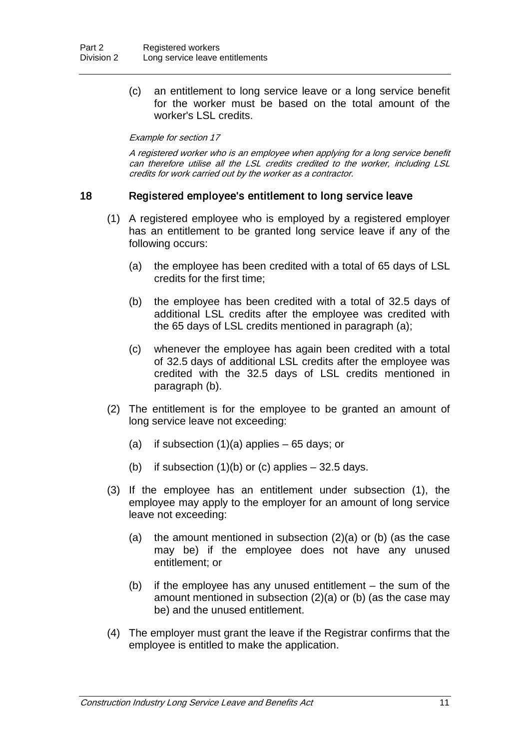(c) an entitlement to long service leave or a long service benefit for the worker must be based on the total amount of the worker's LSL credits.

*Example for section 17*

*A registered worker who is an employee when applying for a long service benefit can therefore utilise all the LSL credits credited to the worker, including LSL credits for work carried out by the worker as a contractor.*

### 18 Registered employee's entitlement to long service leave

(1) A registered employee who is employed by a registered employer has an entitlement to be granted long service leave if any of the following occurs:

(a) the employee has been credited with a total of 65 days of LSL credits for the first time;

(b) the employee has been credited with a total of 32.5 days of additional LSL credits after the employee was credited with the 65 days of LSL credits mentioned in paragraph (a);

(c) whenever the employee has again been credited with a total of 32.5 days of additional LSL credits after the employee was credited with the 32.5 days of LSL credits mentioned in paragraph (b).

(2) The entitlement is for the employee to be granted an amount of long service leave not exceeding:

(a) if subsection (1)(a) applies – 65 days; or

(b) if subsection (1)(b) or (c) applies – 32.5 days.

(3) If the employee has an entitlement under subsection (1), the employee may apply to the employer for an amount of long service leave not exceeding:

(a) the amount mentioned in subsection (2)(a) or (b) (as the case may be) if the employee does not have any unused entitlement; or

(b) if the employee has any unused entitlement – the sum of the amount mentioned in subsection (2)(a) or (b) (as the case may be) and the unused entitlement.

(4) The employer must grant the leave if the Registrar confirms that the employee is entitled to make the application.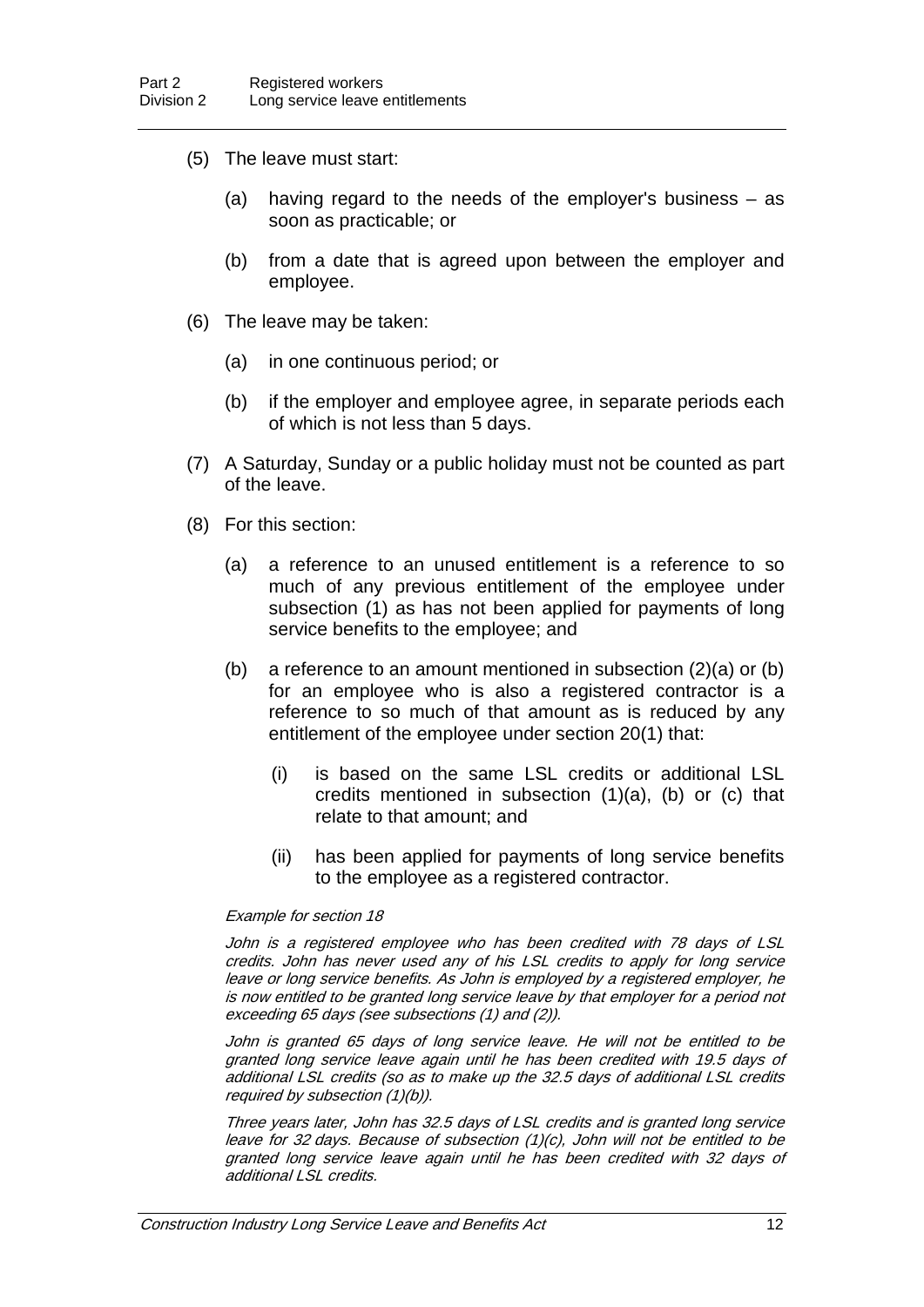(5) The leave must start:

(a) having regard to the needs of the employer's business – as soon as practicable; or

(b) from a date that is agreed upon between the employer and employee.

(6) The leave may be taken:

(a) in one continuous period; or

(b) if the employer and employee agree, in separate periods each of which is not less than 5 days.

(7) A Saturday, Sunday or a public holiday must not be counted as part of the leave.

(8) For this section:

(a) a reference to an unused entitlement is a reference to so much of any previous entitlement of the employee under subsection (1) as has not been applied for payments of long service benefits to the employee; and

(b) a reference to an amount mentioned in subsection (2)(a) or (b) for an employee who is also a registered contractor is a reference to so much of that amount as is reduced by any entitlement of the employee under section 20(1) that:

(i) is based on the same LSL credits or additional LSL credits mentioned in subsection (1)(a), (b) or (c) that relate to that amount; and

(ii) has been applied for payments of long service benefits to the employee as a registered contractor.

*Example for section 18*

*John is a registered employee who has been credited with 78 days of LSL credits. John has never used any of his LSL credits to apply for long service leave or long service benefits. As John is employed by a registered employer, he is now entitled to be granted long service leave by that employer for a period not exceeding 65 days (see subsections (1) and (2)).*

*John is granted 65 days of long service leave. He will not be entitled to be granted long service leave again until he has been credited with 19.5 days of additional LSL credits (so as to make up the 32.5 days of additional LSL credits required by subsection (1)(b)).*

*Three years later, John has 32.5 days of LSL credits and is granted long service leave for 32 days. Because of subsection (1)(c), John will not be entitled to be granted long service leave again until he has been credited with 32 days of additional LSL credits.*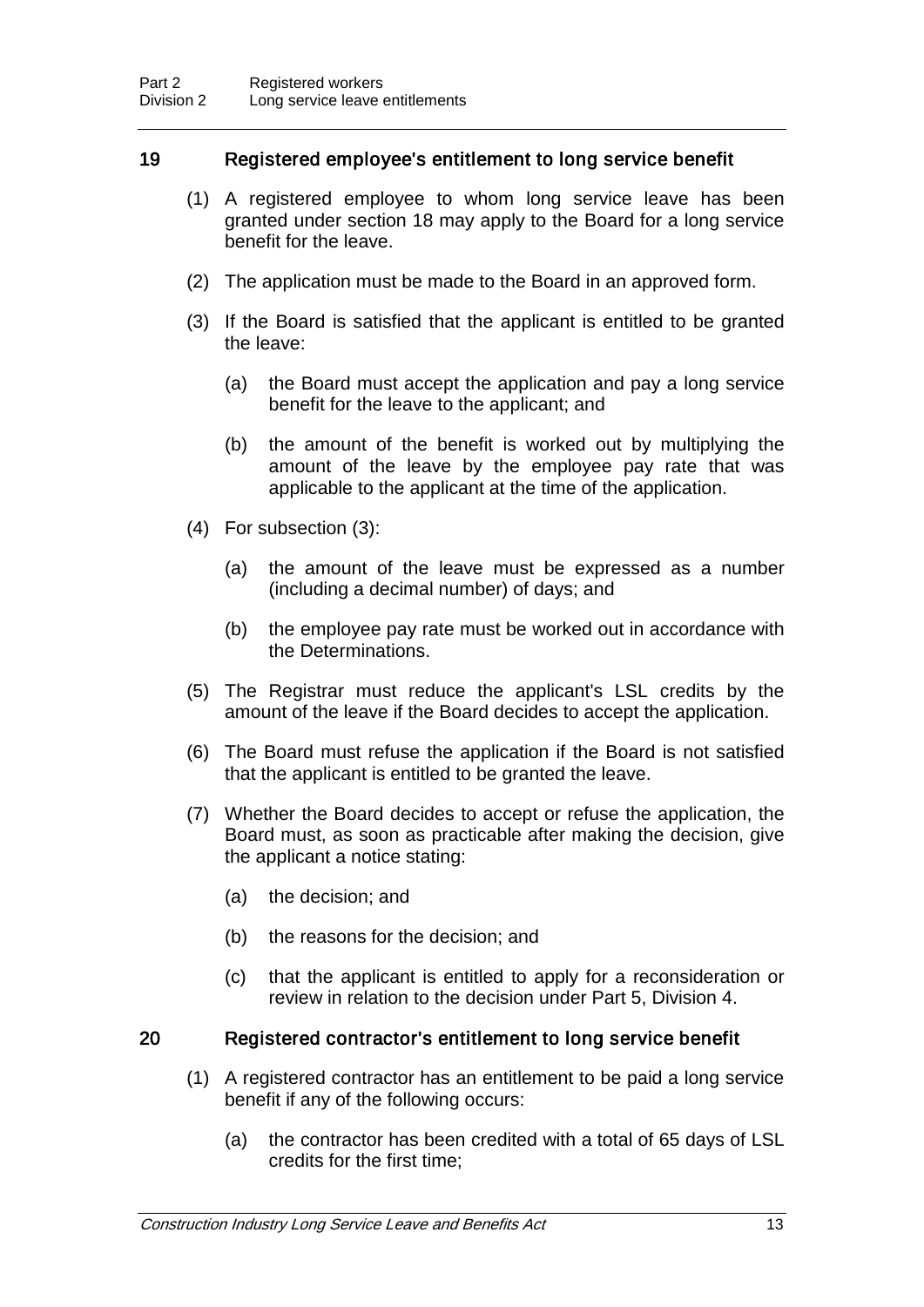### 19 Registered employee's entitlement to long service benefit

(1) A registered employee to whom long service leave has been granted under section 18 may apply to the Board for a long service benefit for the leave.

(2) The application must be made to the Board in an approved form.

(3) If the Board is satisfied that the applicant is entitled to be granted the leave:

(a) the Board must accept the application and pay a long service benefit for the leave to the applicant; and

(b) the amount of the benefit is worked out by multiplying the amount of the leave by the employee pay rate that was applicable to the applicant at the time of the application.

(4) For subsection (3):

(a) the amount of the leave must be expressed as a number (including a decimal number) of days; and

(b) the employee pay rate must be worked out in accordance with the Determinations.

(5) The Registrar must reduce the applicant's LSL credits by the amount of the leave if the Board decides to accept the application.

(6) The Board must refuse the application if the Board is not satisfied that the applicant is entitled to be granted the leave.

(7) Whether the Board decides to accept or refuse the application, the Board must, as soon as practicable after making the decision, give the applicant a notice stating:

(a) the decision; and

(b) the reasons for the decision; and

(c) that the applicant is entitled to apply for a reconsideration or review in relation to the decision under Part 5, Division 4.

### 20 Registered contractor's entitlement to long service benefit

(1) A registered contractor has an entitlement to be paid a long service benefit if any of the following occurs:

(a) the contractor has been credited with a total of 65 days of LSL credits for the first time;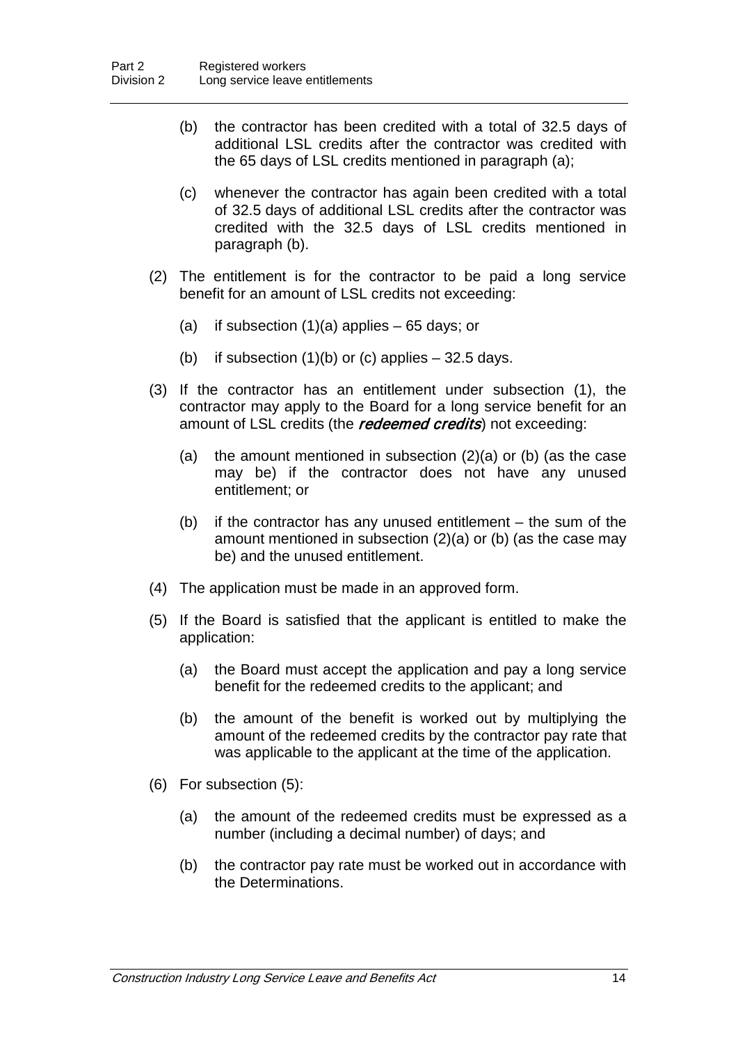(b) the contractor has been credited with a total of 32.5 days of additional LSL credits after the contractor was credited with the 65 days of LSL credits mentioned in paragraph (a);

(c) whenever the contractor has again been credited with a total of 32.5 days of additional LSL credits after the contractor was credited with the 32.5 days of LSL credits mentioned in paragraph (b).

(2) The entitlement is for the contractor to be paid a long service benefit for an amount of LSL credits not exceeding:

(a) if subsection (1)(a) applies – 65 days; or

(b) if subsection (1)(b) or (c) applies – 32.5 days.

(3) If the contractor has an entitlement under subsection (1), the contractor may apply to the Board for a long service benefit for an amount of LSL credits (the ***redeemed credits***) not exceeding:

(a) the amount mentioned in subsection (2)(a) or (b) (as the case may be) if the contractor does not have any unused entitlement; or

(b) if the contractor has any unused entitlement – the sum of the amount mentioned in subsection (2)(a) or (b) (as the case may be) and the unused entitlement.

(4) The application must be made in an approved form.

(5) If the Board is satisfied that the applicant is entitled to make the application:

(a) the Board must accept the application and pay a long service benefit for the redeemed credits to the applicant; and

(b) the amount of the benefit is worked out by multiplying the amount of the redeemed credits by the contractor pay rate that was applicable to the applicant at the time of the application.

(6) For subsection (5):

(a) the amount of the redeemed credits must be expressed as a number (including a decimal number) of days; and

(b) the contractor pay rate must be worked out in accordance with the Determinations.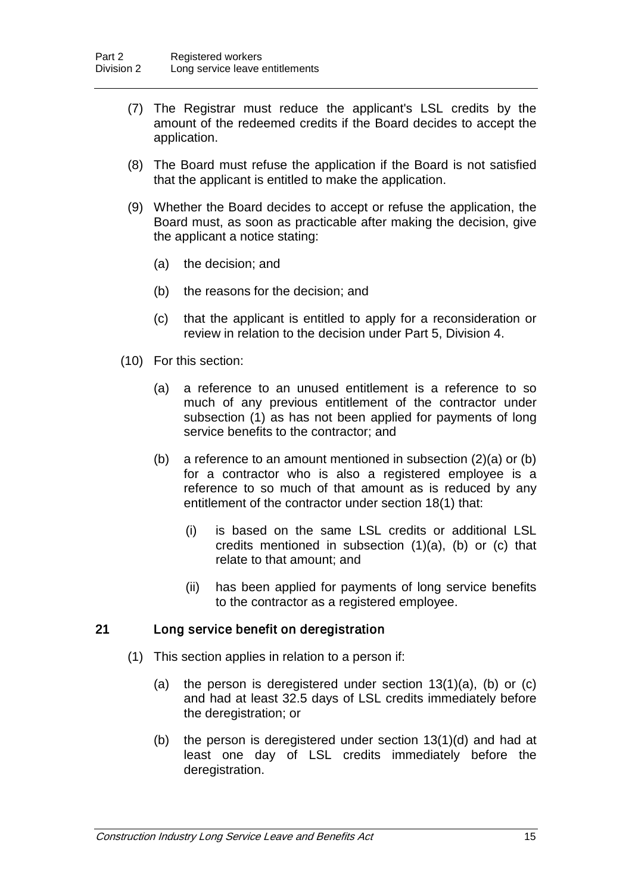(7) The Registrar must reduce the applicant's LSL credits by the amount of the redeemed credits if the Board decides to accept the application.

(8) The Board must refuse the application if the Board is not satisfied that the applicant is entitled to make the application.

(9) Whether the Board decides to accept or refuse the application, the Board must, as soon as practicable after making the decision, give the applicant a notice stating:

(a) the decision; and

(b) the reasons for the decision; and

(c) that the applicant is entitled to apply for a reconsideration or review in relation to the decision under Part 5, Division 4.

(10) For this section:

(a) a reference to an unused entitlement is a reference to so much of any previous entitlement of the contractor under subsection (1) as has not been applied for payments of long service benefits to the contractor; and

(b) a reference to an amount mentioned in subsection (2)(a) or (b) for a contractor who is also a registered employee is a reference to so much of that amount as is reduced by any entitlement of the contractor under section 18(1) that:

(i) is based on the same LSL credits or additional LSL credits mentioned in subsection (1)(a), (b) or (c) that relate to that amount; and

(ii) has been applied for payments of long service benefits to the contractor as a registered employee.

### 21 Long service benefit on deregistration

(1) This section applies in relation to a person if:

(a) the person is deregistered under section 13(1)(a), (b) or (c) and had at least 32.5 days of LSL credits immediately before the deregistration; or

(b) the person is deregistered under section 13(1)(d) and had at least one day of LSL credits immediately before the deregistration.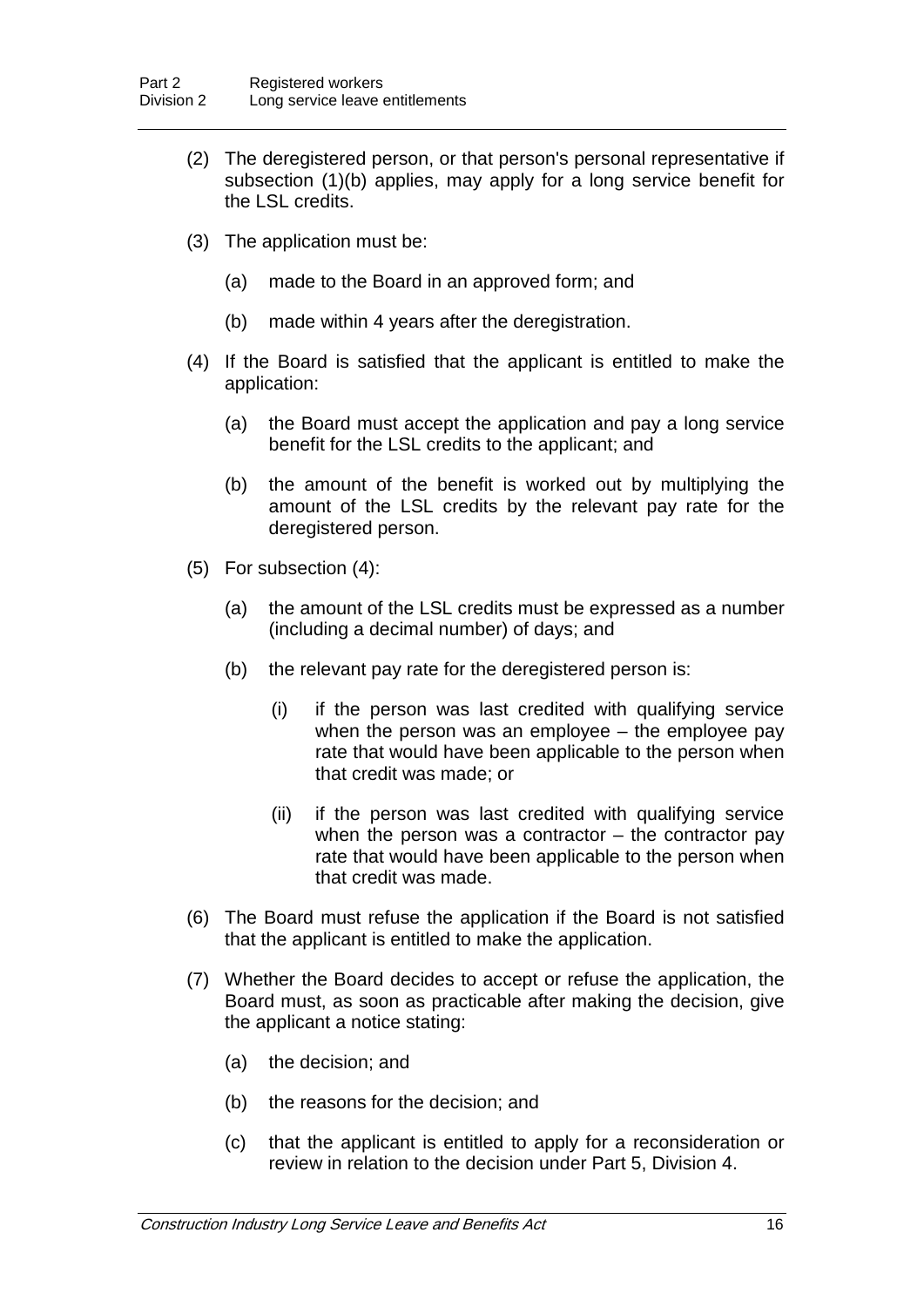(2) The deregistered person, or that person's personal representative if subsection (1)(b) applies, may apply for a long service benefit for the LSL credits.

(3) The application must be:

(a) made to the Board in an approved form; and

(b) made within 4 years after the deregistration.

(4) If the Board is satisfied that the applicant is entitled to make the application:

(a) the Board must accept the application and pay a long service benefit for the LSL credits to the applicant; and

(b) the amount of the benefit is worked out by multiplying the amount of the LSL credits by the relevant pay rate for the deregistered person.

(5) For subsection (4):

(a) the amount of the LSL credits must be expressed as a number (including a decimal number) of days; and

(b) the relevant pay rate for the deregistered person is:

(i) if the person was last credited with qualifying service when the person was an employee – the employee pay rate that would have been applicable to the person when that credit was made; or

(ii) if the person was last credited with qualifying service when the person was a contractor – the contractor pay rate that would have been applicable to the person when that credit was made.

(6) The Board must refuse the application if the Board is not satisfied that the applicant is entitled to make the application.

(7) Whether the Board decides to accept or refuse the application, the Board must, as soon as practicable after making the decision, give the applicant a notice stating:

(a) the decision; and

(b) the reasons for the decision; and

(c) that the applicant is entitled to apply for a reconsideration or review in relation to the decision under Part 5, Division 4.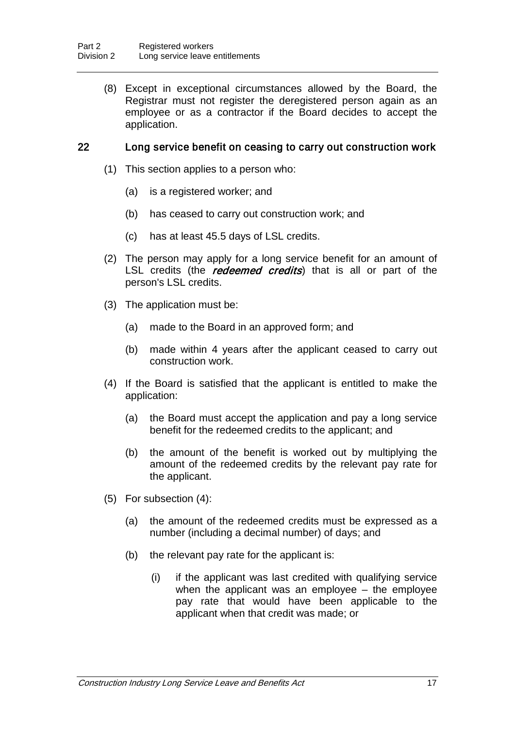(8) Except in exceptional circumstances allowed by the Board, the Registrar must not register the deregistered person again as an employee or as a contractor if the Board decides to accept the application.

### 22 Long service benefit on ceasing to carry out construction work

(1) This section applies to a person who:

(a) is a registered worker; and

(b) has ceased to carry out construction work; and

(c) has at least 45.5 days of LSL credits.

(2) The person may apply for a long service benefit for an amount of LSL credits (the ***redeemed credits***) that is all or part of the person's LSL credits.

(3) The application must be:

(a) made to the Board in an approved form; and

(b) made within 4 years after the applicant ceased to carry out construction work.

(4) If the Board is satisfied that the applicant is entitled to make the application:

(a) the Board must accept the application and pay a long service benefit for the redeemed credits to the applicant; and

(b) the amount of the benefit is worked out by multiplying the amount of the redeemed credits by the relevant pay rate for the applicant.

(5) For subsection (4):

(a) the amount of the redeemed credits must be expressed as a number (including a decimal number) of days; and

(b) the relevant pay rate for the applicant is:

(i) if the applicant was last credited with qualifying service when the applicant was an employee – the employee pay rate that would have been applicable to the applicant when that credit was made; or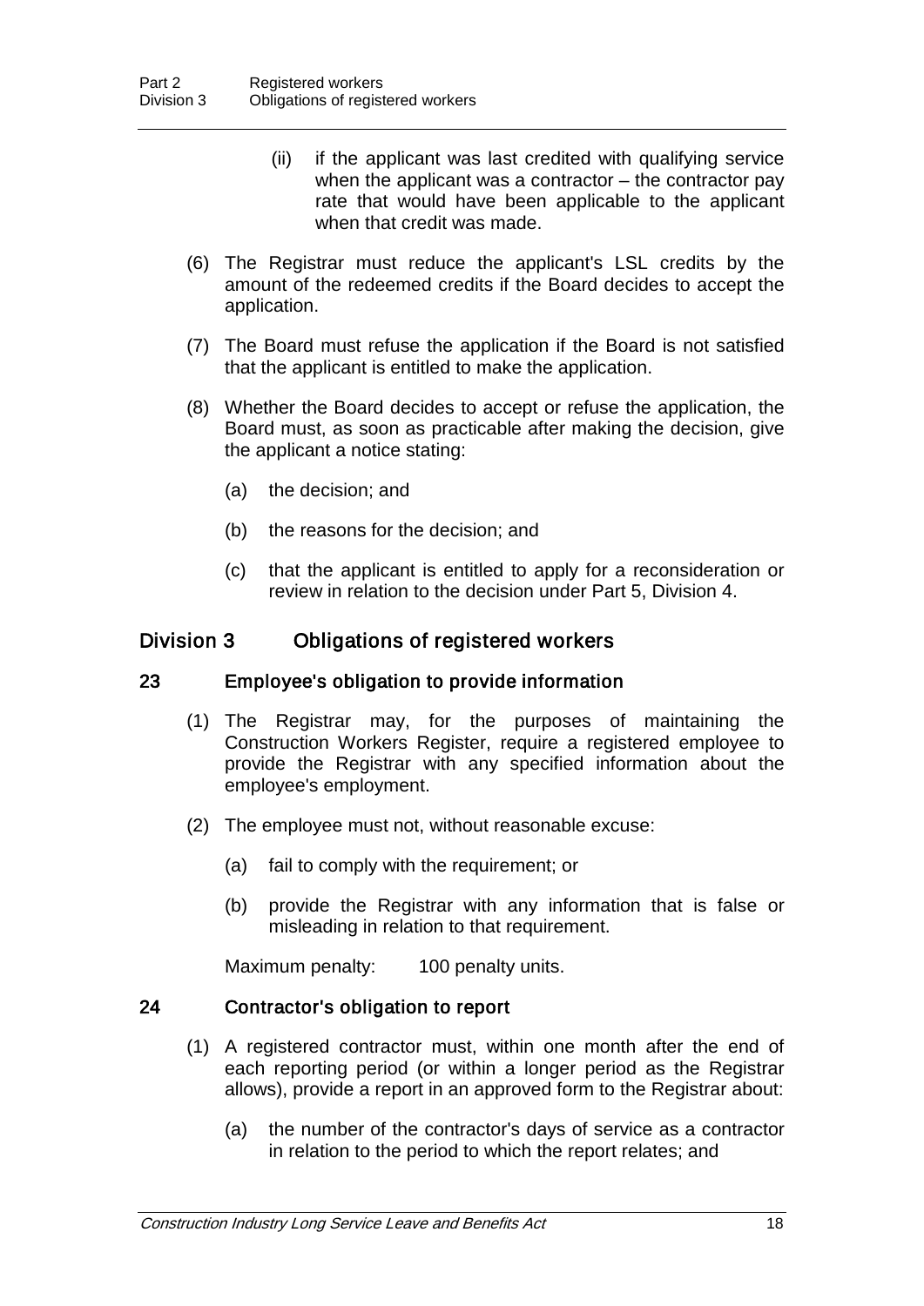(ii) if the applicant was last credited with qualifying service when the applicant was a contractor – the contractor pay rate that would have been applicable to the applicant when that credit was made.

(6) The Registrar must reduce the applicant's LSL credits by the amount of the redeemed credits if the Board decides to accept the application.

(7) The Board must refuse the application if the Board is not satisfied that the applicant is entitled to make the application.

(8) Whether the Board decides to accept or refuse the application, the Board must, as soon as practicable after making the decision, give the applicant a notice stating:

(a) the decision; and

(b) the reasons for the decision; and

(c) that the applicant is entitled to apply for a reconsideration or review in relation to the decision under Part 5, Division 4.

## Division 3 Obligations of registered workers

### 23 Employee's obligation to provide information

(1) The Registrar may, for the purposes of maintaining the Construction Workers Register, require a registered employee to provide the Registrar with any specified information about the employee's employment.

(2) The employee must not, without reasonable excuse:

(a) fail to comply with the requirement; or

(b) provide the Registrar with any information that is false or misleading in relation to that requirement.

Maximum penalty: 100 penalty units.

### 24 Contractor's obligation to report

(1) A registered contractor must, within one month after the end of each reporting period (or within a longer period as the Registrar allows), provide a report in an approved form to the Registrar about:

(a) the number of the contractor's days of service as a contractor in relation to the period to which the report relates; and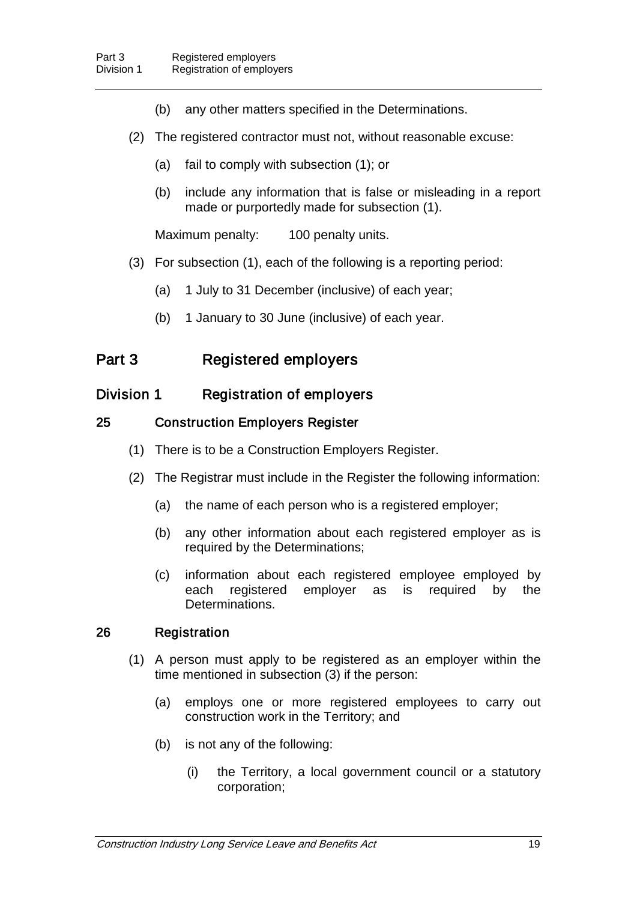(b) any other matters specified in the Determinations.

(2) The registered contractor must not, without reasonable excuse:

(a) fail to comply with subsection (1); or

(b) include any information that is false or misleading in a report made or purportedly made for subsection (1).

Maximum penalty: 100 penalty units.

(3) For subsection (1), each of the following is a reporting period:

(a) 1 July to 31 December (inclusive) of each year;

(b) 1 January to 30 June (inclusive) of each year.

# Part 3 Registered employers

## Division 1 Registration of employers

### 25 Construction Employers Register

(1) There is to be a Construction Employers Register.

(2) The Registrar must include in the Register the following information:

(a) the name of each person who is a registered employer;

(b) any other information about each registered employer as is required by the Determinations;

(c) information about each registered employee employed by each registered employer as is required by the Determinations.

### 26 Registration

(1) A person must apply to be registered as an employer within the time mentioned in subsection (3) if the person:

(a) employs one or more registered employees to carry out construction work in the Territory; and

(b) is not any of the following:

(i) the Territory, a local government council or a statutory corporation;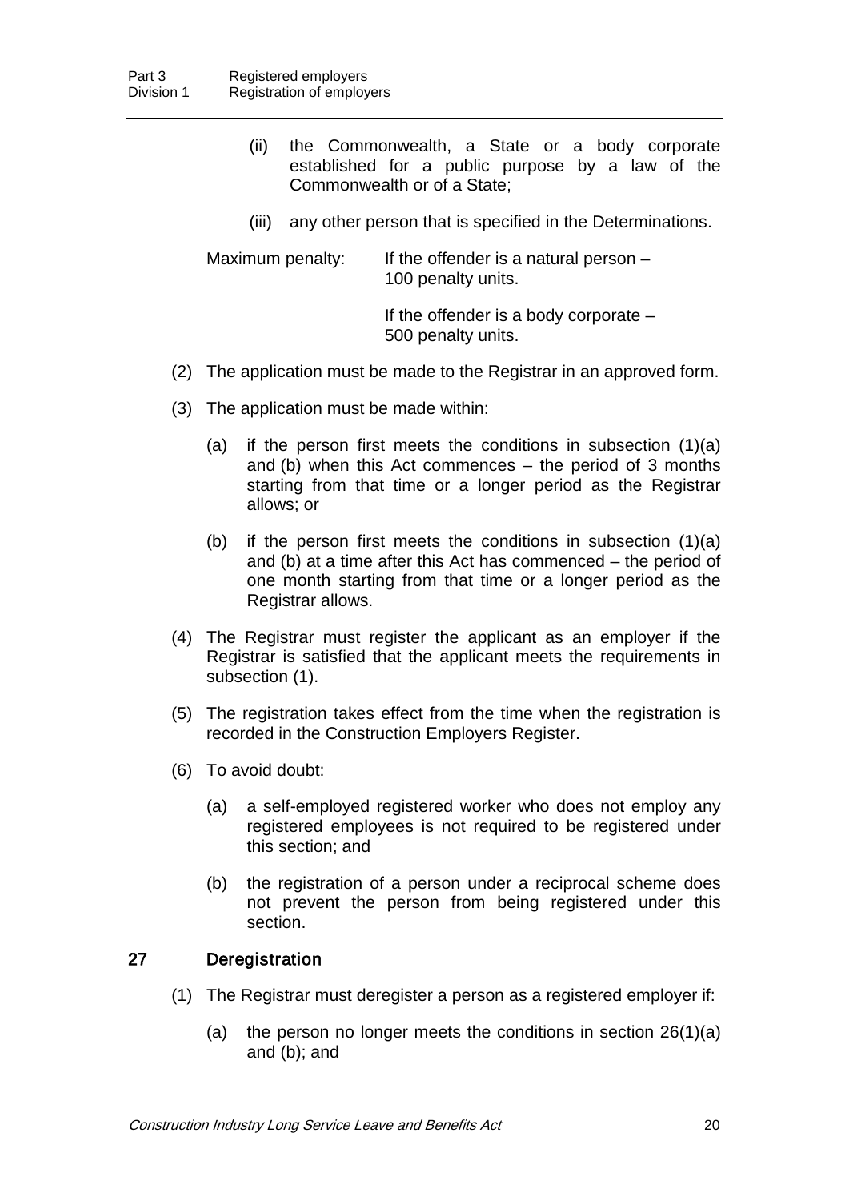(ii) the Commonwealth, a State or a body corporate established for a public purpose by a law of the Commonwealth or of a State;

(iii) any other person that is specified in the Determinations.

Maximum penalty: If the offender is a natural person – 100 penalty units.

If the offender is a body corporate – 500 penalty units.

(2) The application must be made to the Registrar in an approved form.

(3) The application must be made within:

(a) if the person first meets the conditions in subsection (1)(a) and (b) when this Act commences – the period of 3 months starting from that time or a longer period as the Registrar allows; or

(b) if the person first meets the conditions in subsection (1)(a) and (b) at a time after this Act has commenced – the period of one month starting from that time or a longer period as the Registrar allows.

(4) The Registrar must register the applicant as an employer if the Registrar is satisfied that the applicant meets the requirements in subsection (1).

(5) The registration takes effect from the time when the registration is recorded in the Construction Employers Register.

(6) To avoid doubt:

(a) a self-employed registered worker who does not employ any registered employees is not required to be registered under this section; and

(b) the registration of a person under a reciprocal scheme does not prevent the person from being registered under this section.

## 27 Deregistration

(1) The Registrar must deregister a person as a registered employer if:

(a) the person no longer meets the conditions in section 26(1)(a) and (b); and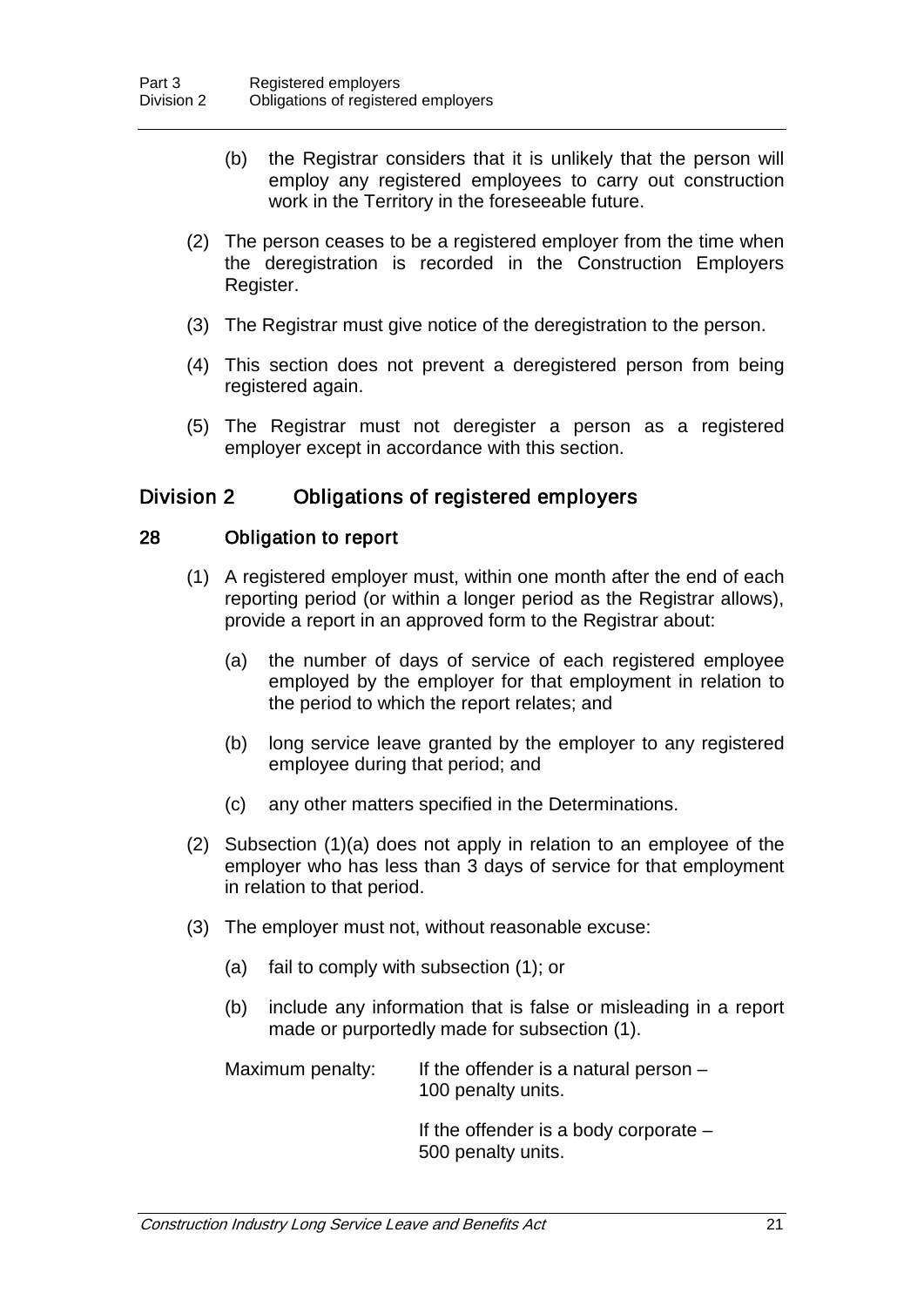(b) the Registrar considers that it is unlikely that the person will employ any registered employees to carry out construction work in the Territory in the foreseeable future.

(2) The person ceases to be a registered employer from the time when the deregistration is recorded in the Construction Employers Register.

(3) The Registrar must give notice of the deregistration to the person.

(4) This section does not prevent a deregistered person from being registered again.

(5) The Registrar must not deregister a person as a registered employer except in accordance with this section.

## Division 2 Obligations of registered employers

### 28 Obligation to report

(1) A registered employer must, within one month after the end of each reporting period (or within a longer period as the Registrar allows), provide a report in an approved form to the Registrar about:

(a) the number of days of service of each registered employee employed by the employer for that employment in relation to the period to which the report relates; and

(b) long service leave granted by the employer to any registered employee during that period; and

(c) any other matters specified in the Determinations.

(2) Subsection (1)(a) does not apply in relation to an employee of the employer who has less than 3 days of service for that employment in relation to that period.

(3) The employer must not, without reasonable excuse:

(a) fail to comply with subsection (1); or

(b) include any information that is false or misleading in a report made or purportedly made for subsection (1).

Maximum penalty: If the offender is a natural person – 100 penalty units.

If the offender is a body corporate – 500 penalty units.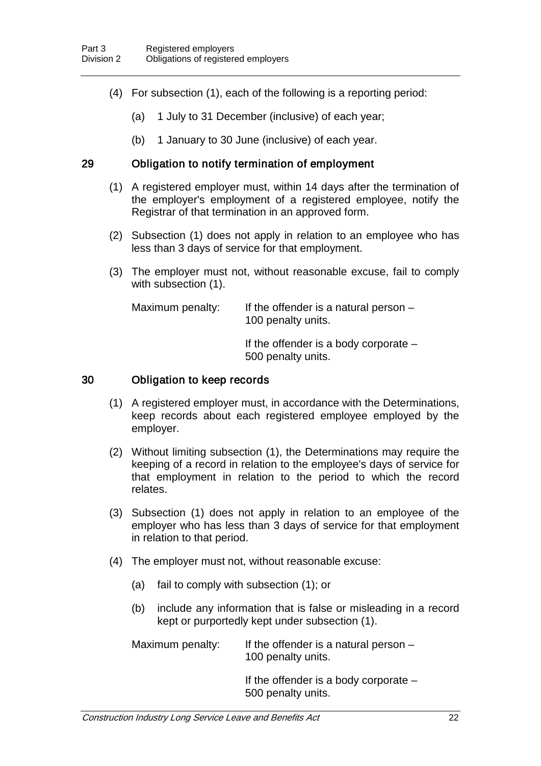(4) For subsection (1), each of the following is a reporting period:

(a) 1 July to 31 December (inclusive) of each year;

(b) 1 January to 30 June (inclusive) of each year.

### 29 Obligation to notify termination of employment

(1) A registered employer must, within 14 days after the termination of the employer's employment of a registered employee, notify the Registrar of that termination in an approved form.

(2) Subsection (1) does not apply in relation to an employee who has less than 3 days of service for that employment.

(3) The employer must not, without reasonable excuse, fail to comply with subsection (1).

Maximum penalty: If the offender is a natural person – 100 penalty units.

If the offender is a body corporate – 500 penalty units.

### 30 Obligation to keep records

(1) A registered employer must, in accordance with the Determinations, keep records about each registered employee employed by the employer.

(2) Without limiting subsection (1), the Determinations may require the keeping of a record in relation to the employee's days of service for that employment in relation to the period to which the record relates.

(3) Subsection (1) does not apply in relation to an employee of the employer who has less than 3 days of service for that employment in relation to that period.

(4) The employer must not, without reasonable excuse:

(a) fail to comply with subsection (1); or

(b) include any information that is false or misleading in a record kept or purportedly kept under subsection (1).

Maximum penalty: If the offender is a natural person – 100 penalty units.

If the offender is a body corporate – 500 penalty units.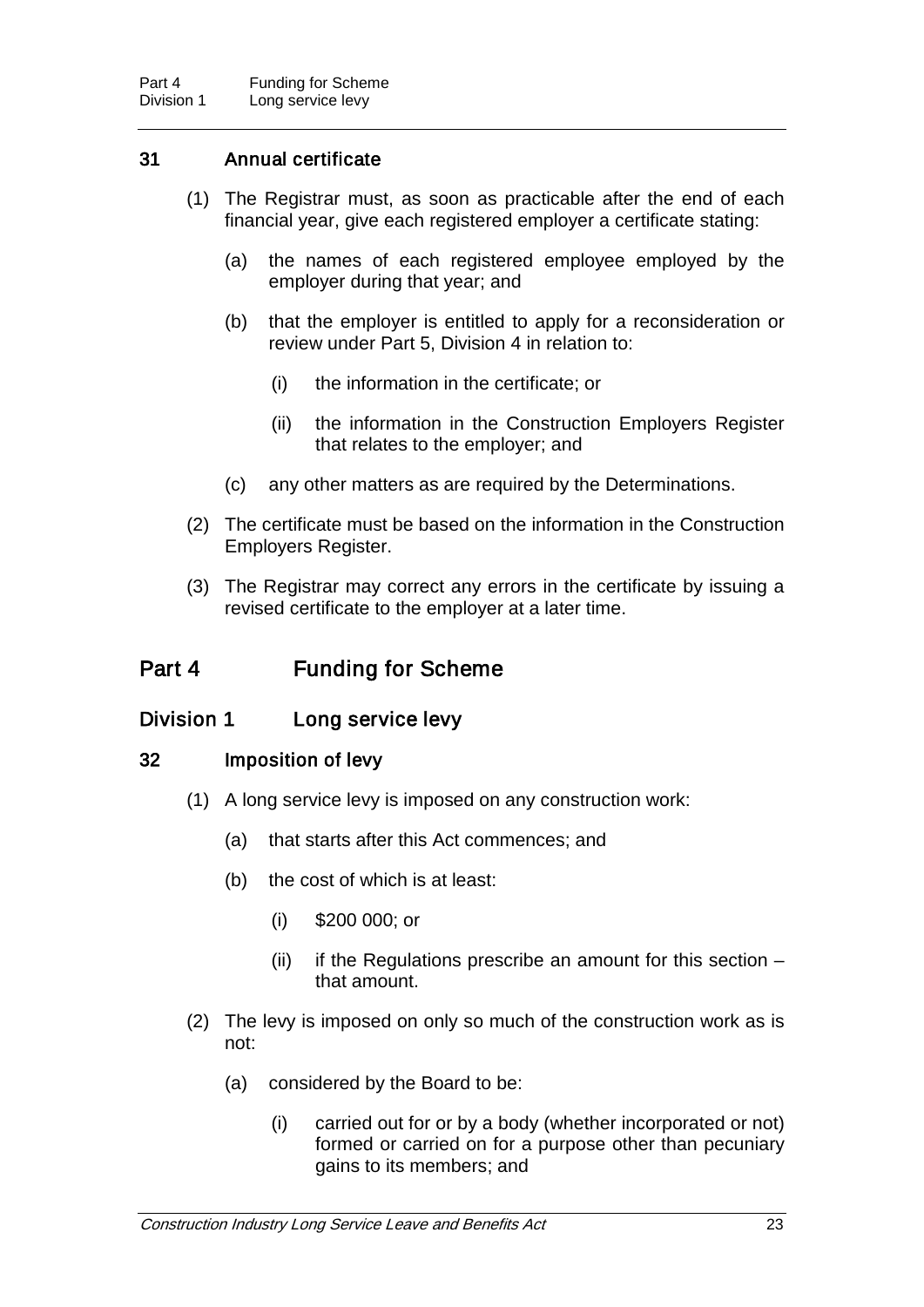### 31 Annual certificate

(1) The Registrar must, as soon as practicable after the end of each financial year, give each registered employer a certificate stating:

(a) the names of each registered employee employed by the employer during that year; and

(b) that the employer is entitled to apply for a reconsideration or review under Part 5, Division 4 in relation to:

(i) the information in the certificate; or

(ii) the information in the Construction Employers Register that relates to the employer; and

(c) any other matters as are required by the Determinations.

(2) The certificate must be based on the information in the Construction Employers Register.

(3) The Registrar may correct any errors in the certificate by issuing a revised certificate to the employer at a later time.

# Part 4 Funding for Scheme

## Division 1 Long service levy

### 32 Imposition of levy

(1) A long service levy is imposed on any construction work:

(a) that starts after this Act commences; and

(b) the cost of which is at least:

(i) $200 000; or

(ii) if the Regulations prescribe an amount for this section – that amount.

(2) The levy is imposed on only so much of the construction work as is not:

(a) considered by the Board to be:

(i) carried out for or by a body (whether incorporated or not) formed or carried on for a purpose other than pecuniary gains to its members; and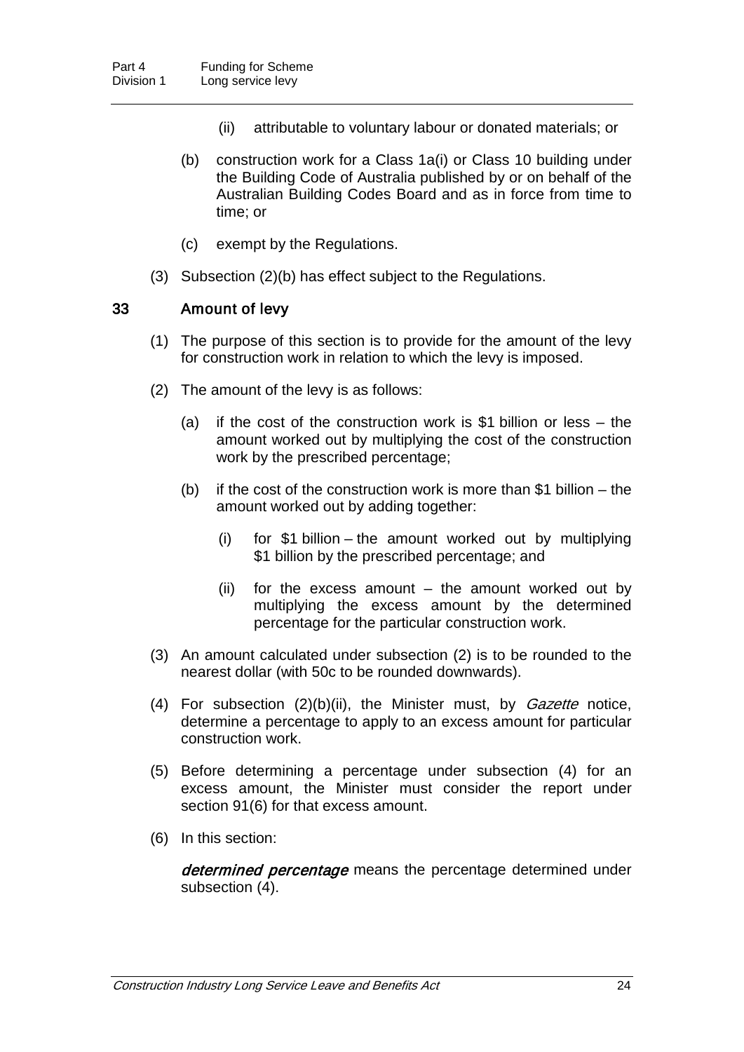(ii) attributable to voluntary labour or donated materials; or

(b) construction work for a Class 1a(i) or Class 10 building under the Building Code of Australia published by or on behalf of the Australian Building Codes Board and as in force from time to time; or

(c) exempt by the Regulations.

(3) Subsection (2)(b) has effect subject to the Regulations.

### 33 Amount of levy

(1) The purpose of this section is to provide for the amount of the levy for construction work in relation to which the levy is imposed.

(2) The amount of the levy is as follows:

(a) if the cost of the construction work is $1 billion or less – the amount worked out by multiplying the cost of the construction work by the prescribed percentage;

(b) if the cost of the construction work is more than $1 billion – the amount worked out by adding together:

(i) for $1 billion – the amount worked out by multiplying $1 billion by the prescribed percentage; and

(ii) for the excess amount – the amount worked out by multiplying the excess amount by the determined percentage for the particular construction work.

(3) An amount calculated under subsection (2) is to be rounded to the nearest dollar (with 50c to be rounded downwards).

(4) For subsection (2)(b)(ii), the Minister must, by *Gazette* notice, determine a percentage to apply to an excess amount for particular construction work.

(5) Before determining a percentage under subsection (4) for an excess amount, the Minister must consider the report under section 91(6) for that excess amount.

(6) In this section:

***determined percentage*** means the percentage determined under subsection (4).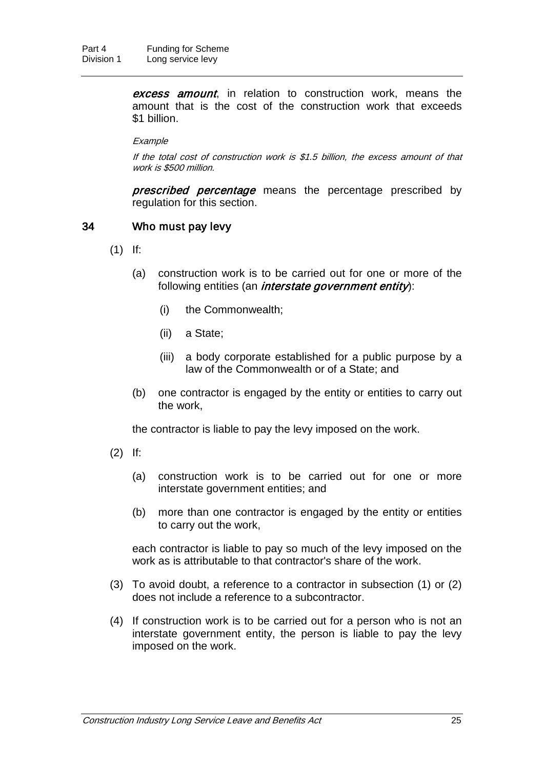***excess amount***, in relation to construction work, means the amount that is the cost of the construction work that exceeds $1 billion.

*Example*

*If the total cost of construction work is $1.5 billion, the excess amount of that work is $500 million.*

***prescribed percentage*** means the percentage prescribed by regulation for this section.

### 34 Who must pay levy

(1) If:

(a) construction work is to be carried out for one or more of the following entities (an ***interstate government entity***):

(i) the Commonwealth;

(ii) a State;

(iii) a body corporate established for a public purpose by a law of the Commonwealth or of a State; and

(b) one contractor is engaged by the entity or entities to carry out the work,

the contractor is liable to pay the levy imposed on the work.

(2) If:

(a) construction work is to be carried out for one or more interstate government entities; and

(b) more than one contractor is engaged by the entity or entities to carry out the work,

each contractor is liable to pay so much of the levy imposed on the work as is attributable to that contractor's share of the work.

(3) To avoid doubt, a reference to a contractor in subsection (1) or (2) does not include a reference to a subcontractor.

(4) If construction work is to be carried out for a person who is not an interstate government entity, the person is liable to pay the levy imposed on the work.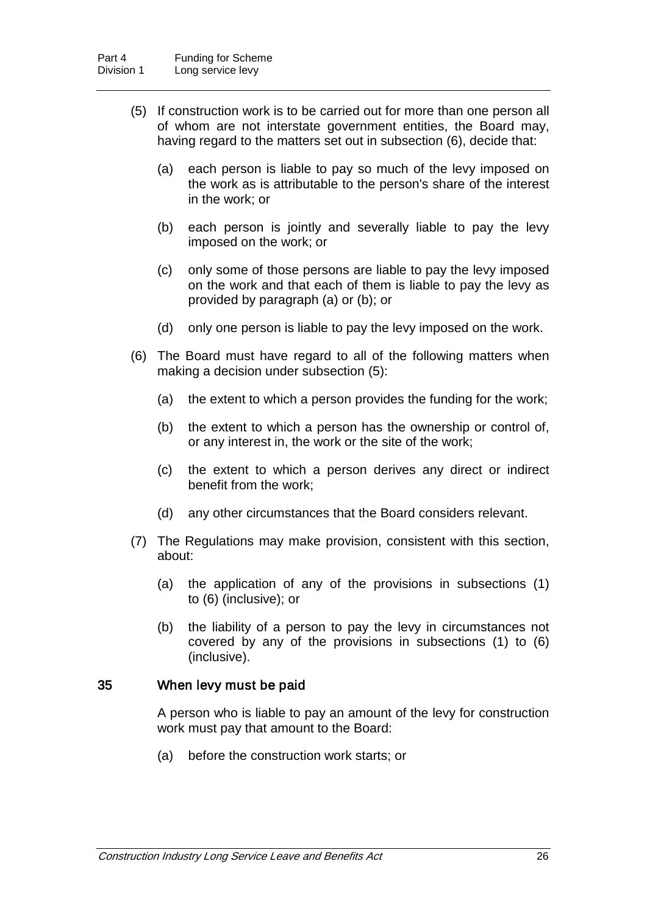(5) If construction work is to be carried out for more than one person all of whom are not interstate government entities, the Board may, having regard to the matters set out in subsection (6), decide that:

  (a) each person is liable to pay so much of the levy imposed on the work as is attributable to the person's share of the interest in the work; or

  (b) each person is jointly and severally liable to pay the levy imposed on the work; or

  (c) only some of those persons are liable to pay the levy imposed on the work and that each of them is liable to pay the levy as provided by paragraph (a) or (b); or

  (d) only one person is liable to pay the levy imposed on the work.

(6) The Board must have regard to all of the following matters when making a decision under subsection (5):

  (a) the extent to which a person provides the funding for the work;

  (b) the extent to which a person has the ownership or control of, or any interest in, the work or the site of the work;

  (c) the extent to which a person derives any direct or indirect benefit from the work;

  (d) any other circumstances that the Board considers relevant.

(7) The Regulations may make provision, consistent with this section, about:

  (a) the application of any of the provisions in subsections (1) to (6) (inclusive); or

  (b) the liability of a person to pay the levy in circumstances not covered by any of the provisions in subsections (1) to (6) (inclusive).

## 35 When levy must be paid

A person who is liable to pay an amount of the levy for construction work must pay that amount to the Board:

  (a) before the construction work starts; or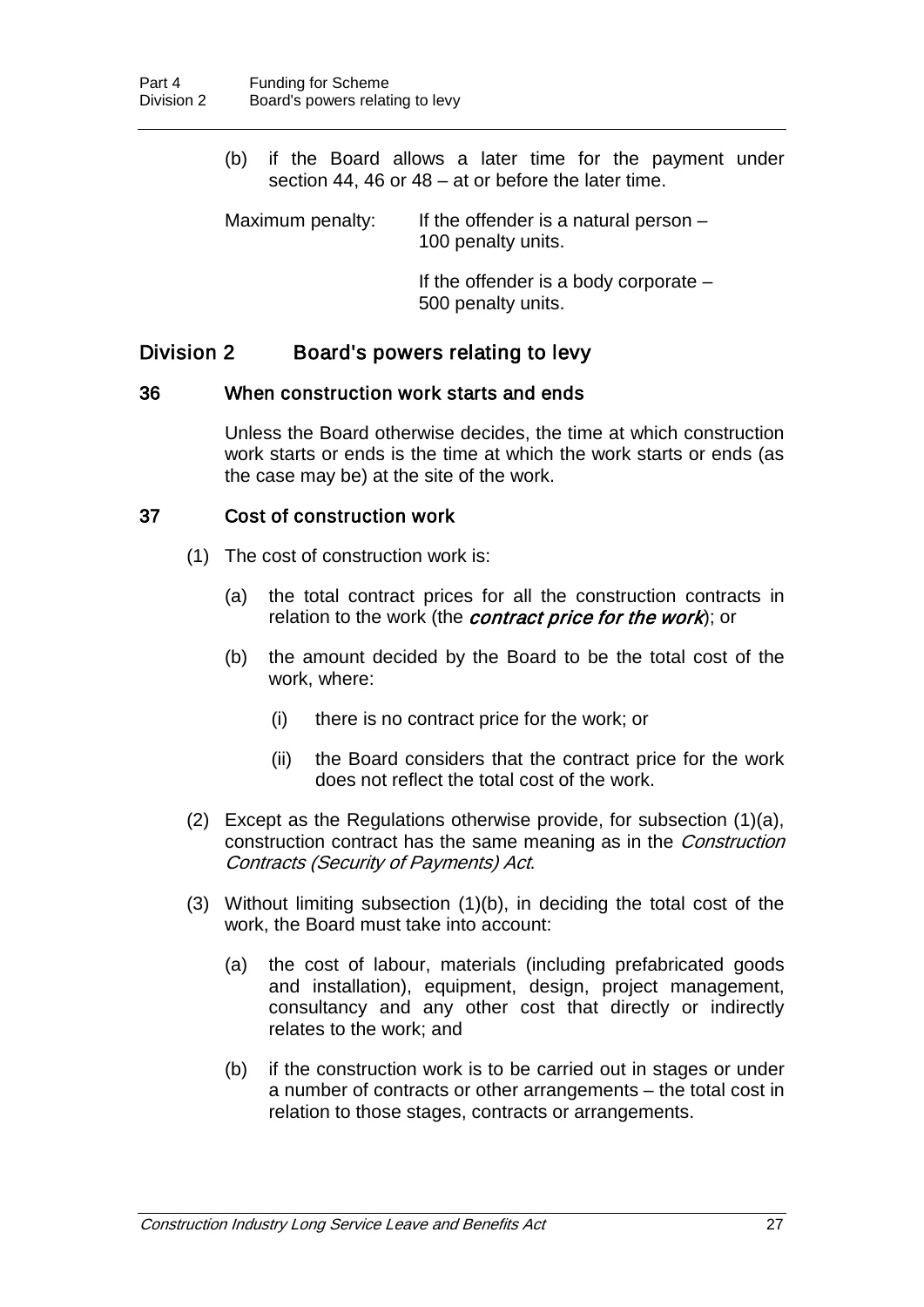(b) if the Board allows a later time for the payment under section 44, 46 or 48 – at or before the later time.

Maximum penalty: If the offender is a natural person – 100 penalty units.

If the offender is a body corporate – 500 penalty units.

## Division 2 Board's powers relating to levy

### 36 When construction work starts and ends

Unless the Board otherwise decides, the time at which construction work starts or ends is the time at which the work starts or ends (as the case may be) at the site of the work.

### 37 Cost of construction work

(1) The cost of construction work is:

(a) the total contract prices for all the construction contracts in relation to the work (the ***contract price for the work***); or

(b) the amount decided by the Board to be the total cost of the work, where:

(i) there is no contract price for the work; or

(ii) the Board considers that the contract price for the work does not reflect the total cost of the work.

(2) Except as the Regulations otherwise provide, for subsection (1)(a), construction contract has the same meaning as in the *Construction Contracts (Security of Payments) Act*.

(3) Without limiting subsection (1)(b), in deciding the total cost of the work, the Board must take into account:

(a) the cost of labour, materials (including prefabricated goods and installation), equipment, design, project management, consultancy and any other cost that directly or indirectly relates to the work; and

(b) if the construction work is to be carried out in stages or under a number of contracts or other arrangements – the total cost in relation to those stages, contracts or arrangements.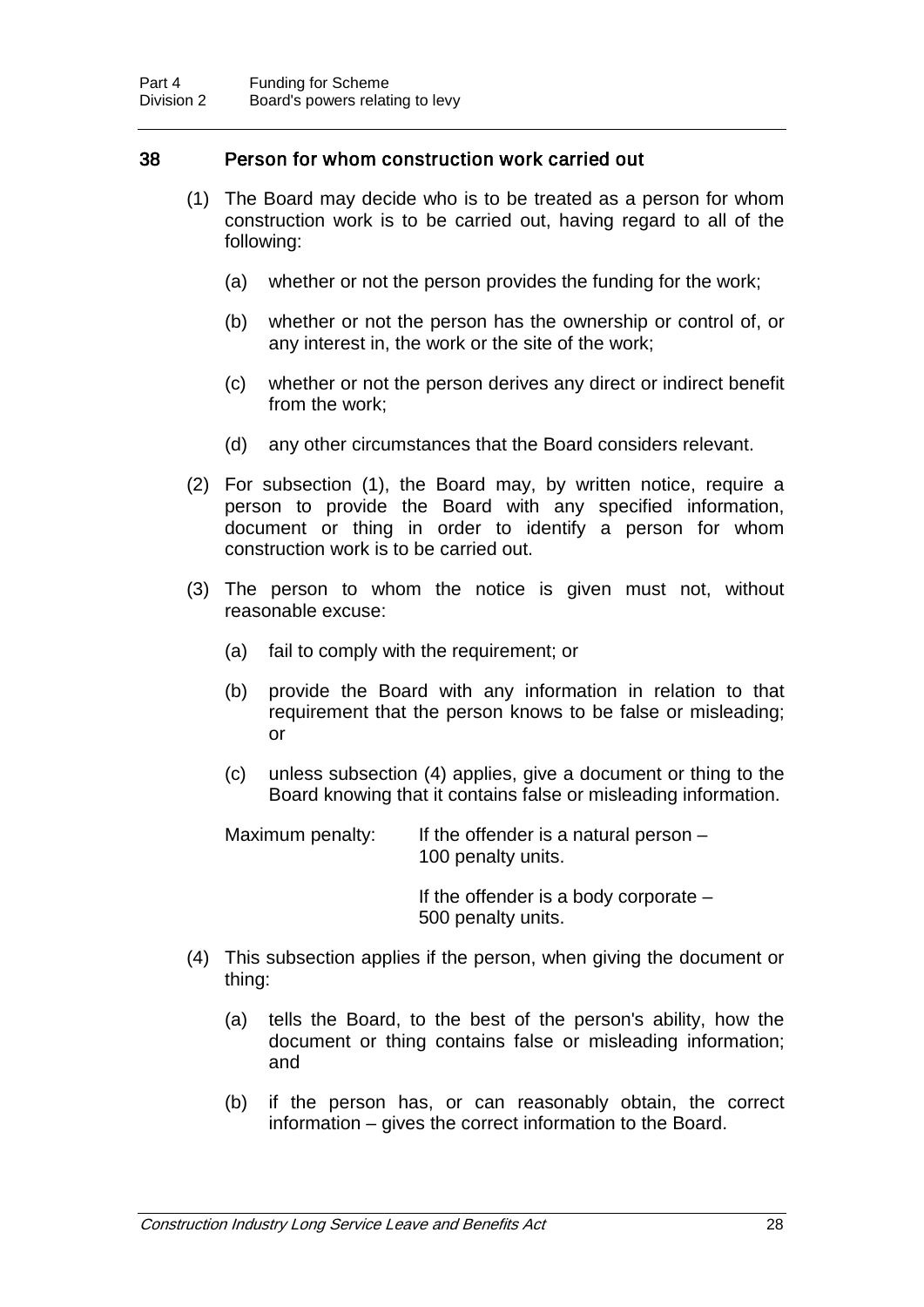### 38 Person for whom construction work carried out

(1) The Board may decide who is to be treated as a person for whom construction work is to be carried out, having regard to all of the following:

(a) whether or not the person provides the funding for the work;

(b) whether or not the person has the ownership or control of, or any interest in, the work or the site of the work;

(c) whether or not the person derives any direct or indirect benefit from the work;

(d) any other circumstances that the Board considers relevant.

(2) For subsection (1), the Board may, by written notice, require a person to provide the Board with any specified information, document or thing in order to identify a person for whom construction work is to be carried out.

(3) The person to whom the notice is given must not, without reasonable excuse:

(a) fail to comply with the requirement; or

(b) provide the Board with any information in relation to that requirement that the person knows to be false or misleading; or

(c) unless subsection (4) applies, give a document or thing to the Board knowing that it contains false or misleading information.

Maximum penalty: If the offender is a natural person – 100 penalty units.

If the offender is a body corporate – 500 penalty units.

(4) This subsection applies if the person, when giving the document or thing:

(a) tells the Board, to the best of the person's ability, how the document or thing contains false or misleading information; and

(b) if the person has, or can reasonably obtain, the correct information – gives the correct information to the Board.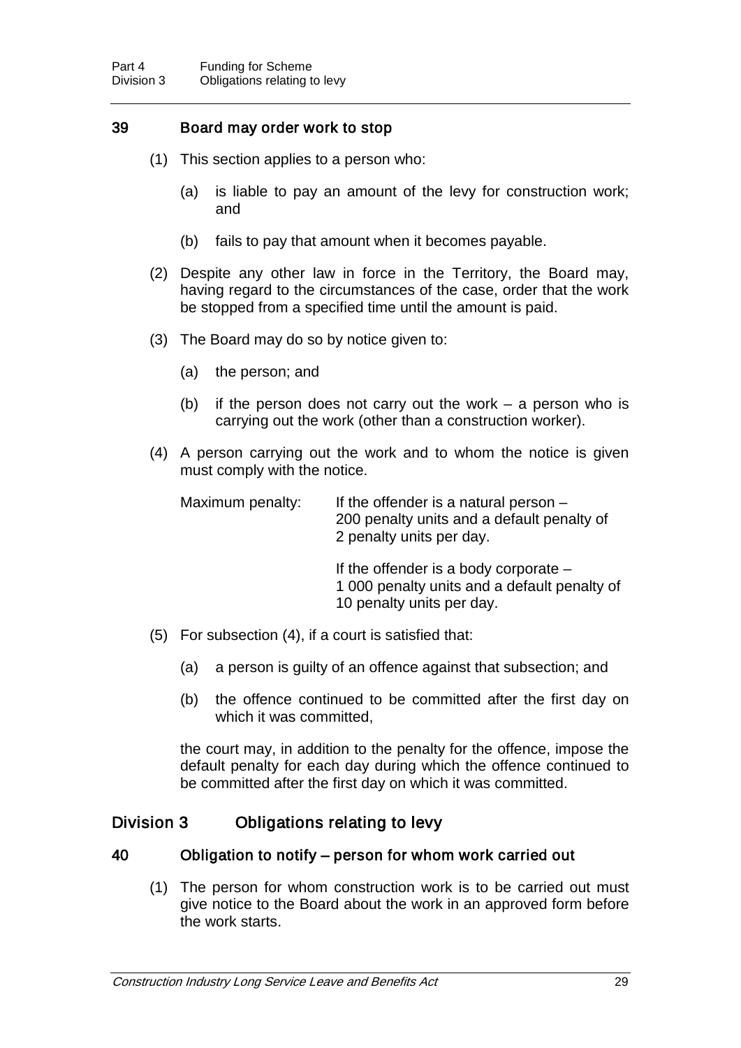### 39 Board may order work to stop

(1) This section applies to a person who:

(a) is liable to pay an amount of the levy for construction work; and

(b) fails to pay that amount when it becomes payable.

(2) Despite any other law in force in the Territory, the Board may, having regard to the circumstances of the case, order that the work be stopped from a specified time until the amount is paid.

(3) The Board may do so by notice given to:

(a) the person; and

(b) if the person does not carry out the work – a person who is carrying out the work (other than a construction worker).

(4) A person carrying out the work and to whom the notice is given must comply with the notice.

Maximum penalty: If the offender is a natural person – 200 penalty units and a default penalty of 2 penalty units per day.

If the offender is a body corporate – 1 000 penalty units and a default penalty of 10 penalty units per day.

(5) For subsection (4), if a court is satisfied that:

(a) a person is guilty of an offence against that subsection; and

(b) the offence continued to be committed after the first day on which it was committed,

the court may, in addition to the penalty for the offence, impose the default penalty for each day during which the offence continued to be committed after the first day on which it was committed.

## Division 3 Obligations relating to levy

### 40 Obligation to notify – person for whom work carried out

(1) The person for whom construction work is to be carried out must give notice to the Board about the work in an approved form before the work starts.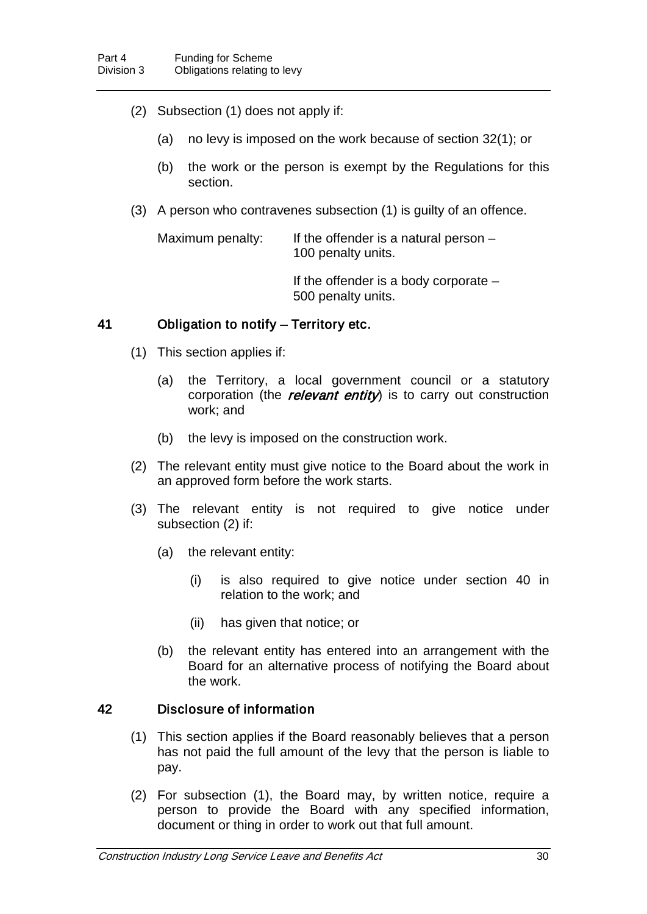(2) Subsection (1) does not apply if:

(a) no levy is imposed on the work because of section 32(1); or

(b) the work or the person is exempt by the Regulations for this section.

(3) A person who contravenes subsection (1) is guilty of an offence.

Maximum penalty: If the offender is a natural person – 100 penalty units.

If the offender is a body corporate – 500 penalty units.

## 41 Obligation to notify – Territory etc.

(1) This section applies if:

(a) the Territory, a local government council or a statutory corporation (the ***relevant entity***) is to carry out construction work; and

(b) the levy is imposed on the construction work.

(2) The relevant entity must give notice to the Board about the work in an approved form before the work starts.

(3) The relevant entity is not required to give notice under subsection (2) if:

(a) the relevant entity:

(i) is also required to give notice under section 40 in relation to the work; and

(ii) has given that notice; or

(b) the relevant entity has entered into an arrangement with the Board for an alternative process of notifying the Board about the work.

## 42 Disclosure of information

(1) This section applies if the Board reasonably believes that a person has not paid the full amount of the levy that the person is liable to pay.

(2) For subsection (1), the Board may, by written notice, require a person to provide the Board with any specified information, document or thing in order to work out that full amount.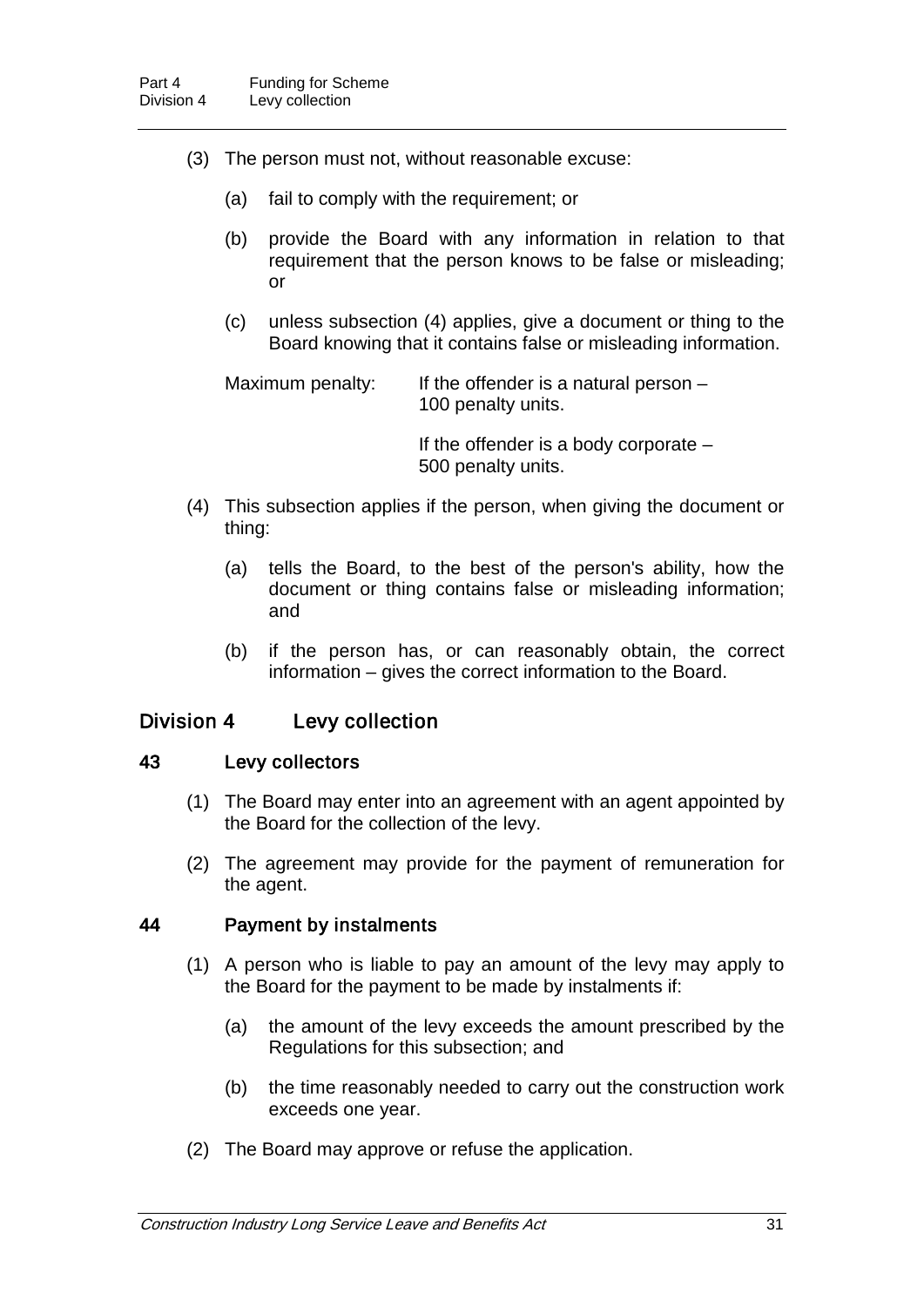(3) The person must not, without reasonable excuse:

(a) fail to comply with the requirement; or

(b) provide the Board with any information in relation to that requirement that the person knows to be false or misleading; or

(c) unless subsection (4) applies, give a document or thing to the Board knowing that it contains false or misleading information.

Maximum penalty: If the offender is a natural person – 100 penalty units.

If the offender is a body corporate – 500 penalty units.

(4) This subsection applies if the person, when giving the document or thing:

(a) tells the Board, to the best of the person's ability, how the document or thing contains false or misleading information; and

(b) if the person has, or can reasonably obtain, the correct information – gives the correct information to the Board.

## Division 4 Levy collection

### 43 Levy collectors

(1) The Board may enter into an agreement with an agent appointed by the Board for the collection of the levy.

(2) The agreement may provide for the payment of remuneration for the agent.

### 44 Payment by instalments

(1) A person who is liable to pay an amount of the levy may apply to the Board for the payment to be made by instalments if:

(a) the amount of the levy exceeds the amount prescribed by the Regulations for this subsection; and

(b) the time reasonably needed to carry out the construction work exceeds one year.

(2) The Board may approve or refuse the application.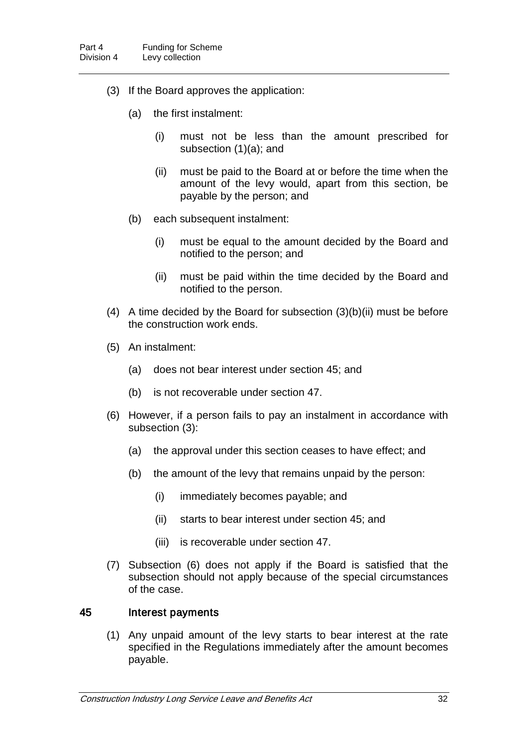(3) If the Board approves the application:

(a) the first instalment:

(i) must not be less than the amount prescribed for subsection (1)(a); and

(ii) must be paid to the Board at or before the time when the amount of the levy would, apart from this section, be payable by the person; and

(b) each subsequent instalment:

(i) must be equal to the amount decided by the Board and notified to the person; and

(ii) must be paid within the time decided by the Board and notified to the person.

(4) A time decided by the Board for subsection (3)(b)(ii) must be before the construction work ends.

(5) An instalment:

(a) does not bear interest under section 45; and

(b) is not recoverable under section 47.

(6) However, if a person fails to pay an instalment in accordance with subsection (3):

(a) the approval under this section ceases to have effect; and

(b) the amount of the levy that remains unpaid by the person:

(i) immediately becomes payable; and

(ii) starts to bear interest under section 45; and

(iii) is recoverable under section 47.

(7) Subsection (6) does not apply if the Board is satisfied that the subsection should not apply because of the special circumstances of the case.

### 45 Interest payments

(1) Any unpaid amount of the levy starts to bear interest at the rate specified in the Regulations immediately after the amount becomes payable.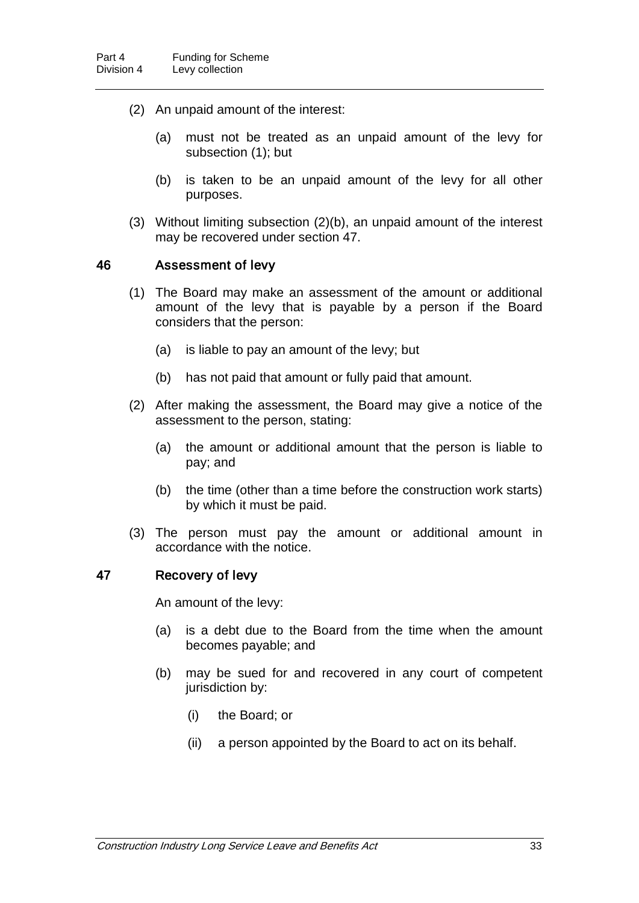(2) An unpaid amount of the interest:

(a) must not be treated as an unpaid amount of the levy for subsection (1); but

(b) is taken to be an unpaid amount of the levy for all other purposes.

(3) Without limiting subsection (2)(b), an unpaid amount of the interest may be recovered under section 47.

### 46 Assessment of levy

(1) The Board may make an assessment of the amount or additional amount of the levy that is payable by a person if the Board considers that the person:

(a) is liable to pay an amount of the levy; but

(b) has not paid that amount or fully paid that amount.

(2) After making the assessment, the Board may give a notice of the assessment to the person, stating:

(a) the amount or additional amount that the person is liable to pay; and

(b) the time (other than a time before the construction work starts) by which it must be paid.

(3) The person must pay the amount or additional amount in accordance with the notice.

### 47 Recovery of levy

An amount of the levy:

(a) is a debt due to the Board from the time when the amount becomes payable; and

(b) may be sued for and recovered in any court of competent jurisdiction by:

(i) the Board; or

(ii) a person appointed by the Board to act on its behalf.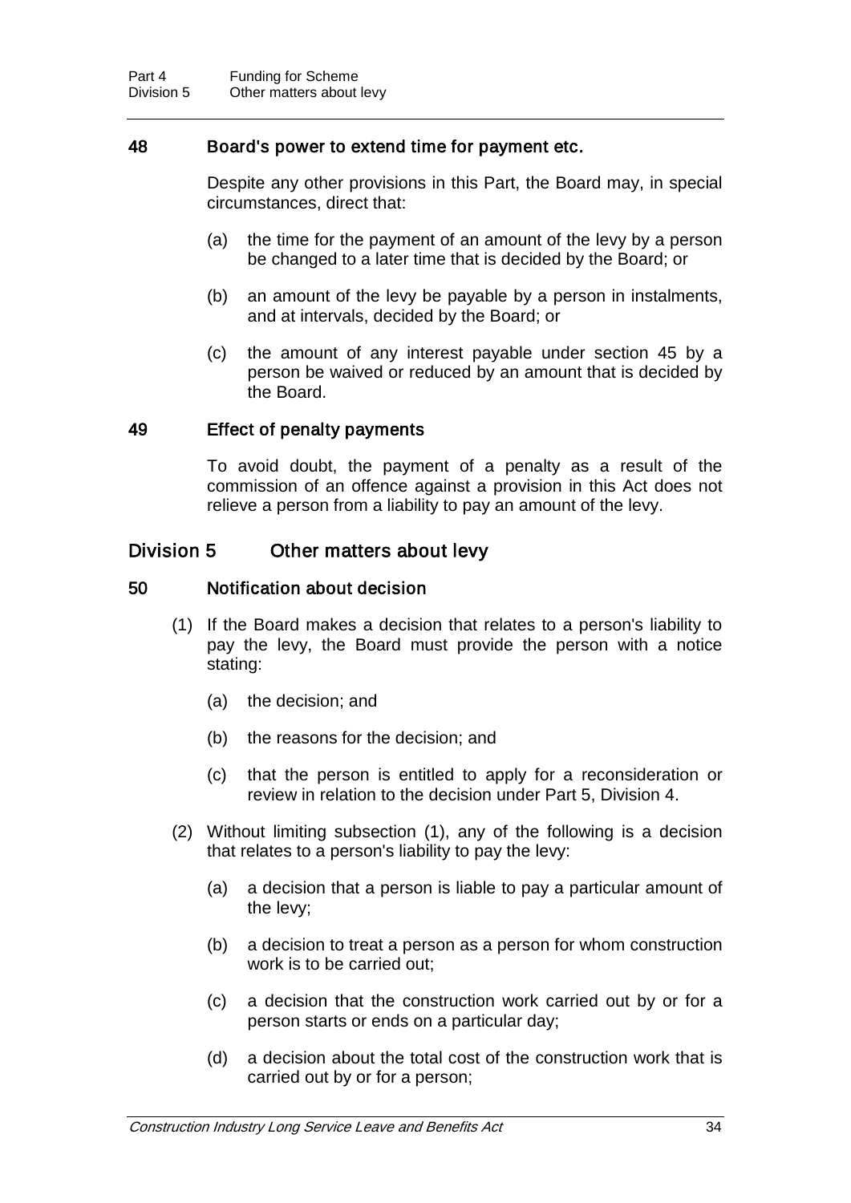### 48 Board's power to extend time for payment etc.

Despite any other provisions in this Part, the Board may, in special circumstances, direct that:

(a) the time for the payment of an amount of the levy by a person be changed to a later time that is decided by the Board; or

(b) an amount of the levy be payable by a person in instalments, and at intervals, decided by the Board; or

(c) the amount of any interest payable under section 45 by a person be waived or reduced by an amount that is decided by the Board.

### 49 Effect of penalty payments

To avoid doubt, the payment of a penalty as a result of the commission of an offence against a provision in this Act does not relieve a person from a liability to pay an amount of the levy.

## Division 5 Other matters about levy

### 50 Notification about decision

(1) If the Board makes a decision that relates to a person's liability to pay the levy, the Board must provide the person with a notice stating:

(a) the decision; and

(b) the reasons for the decision; and

(c) that the person is entitled to apply for a reconsideration or review in relation to the decision under Part 5, Division 4.

(2) Without limiting subsection (1), any of the following is a decision that relates to a person's liability to pay the levy:

(a) a decision that a person is liable to pay a particular amount of the levy;

(b) a decision to treat a person as a person for whom construction work is to be carried out;

(c) a decision that the construction work carried out by or for a person starts or ends on a particular day;

(d) a decision about the total cost of the construction work that is carried out by or for a person;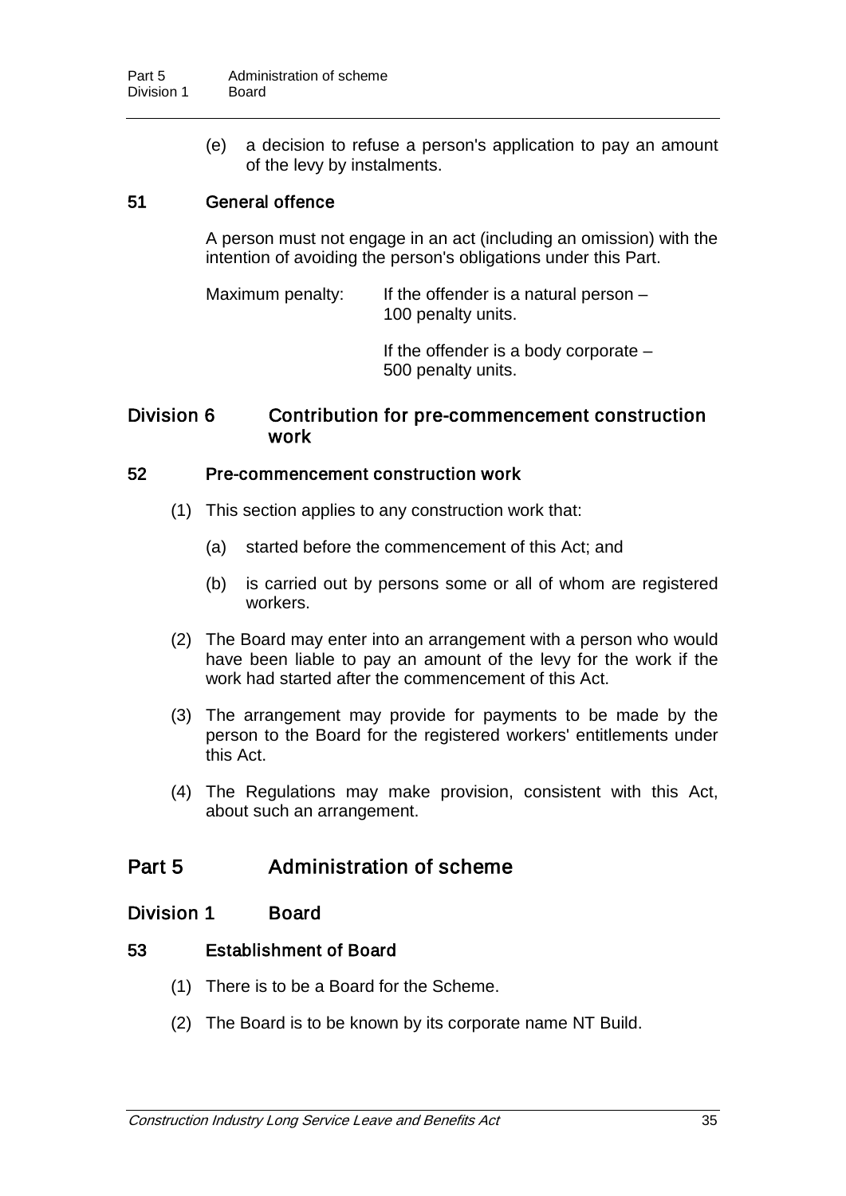(e) a decision to refuse a person's application to pay an amount of the levy by instalments.

### 51 General offence

A person must not engage in an act (including an omission) with the intention of avoiding the person's obligations under this Part.

Maximum penalty: If the offender is a natural person – 100 penalty units.

If the offender is a body corporate – 500 penalty units.

## Division 6 Contribution for pre-commencement construction work

### 52 Pre-commencement construction work

(1) This section applies to any construction work that:

(a) started before the commencement of this Act; and

(b) is carried out by persons some or all of whom are registered workers.

(2) The Board may enter into an arrangement with a person who would have been liable to pay an amount of the levy for the work if the work had started after the commencement of this Act.

(3) The arrangement may provide for payments to be made by the person to the Board for the registered workers' entitlements under this Act.

(4) The Regulations may make provision, consistent with this Act, about such an arrangement.

# Part 5 Administration of scheme

## Division 1 Board

### 53 Establishment of Board

(1) There is to be a Board for the Scheme.

(2) The Board is to be known by its corporate name NT Build.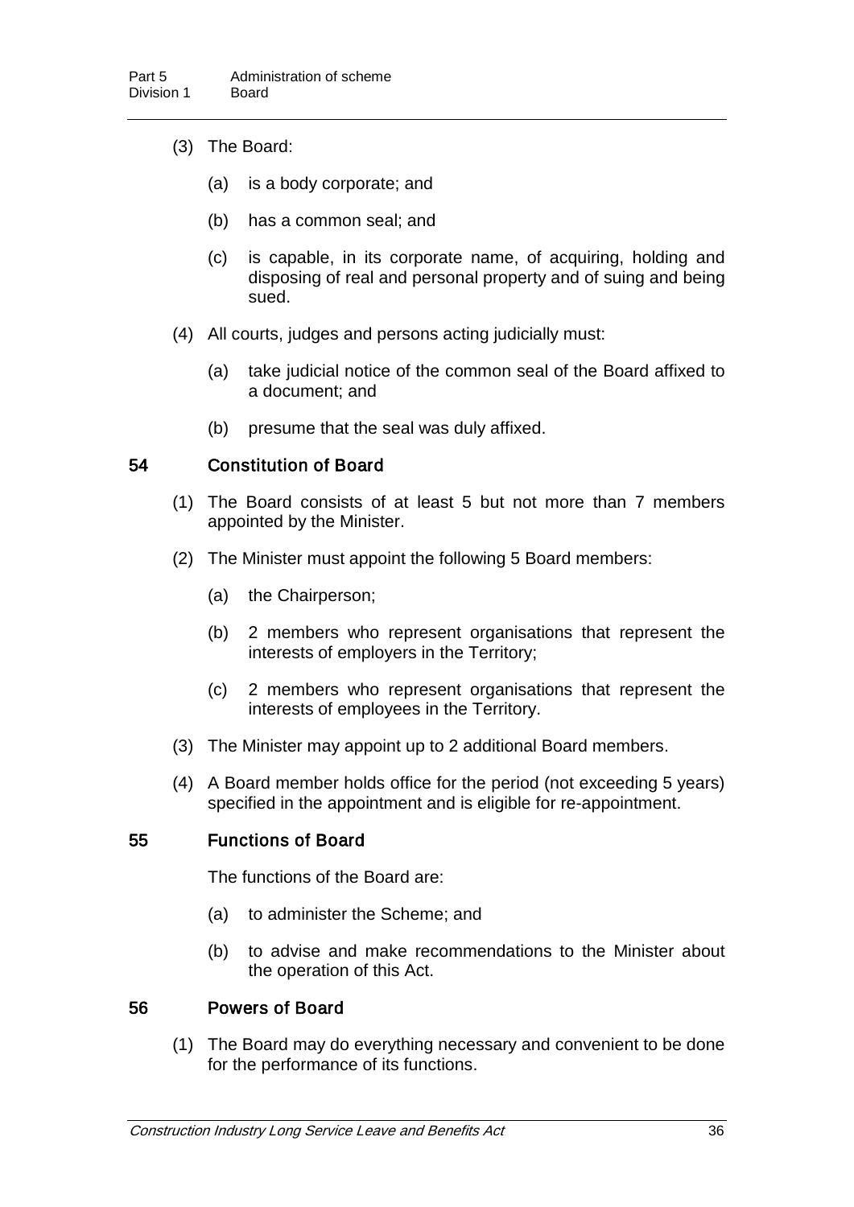(3) The Board:

(a) is a body corporate; and

(b) has a common seal; and

(c) is capable, in its corporate name, of acquiring, holding and disposing of real and personal property and of suing and being sued.

(4) All courts, judges and persons acting judicially must:

(a) take judicial notice of the common seal of the Board affixed to a document; and

(b) presume that the seal was duly affixed.

### 54 Constitution of Board

(1) The Board consists of at least 5 but not more than 7 members appointed by the Minister.

(2) The Minister must appoint the following 5 Board members:

(a) the Chairperson;

(b) 2 members who represent organisations that represent the interests of employers in the Territory;

(c) 2 members who represent organisations that represent the interests of employees in the Territory.

(3) The Minister may appoint up to 2 additional Board members.

(4) A Board member holds office for the period (not exceeding 5 years) specified in the appointment and is eligible for re-appointment.

### 55 Functions of Board

The functions of the Board are:

(a) to administer the Scheme; and

(b) to advise and make recommendations to the Minister about the operation of this Act.

### 56 Powers of Board

(1) The Board may do everything necessary and convenient to be done for the performance of its functions.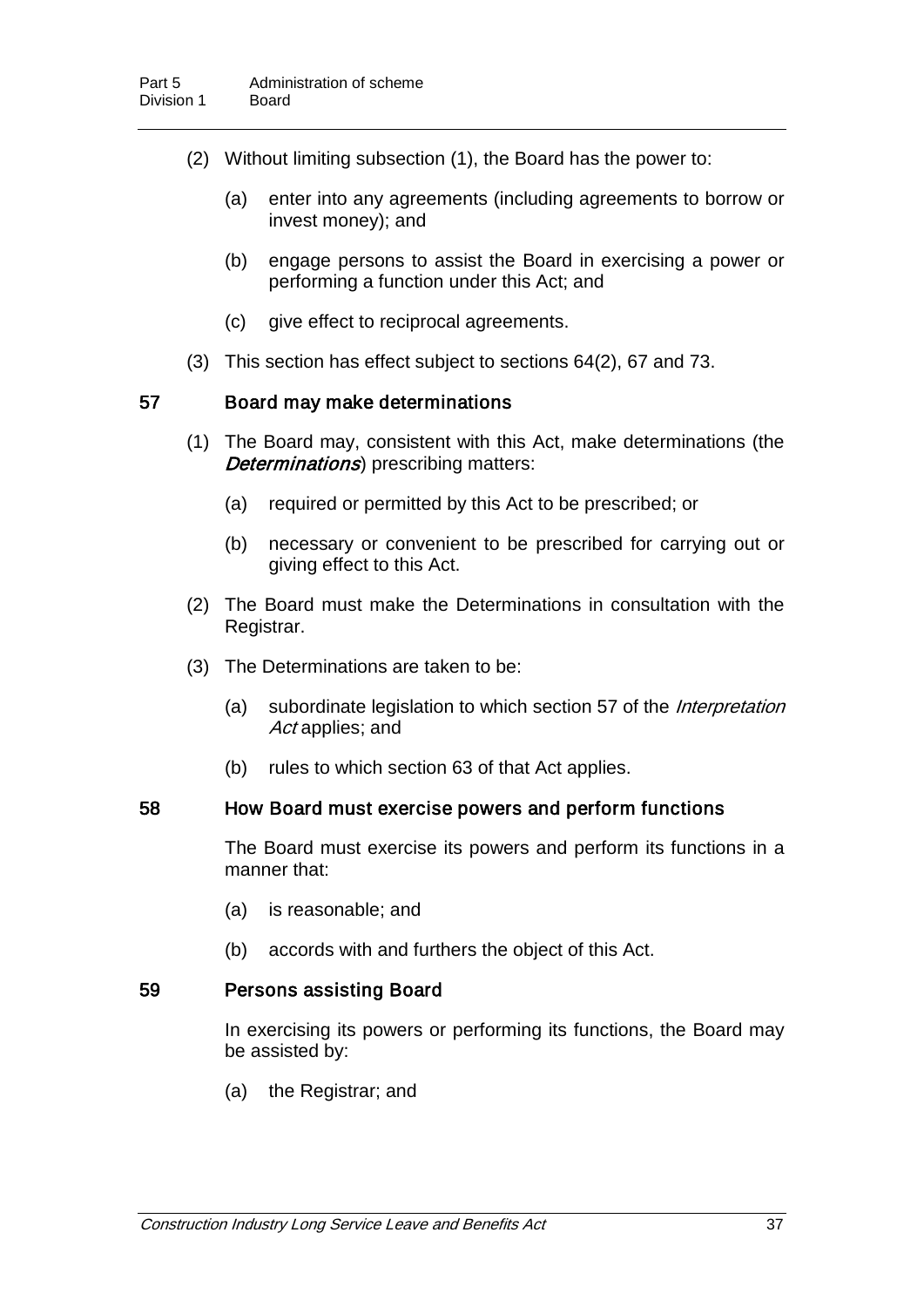(2) Without limiting subsection (1), the Board has the power to:

(a) enter into any agreements (including agreements to borrow or invest money); and

(b) engage persons to assist the Board in exercising a power or performing a function under this Act; and

(c) give effect to reciprocal agreements.

(3) This section has effect subject to sections 64(2), 67 and 73.

### 57 Board may make determinations

(1) The Board may, consistent with this Act, make determinations (the ***Determinations***) prescribing matters:

(a) required or permitted by this Act to be prescribed; or

(b) necessary or convenient to be prescribed for carrying out or giving effect to this Act.

(2) The Board must make the Determinations in consultation with the Registrar.

(3) The Determinations are taken to be:

(a) subordinate legislation to which section 57 of the *Interpretation Act* applies; and

(b) rules to which section 63 of that Act applies.

### 58 How Board must exercise powers and perform functions

The Board must exercise its powers and perform its functions in a manner that:

(a) is reasonable; and

(b) accords with and furthers the object of this Act.

### 59 Persons assisting Board

In exercising its powers or performing its functions, the Board may be assisted by:

(a) the Registrar; and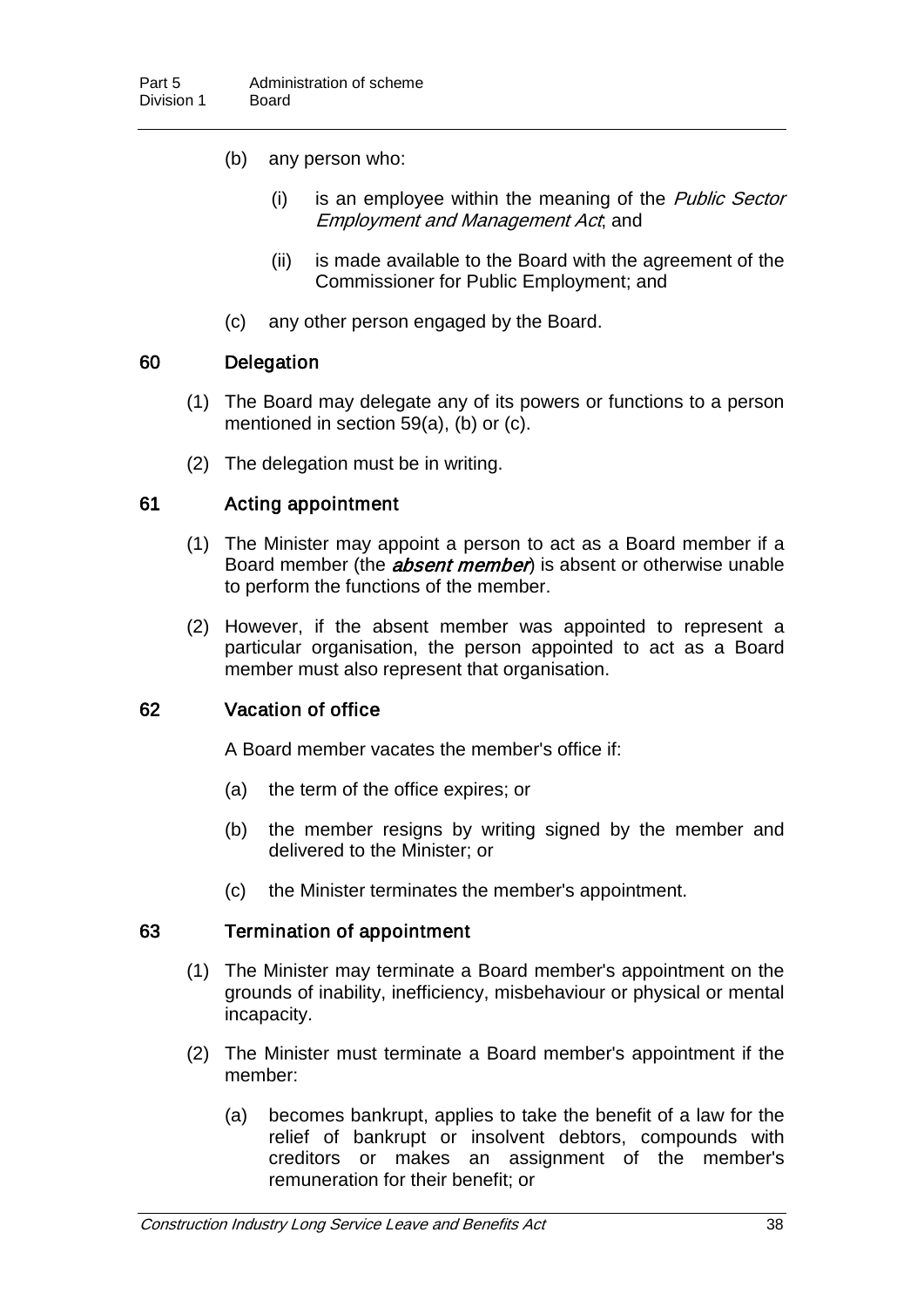(b) any person who:

(i) is an employee within the meaning of the *Public Sector Employment and Management Act*; and

(ii) is made available to the Board with the agreement of the Commissioner for Public Employment; and

(c) any other person engaged by the Board.

### 60 Delegation

(1) The Board may delegate any of its powers or functions to a person mentioned in section 59(a), (b) or (c).

(2) The delegation must be in writing.

### 61 Acting appointment

(1) The Minister may appoint a person to act as a Board member if a Board member (the ***absent member***) is absent or otherwise unable to perform the functions of the member.

(2) However, if the absent member was appointed to represent a particular organisation, the person appointed to act as a Board member must also represent that organisation.

### 62 Vacation of office

A Board member vacates the member's office if:

(a) the term of the office expires; or

(b) the member resigns by writing signed by the member and delivered to the Minister; or

(c) the Minister terminates the member's appointment.

### 63 Termination of appointment

(1) The Minister may terminate a Board member's appointment on the grounds of inability, inefficiency, misbehaviour or physical or mental incapacity.

(2) The Minister must terminate a Board member's appointment if the member:

(a) becomes bankrupt, applies to take the benefit of a law for the relief of bankrupt or insolvent debtors, compounds with creditors or makes an assignment of the member's remuneration for their benefit; or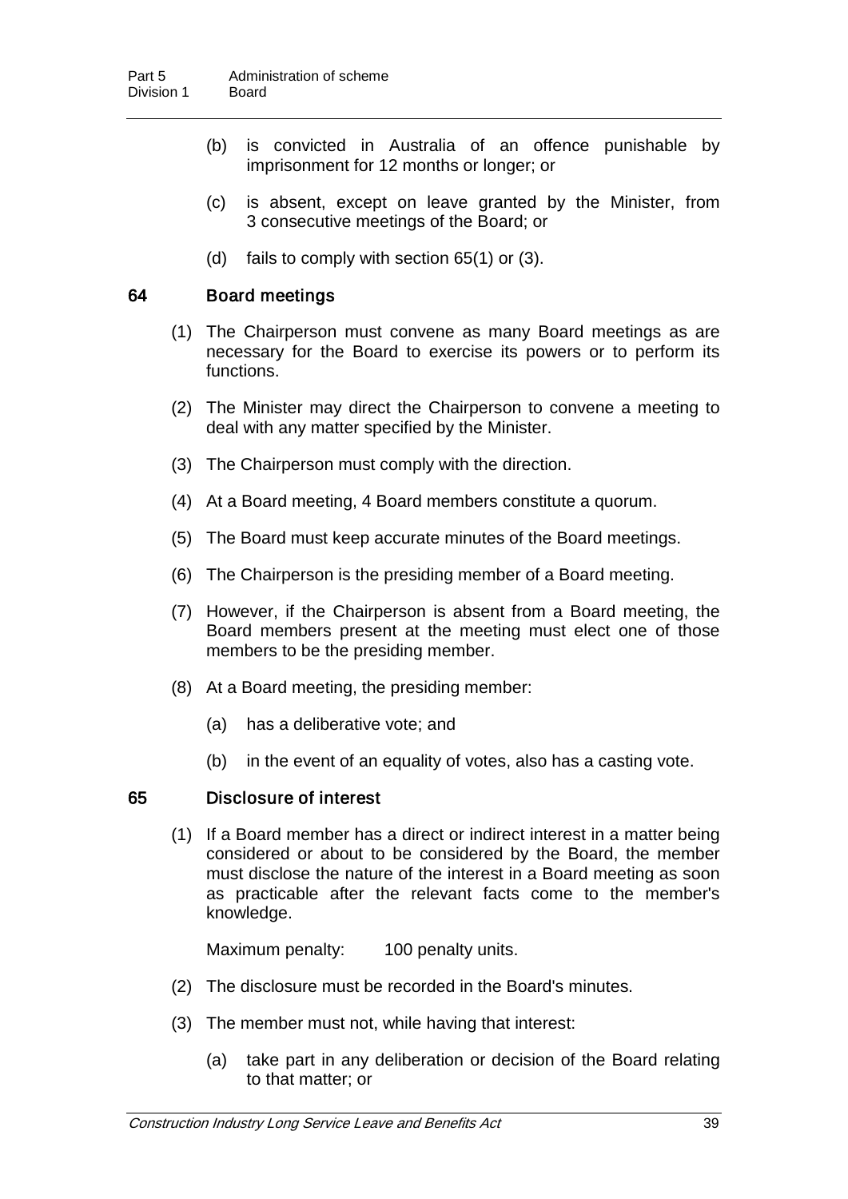(b) is convicted in Australia of an offence punishable by imprisonment for 12 months or longer; or

(c) is absent, except on leave granted by the Minister, from 3 consecutive meetings of the Board; or

(d) fails to comply with section 65(1) or (3).

### 64 Board meetings

(1) The Chairperson must convene as many Board meetings as are necessary for the Board to exercise its powers or to perform its functions.

(2) The Minister may direct the Chairperson to convene a meeting to deal with any matter specified by the Minister.

(3) The Chairperson must comply with the direction.

(4) At a Board meeting, 4 Board members constitute a quorum.

(5) The Board must keep accurate minutes of the Board meetings.

(6) The Chairperson is the presiding member of a Board meeting.

(7) However, if the Chairperson is absent from a Board meeting, the Board members present at the meeting must elect one of those members to be the presiding member.

(8) At a Board meeting, the presiding member:

(a) has a deliberative vote; and

(b) in the event of an equality of votes, also has a casting vote.

### 65 Disclosure of interest

(1) If a Board member has a direct or indirect interest in a matter being considered or about to be considered by the Board, the member must disclose the nature of the interest in a Board meeting as soon as practicable after the relevant facts come to the member's knowledge.

Maximum penalty: 100 penalty units.

(2) The disclosure must be recorded in the Board's minutes.

(3) The member must not, while having that interest:

(a) take part in any deliberation or decision of the Board relating to that matter; or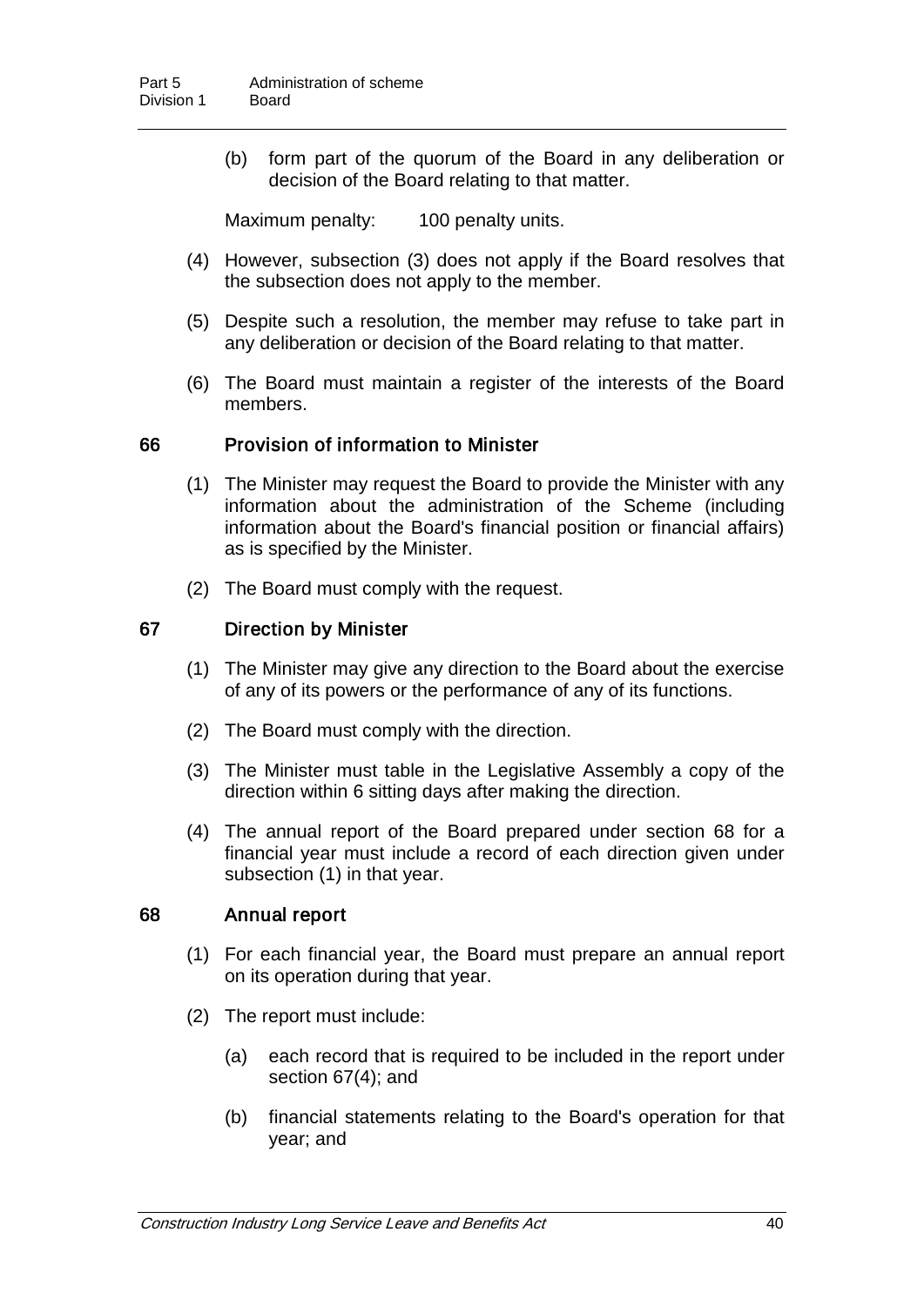(b) form part of the quorum of the Board in any deliberation or decision of the Board relating to that matter.

Maximum penalty: 100 penalty units.

(4) However, subsection (3) does not apply if the Board resolves that the subsection does not apply to the member.

(5) Despite such a resolution, the member may refuse to take part in any deliberation or decision of the Board relating to that matter.

(6) The Board must maintain a register of the interests of the Board members.

### 66 Provision of information to Minister

(1) The Minister may request the Board to provide the Minister with any information about the administration of the Scheme (including information about the Board's financial position or financial affairs) as is specified by the Minister.

(2) The Board must comply with the request.

### 67 Direction by Minister

(1) The Minister may give any direction to the Board about the exercise of any of its powers or the performance of any of its functions.

(2) The Board must comply with the direction.

(3) The Minister must table in the Legislative Assembly a copy of the direction within 6 sitting days after making the direction.

(4) The annual report of the Board prepared under section 68 for a financial year must include a record of each direction given under subsection (1) in that year.

### 68 Annual report

(1) For each financial year, the Board must prepare an annual report on its operation during that year.

(2) The report must include:

(a) each record that is required to be included in the report under section 67(4); and

(b) financial statements relating to the Board's operation for that year; and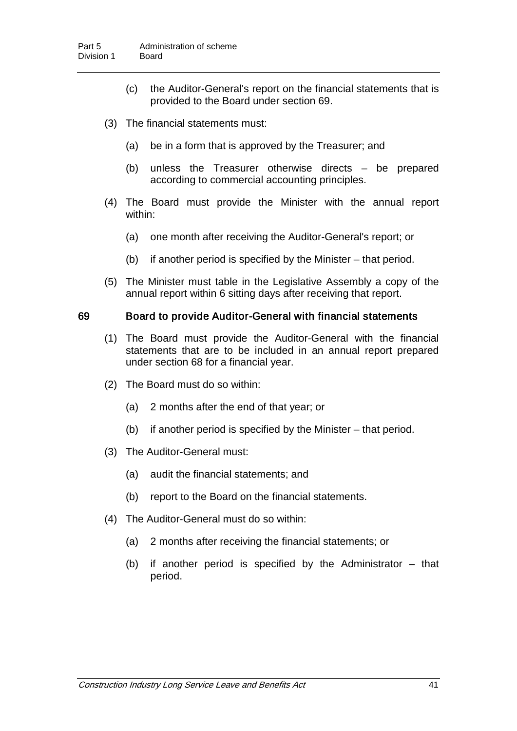(c) the Auditor-General's report on the financial statements that is provided to the Board under section 69.

(3) The financial statements must:

(a) be in a form that is approved by the Treasurer; and

(b) unless the Treasurer otherwise directs – be prepared according to commercial accounting principles.

(4) The Board must provide the Minister with the annual report within:

(a) one month after receiving the Auditor-General's report; or

(b) if another period is specified by the Minister – that period.

(5) The Minister must table in the Legislative Assembly a copy of the annual report within 6 sitting days after receiving that report.

## 69 Board to provide Auditor-General with financial statements

(1) The Board must provide the Auditor-General with the financial statements that are to be included in an annual report prepared under section 68 for a financial year.

(2) The Board must do so within:

(a) 2 months after the end of that year; or

(b) if another period is specified by the Minister – that period.

(3) The Auditor-General must:

(a) audit the financial statements; and

(b) report to the Board on the financial statements.

(4) The Auditor-General must do so within:

(a) 2 months after receiving the financial statements; or

(b) if another period is specified by the Administrator – that period.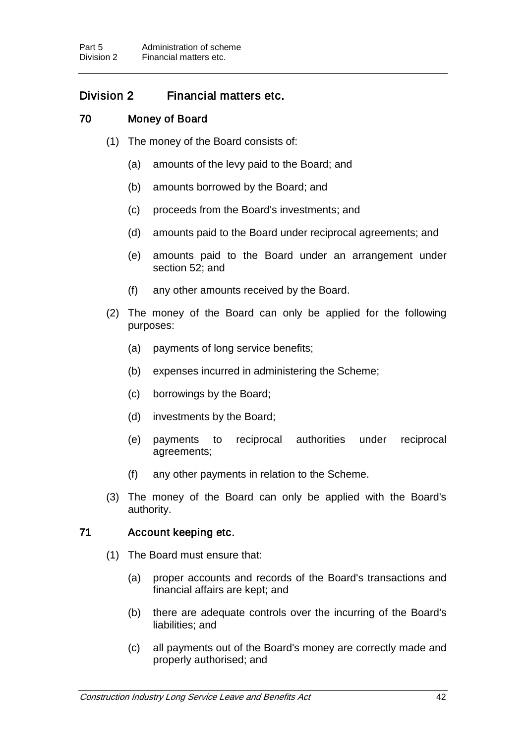## Division 2 Financial matters etc.

### 70 Money of Board

(1) The money of the Board consists of:

(a) amounts of the levy paid to the Board; and

(b) amounts borrowed by the Board; and

(c) proceeds from the Board's investments; and

(d) amounts paid to the Board under reciprocal agreements; and

(e) amounts paid to the Board under an arrangement under section 52; and

(f) any other amounts received by the Board.

(2) The money of the Board can only be applied for the following purposes:

(a) payments of long service benefits;

(b) expenses incurred in administering the Scheme;

(c) borrowings by the Board;

(d) investments by the Board;

(e) payments to reciprocal authorities under reciprocal agreements;

(f) any other payments in relation to the Scheme.

(3) The money of the Board can only be applied with the Board's authority.

### 71 Account keeping etc.

(1) The Board must ensure that:

(a) proper accounts and records of the Board's transactions and financial affairs are kept; and

(b) there are adequate controls over the incurring of the Board's liabilities; and

(c) all payments out of the Board's money are correctly made and properly authorised; and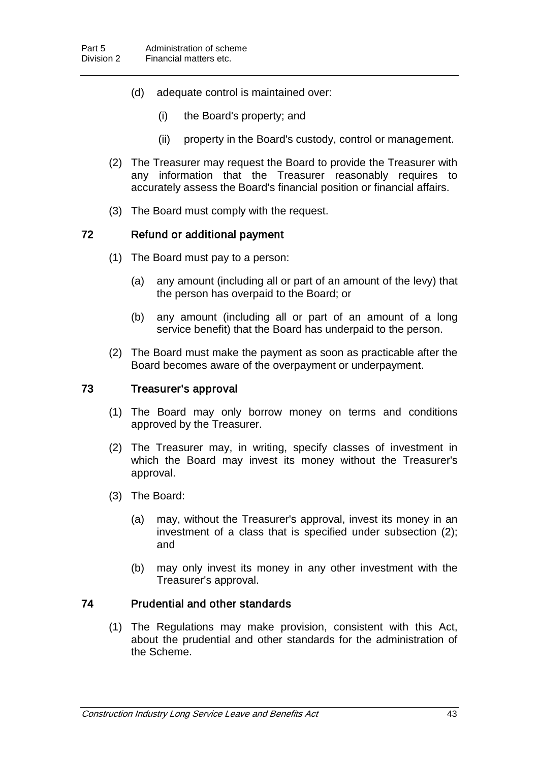(d) adequate control is maintained over:

    (i) the Board's property; and

    (ii) property in the Board's custody, control or management.

(2) The Treasurer may request the Board to provide the Treasurer with any information that the Treasurer reasonably requires to accurately assess the Board's financial position or financial affairs.

(3) The Board must comply with the request.

### 72 Refund or additional payment

(1) The Board must pay to a person:

(a) any amount (including all or part of an amount of the levy) that the person has overpaid to the Board; or

(b) any amount (including all or part of an amount of a long service benefit) that the Board has underpaid to the person.

(2) The Board must make the payment as soon as practicable after the Board becomes aware of the overpayment or underpayment.

### 73 Treasurer's approval

(1) The Board may only borrow money on terms and conditions approved by the Treasurer.

(2) The Treasurer may, in writing, specify classes of investment in which the Board may invest its money without the Treasurer's approval.

(3) The Board:

(a) may, without the Treasurer's approval, invest its money in an investment of a class that is specified under subsection (2); and

(b) may only invest its money in any other investment with the Treasurer's approval.

### 74 Prudential and other standards

(1) The Regulations may make provision, consistent with this Act, about the prudential and other standards for the administration of the Scheme.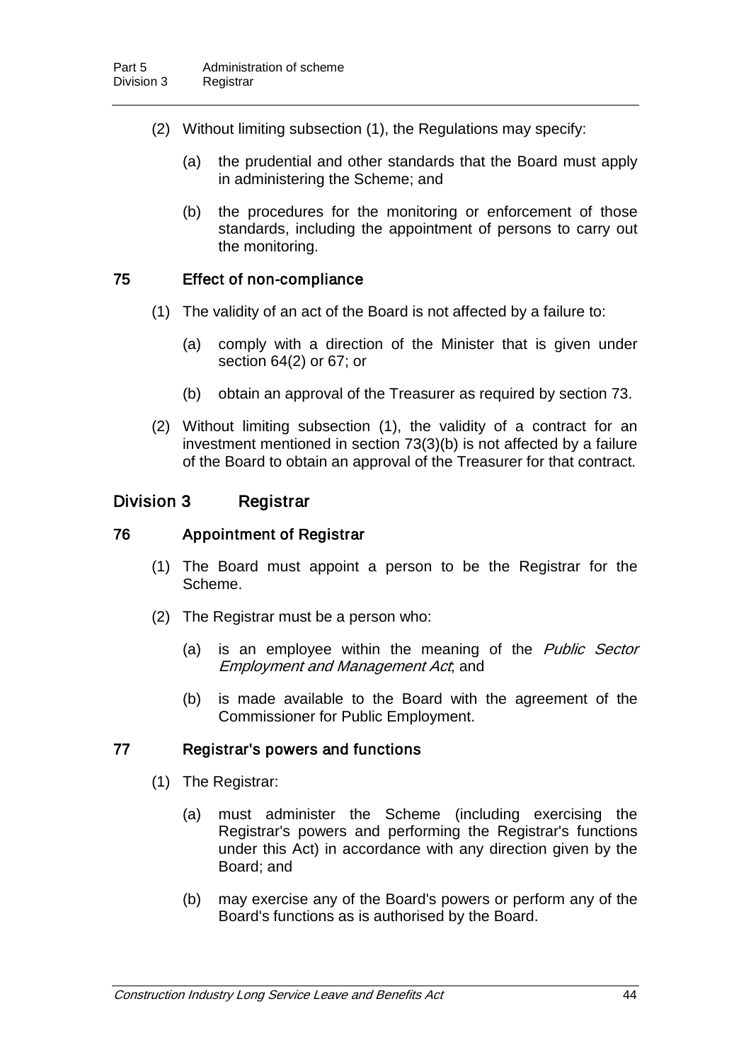(2) Without limiting subsection (1), the Regulations may specify:

(a) the prudential and other standards that the Board must apply in administering the Scheme; and

(b) the procedures for the monitoring or enforcement of those standards, including the appointment of persons to carry out the monitoring.

### 75 Effect of non-compliance

(1) The validity of an act of the Board is not affected by a failure to:

(a) comply with a direction of the Minister that is given under section 64(2) or 67; or

(b) obtain an approval of the Treasurer as required by section 73.

(2) Without limiting subsection (1), the validity of a contract for an investment mentioned in section 73(3)(b) is not affected by a failure of the Board to obtain an approval of the Treasurer for that contract.

## Division 3 Registrar

### 76 Appointment of Registrar

(1) The Board must appoint a person to be the Registrar for the Scheme.

(2) The Registrar must be a person who:

(a) is an employee within the meaning of the *Public Sector Employment and Management Act*; and

(b) is made available to the Board with the agreement of the Commissioner for Public Employment.

### 77 Registrar's powers and functions

(1) The Registrar:

(a) must administer the Scheme (including exercising the Registrar's powers and performing the Registrar's functions under this Act) in accordance with any direction given by the Board; and

(b) may exercise any of the Board's powers or perform any of the Board's functions as is authorised by the Board.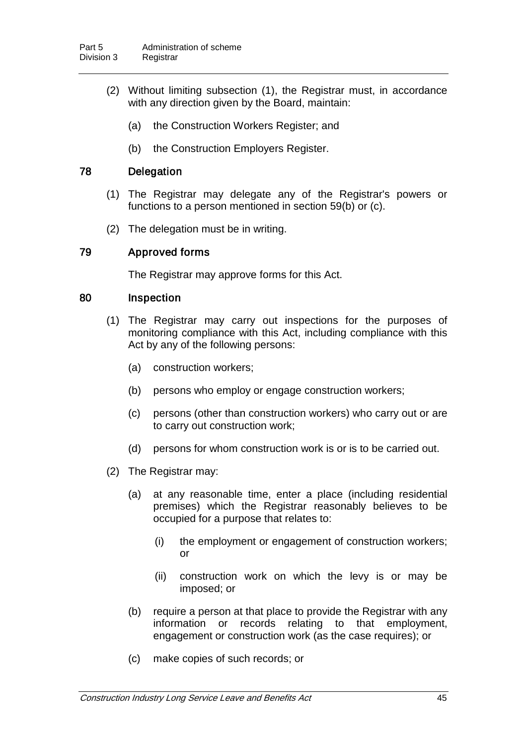(2) Without limiting subsection (1), the Registrar must, in accordance with any direction given by the Board, maintain:

  (a) the Construction Workers Register; and

  (b) the Construction Employers Register.

### 78 Delegation

(1) The Registrar may delegate any of the Registrar's powers or functions to a person mentioned in section 59(b) or (c).

(2) The delegation must be in writing.

### 79 Approved forms

The Registrar may approve forms for this Act.

### 80 Inspection

(1) The Registrar may carry out inspections for the purposes of monitoring compliance with this Act, including compliance with this Act by any of the following persons:

  (a) construction workers;

  (b) persons who employ or engage construction workers;

  (c) persons (other than construction workers) who carry out or are to carry out construction work;

  (d) persons for whom construction work is or is to be carried out.

(2) The Registrar may:

  (a) at any reasonable time, enter a place (including residential premises) which the Registrar reasonably believes to be occupied for a purpose that relates to:

    (i) the employment or engagement of construction workers; or

    (ii) construction work on which the levy is or may be imposed; or

  (b) require a person at that place to provide the Registrar with any information or records relating to that employment, engagement or construction work (as the case requires); or

  (c) make copies of such records; or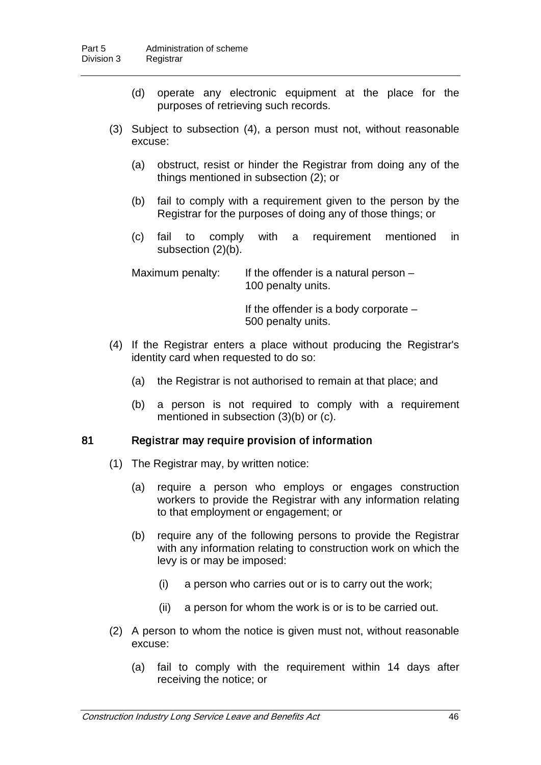(d) operate any electronic equipment at the place for the purposes of retrieving such records.

(3) Subject to subsection (4), a person must not, without reasonable excuse:

(a) obstruct, resist or hinder the Registrar from doing any of the things mentioned in subsection (2); or

(b) fail to comply with a requirement given to the person by the Registrar for the purposes of doing any of those things; or

(c) fail to comply with a requirement mentioned in subsection (2)(b).

Maximum penalty: If the offender is a natural person – 100 penalty units.

If the offender is a body corporate – 500 penalty units.

(4) If the Registrar enters a place without producing the Registrar's identity card when requested to do so:

(a) the Registrar is not authorised to remain at that place; and

(b) a person is not required to comply with a requirement mentioned in subsection (3)(b) or (c).

### 81 Registrar may require provision of information

(1) The Registrar may, by written notice:

(a) require a person who employs or engages construction workers to provide the Registrar with any information relating to that employment or engagement; or

(b) require any of the following persons to provide the Registrar with any information relating to construction work on which the levy is or may be imposed:

(i) a person who carries out or is to carry out the work;

(ii) a person for whom the work is or is to be carried out.

(2) A person to whom the notice is given must not, without reasonable excuse:

(a) fail to comply with the requirement within 14 days after receiving the notice; or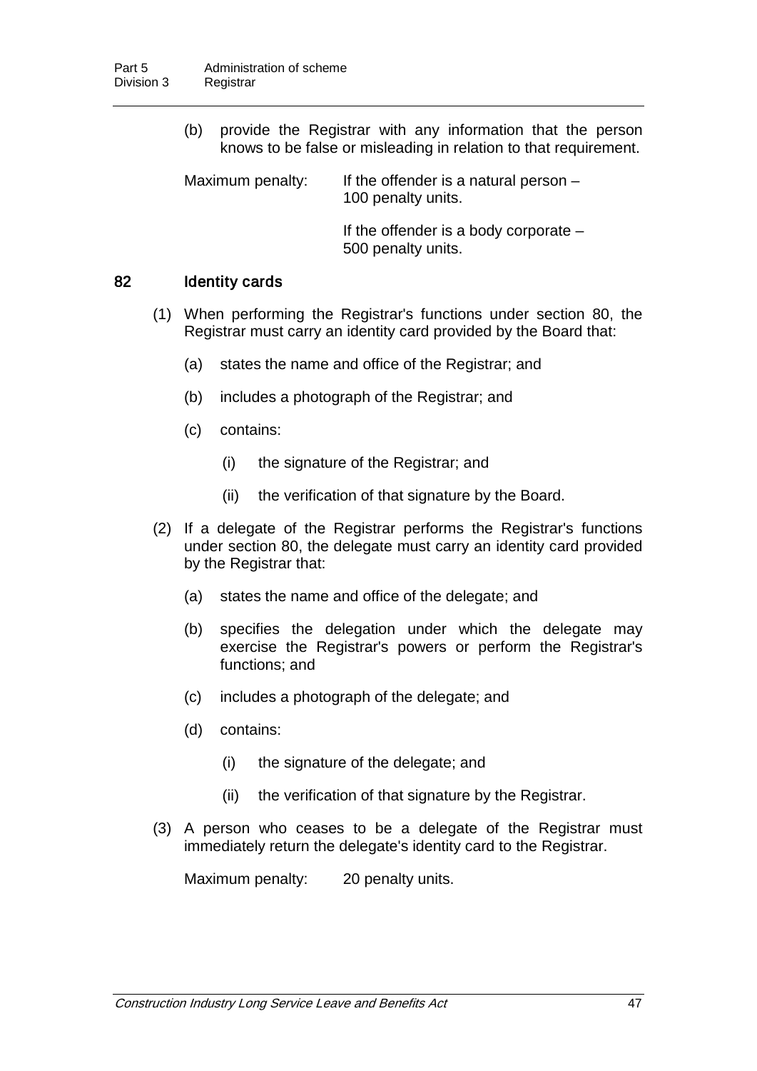(b) provide the Registrar with any information that the person knows to be false or misleading in relation to that requirement.

Maximum penalty: If the offender is a natural person – 100 penalty units.

If the offender is a body corporate – 500 penalty units.

### 82 Identity cards

(1) When performing the Registrar's functions under section 80, the Registrar must carry an identity card provided by the Board that:

(a) states the name and office of the Registrar; and

(b) includes a photograph of the Registrar; and

(c) contains:

(i) the signature of the Registrar; and

(ii) the verification of that signature by the Board.

(2) If a delegate of the Registrar performs the Registrar's functions under section 80, the delegate must carry an identity card provided by the Registrar that:

(a) states the name and office of the delegate; and

(b) specifies the delegation under which the delegate may exercise the Registrar's powers or perform the Registrar's functions; and

(c) includes a photograph of the delegate; and

(d) contains:

(i) the signature of the delegate; and

(ii) the verification of that signature by the Registrar.

(3) A person who ceases to be a delegate of the Registrar must immediately return the delegate's identity card to the Registrar.

Maximum penalty: 20 penalty units.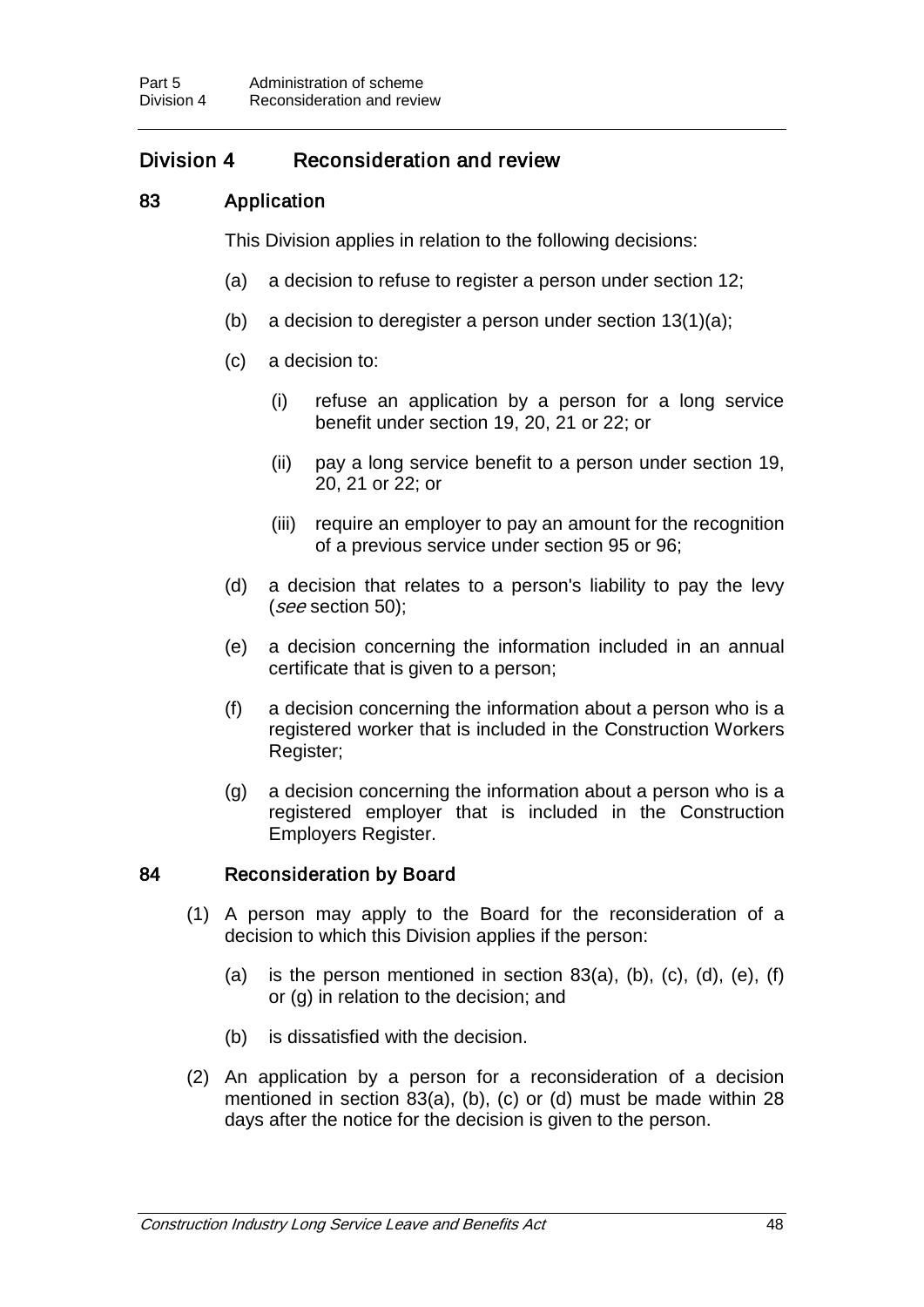## Division 4 Reconsideration and review

### 83 Application

This Division applies in relation to the following decisions:

(a) a decision to refuse to register a person under section 12;

(b) a decision to deregister a person under section 13(1)(a);

(c) a decision to:

(i) refuse an application by a person for a long service benefit under section 19, 20, 21 or 22; or

(ii) pay a long service benefit to a person under section 19, 20, 21 or 22; or

(iii) require an employer to pay an amount for the recognition of a previous service under section 95 or 96;

(d) a decision that relates to a person's liability to pay the levy (*see* section 50);

(e) a decision concerning the information included in an annual certificate that is given to a person;

(f) a decision concerning the information about a person who is a registered worker that is included in the Construction Workers Register;

(g) a decision concerning the information about a person who is a registered employer that is included in the Construction Employers Register.

### 84 Reconsideration by Board

(1) A person may apply to the Board for the reconsideration of a decision to which this Division applies if the person:

(a) is the person mentioned in section 83(a), (b), (c), (d), (e), (f) or (g) in relation to the decision; and

(b) is dissatisfied with the decision.

(2) An application by a person for a reconsideration of a decision mentioned in section 83(a), (b), (c) or (d) must be made within 28 days after the notice for the decision is given to the person.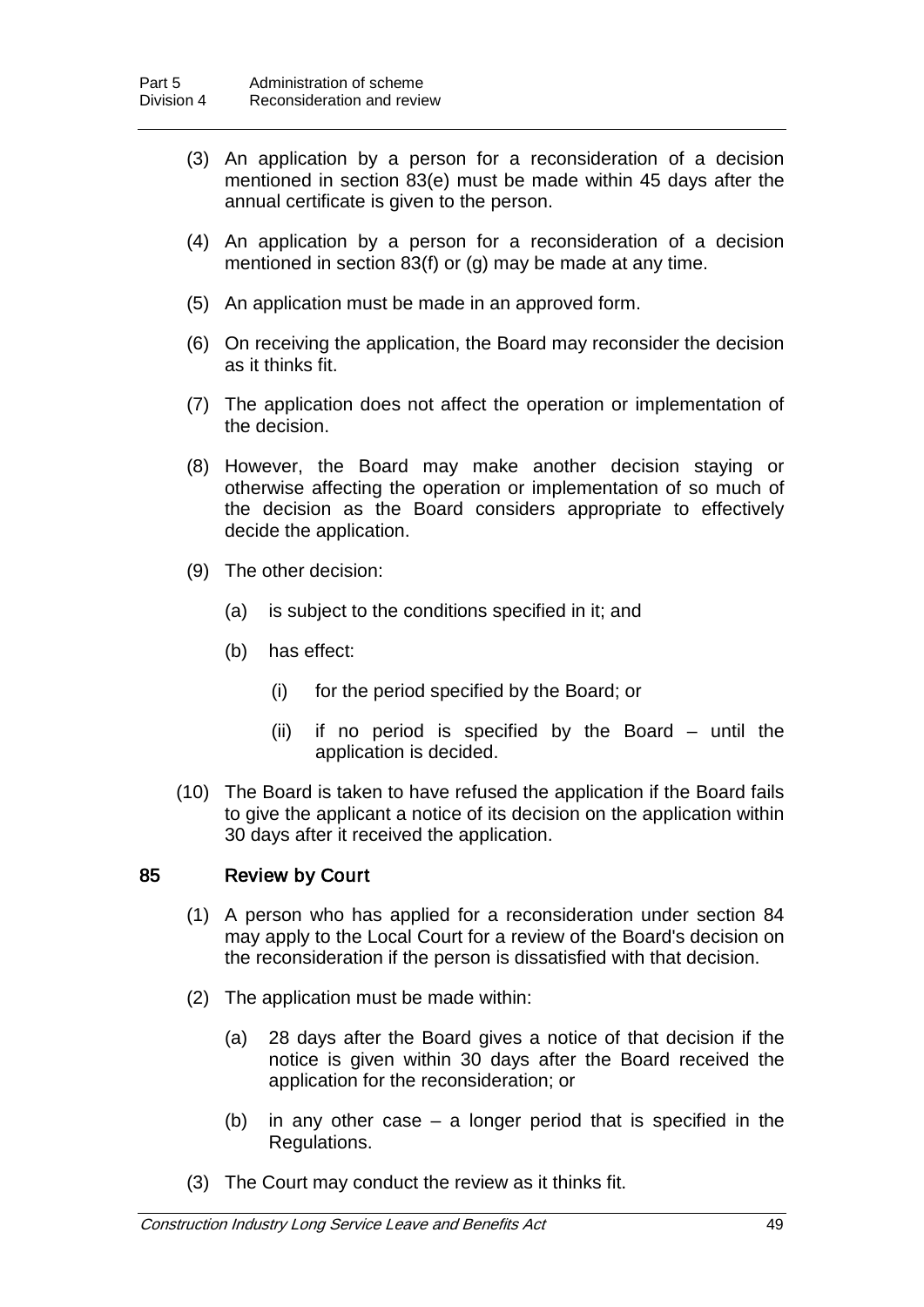(3) An application by a person for a reconsideration of a decision mentioned in section 83(e) must be made within 45 days after the annual certificate is given to the person.

(4) An application by a person for a reconsideration of a decision mentioned in section 83(f) or (g) may be made at any time.

(5) An application must be made in an approved form.

(6) On receiving the application, the Board may reconsider the decision as it thinks fit.

(7) The application does not affect the operation or implementation of the decision.

(8) However, the Board may make another decision staying or otherwise affecting the operation or implementation of so much of the decision as the Board considers appropriate to effectively decide the application.

(9) The other decision:

- (a) is subject to the conditions specified in it; and
- (b) has effect:
  - (i) for the period specified by the Board; or
  - (ii) if no period is specified by the Board – until the application is decided.

(10) The Board is taken to have refused the application if the Board fails to give the applicant a notice of its decision on the application within 30 days after it received the application.

### 85 Review by Court

(1) A person who has applied for a reconsideration under section 84 may apply to the Local Court for a review of the Board's decision on the reconsideration if the person is dissatisfied with that decision.

(2) The application must be made within:

- (a) 28 days after the Board gives a notice of that decision if the notice is given within 30 days after the Board received the application for the reconsideration; or
- (b) in any other case – a longer period that is specified in the Regulations.

(3) The Court may conduct the review as it thinks fit.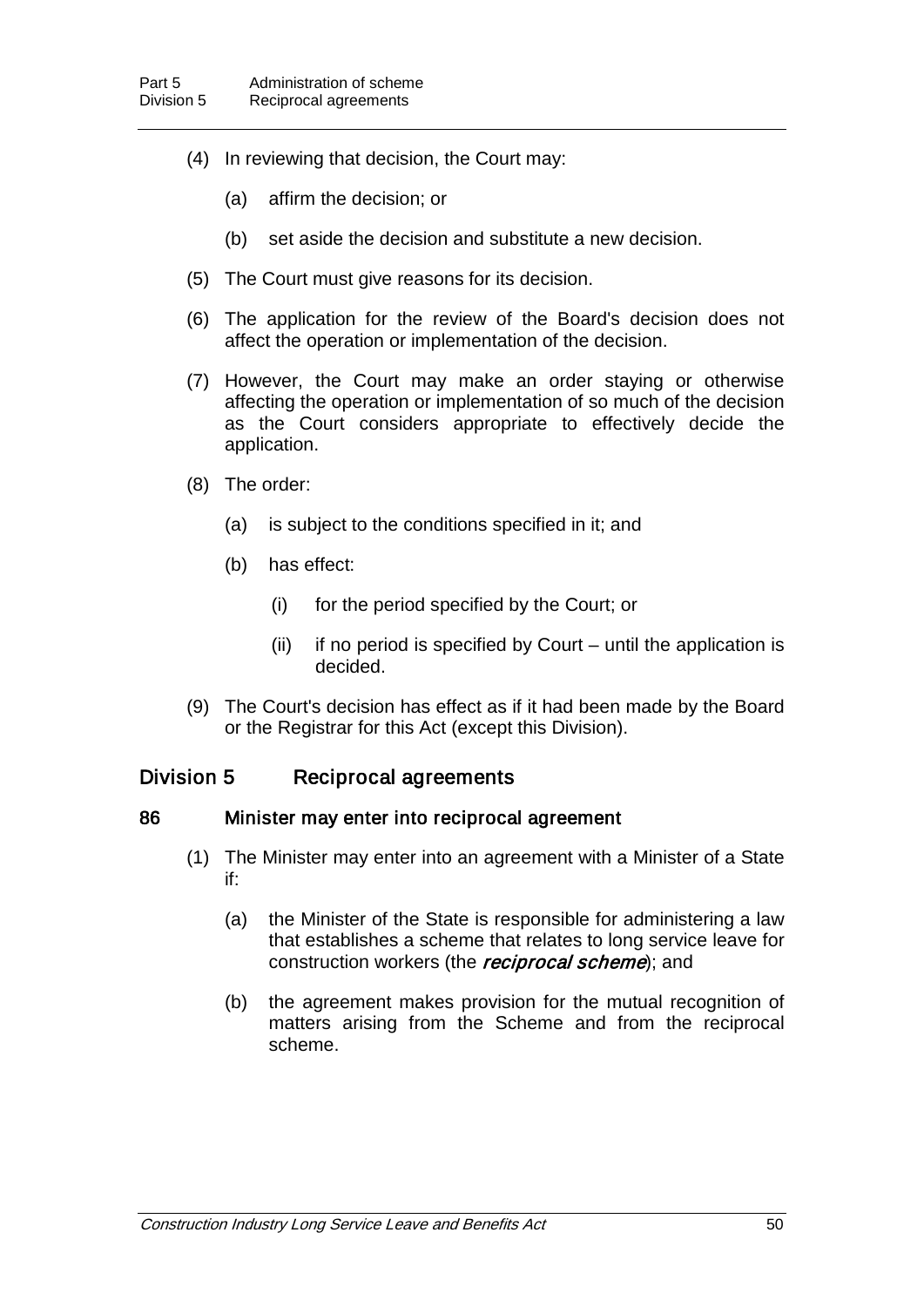(4) In reviewing that decision, the Court may:

(a) affirm the decision; or

(b) set aside the decision and substitute a new decision.

(5) The Court must give reasons for its decision.

(6) The application for the review of the Board's decision does not affect the operation or implementation of the decision.

(7) However, the Court may make an order staying or otherwise affecting the operation or implementation of so much of the decision as the Court considers appropriate to effectively decide the application.

(8) The order:

(a) is subject to the conditions specified in it; and

(b) has effect:

(i) for the period specified by the Court; or

(ii) if no period is specified by Court – until the application is decided.

(9) The Court's decision has effect as if it had been made by the Board or the Registrar for this Act (except this Division).

## Division 5 Reciprocal agreements

### 86 Minister may enter into reciprocal agreement

(1) The Minister may enter into an agreement with a Minister of a State if:

(a) the Minister of the State is responsible for administering a law that establishes a scheme that relates to long service leave for construction workers (the ***reciprocal scheme***); and

(b) the agreement makes provision for the mutual recognition of matters arising from the Scheme and from the reciprocal scheme.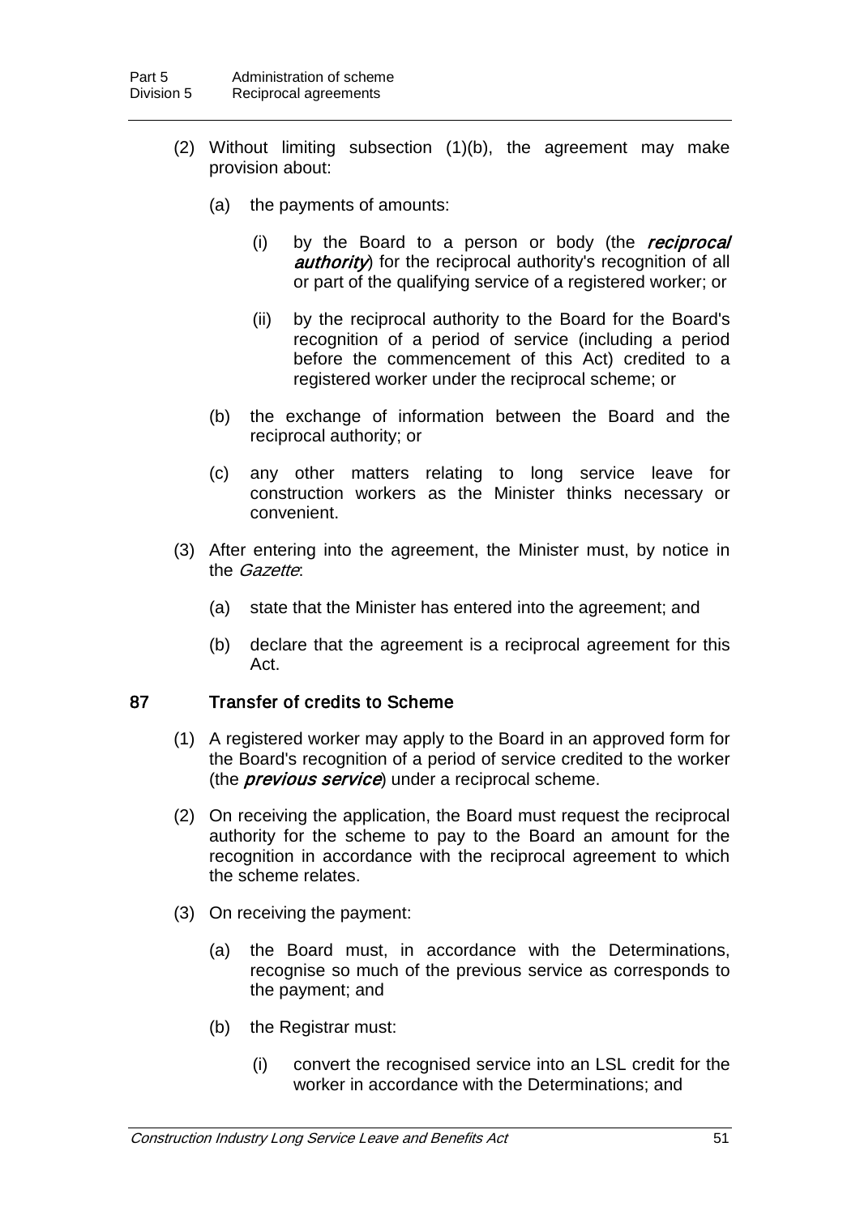(2) Without limiting subsection (1)(b), the agreement may make provision about:

(a) the payments of amounts:

(i) by the Board to a person or body (the ***reciprocal authority***) for the reciprocal authority's recognition of all or part of the qualifying service of a registered worker; or

(ii) by the reciprocal authority to the Board for the Board's recognition of a period of service (including a period before the commencement of this Act) credited to a registered worker under the reciprocal scheme; or

(b) the exchange of information between the Board and the reciprocal authority; or

(c) any other matters relating to long service leave for construction workers as the Minister thinks necessary or convenient.

(3) After entering into the agreement, the Minister must, by notice in the *Gazette*:

(a) state that the Minister has entered into the agreement; and

(b) declare that the agreement is a reciprocal agreement for this Act.

### 87 Transfer of credits to Scheme

(1) A registered worker may apply to the Board in an approved form for the Board's recognition of a period of service credited to the worker (the ***previous service***) under a reciprocal scheme.

(2) On receiving the application, the Board must request the reciprocal authority for the scheme to pay to the Board an amount for the recognition in accordance with the reciprocal agreement to which the scheme relates.

(3) On receiving the payment:

(a) the Board must, in accordance with the Determinations, recognise so much of the previous service as corresponds to the payment; and

(b) the Registrar must:

(i) convert the recognised service into an LSL credit for the worker in accordance with the Determinations; and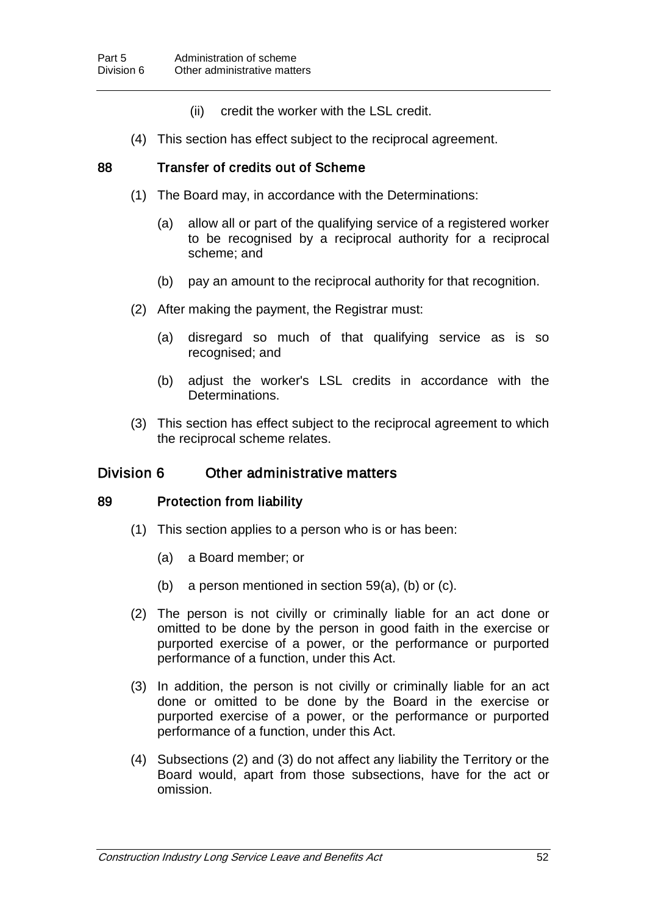(ii) credit the worker with the LSL credit.

(4) This section has effect subject to the reciprocal agreement.

### 88 Transfer of credits out of Scheme

(1) The Board may, in accordance with the Determinations:

(a) allow all or part of the qualifying service of a registered worker to be recognised by a reciprocal authority for a reciprocal scheme; and

(b) pay an amount to the reciprocal authority for that recognition.

(2) After making the payment, the Registrar must:

(a) disregard so much of that qualifying service as is so recognised; and

(b) adjust the worker's LSL credits in accordance with the Determinations.

(3) This section has effect subject to the reciprocal agreement to which the reciprocal scheme relates.

## Division 6 Other administrative matters

### 89 Protection from liability

(1) This section applies to a person who is or has been:

(a) a Board member; or

(b) a person mentioned in section 59(a), (b) or (c).

(2) The person is not civilly or criminally liable for an act done or omitted to be done by the person in good faith in the exercise or purported exercise of a power, or the performance or purported performance of a function, under this Act.

(3) In addition, the person is not civilly or criminally liable for an act done or omitted to be done by the Board in the exercise or purported exercise of a power, or the performance or purported performance of a function, under this Act.

(4) Subsections (2) and (3) do not affect any liability the Territory or the Board would, apart from those subsections, have for the act or omission.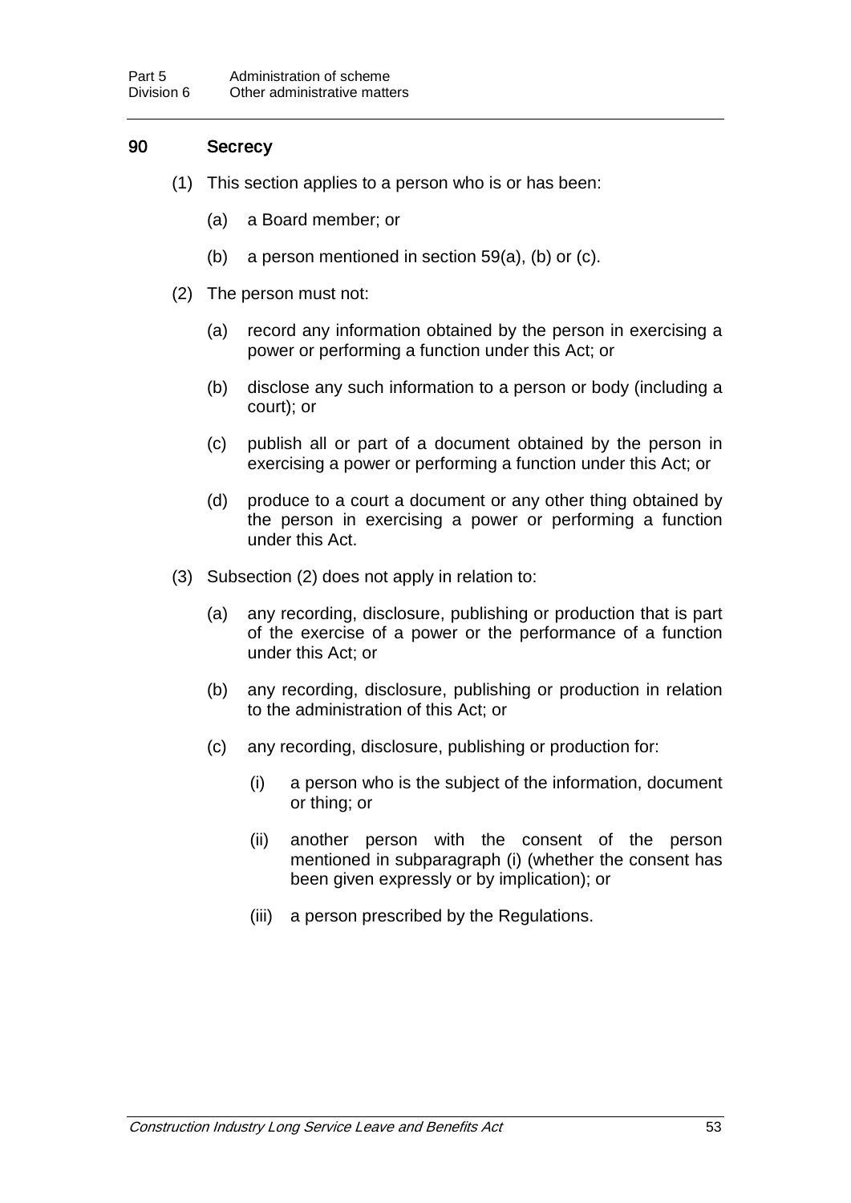## 90 Secrecy

(1) This section applies to a person who is or has been:

(a) a Board member; or

(b) a person mentioned in section 59(a), (b) or (c).

(2) The person must not:

(a) record any information obtained by the person in exercising a power or performing a function under this Act; or

(b) disclose any such information to a person or body (including a court); or

(c) publish all or part of a document obtained by the person in exercising a power or performing a function under this Act; or

(d) produce to a court a document or any other thing obtained by the person in exercising a power or performing a function under this Act.

(3) Subsection (2) does not apply in relation to:

(a) any recording, disclosure, publishing or production that is part of the exercise of a power or the performance of a function under this Act; or

(b) any recording, disclosure, publishing or production in relation to the administration of this Act; or

(c) any recording, disclosure, publishing or production for:

(i) a person who is the subject of the information, document or thing; or

(ii) another person with the consent of the person mentioned in subparagraph (i) (whether the consent has been given expressly or by implication); or

(iii) a person prescribed by the Regulations.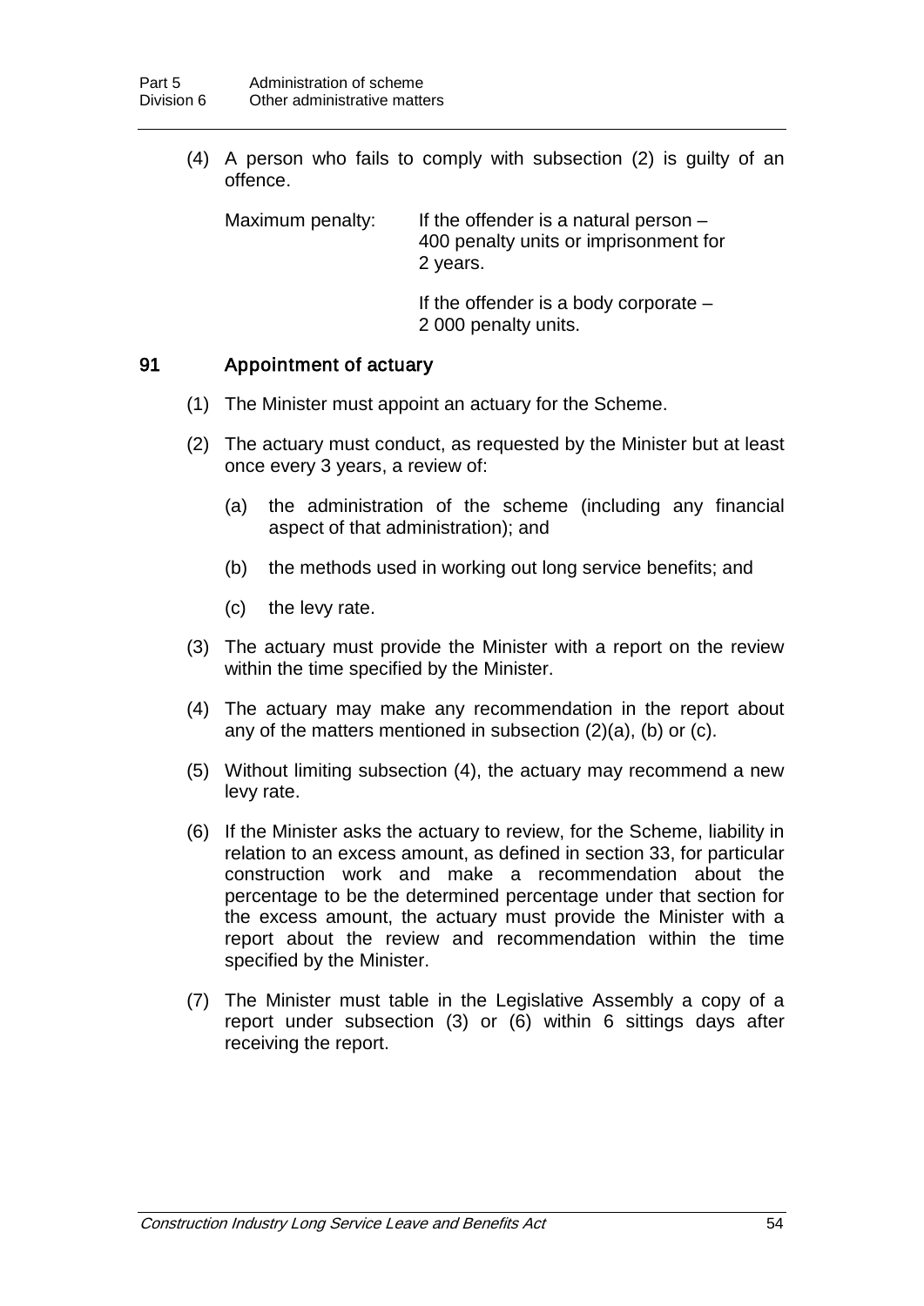(4) A person who fails to comply with subsection (2) is guilty of an offence.

Maximum penalty: If the offender is a natural person – 400 penalty units or imprisonment for 2 years.

If the offender is a body corporate – 2 000 penalty units.

## 91 Appointment of actuary

(1) The Minister must appoint an actuary for the Scheme.

(2) The actuary must conduct, as requested by the Minister but at least once every 3 years, a review of:

(a) the administration of the scheme (including any financial aspect of that administration); and

(b) the methods used in working out long service benefits; and

(c) the levy rate.

(3) The actuary must provide the Minister with a report on the review within the time specified by the Minister.

(4) The actuary may make any recommendation in the report about any of the matters mentioned in subsection (2)(a), (b) or (c).

(5) Without limiting subsection (4), the actuary may recommend a new levy rate.

(6) If the Minister asks the actuary to review, for the Scheme, liability in relation to an excess amount, as defined in section 33, for particular construction work and make a recommendation about the percentage to be the determined percentage under that section for the excess amount, the actuary must provide the Minister with a report about the review and recommendation within the time specified by the Minister.

(7) The Minister must table in the Legislative Assembly a copy of a report under subsection (3) or (6) within 6 sittings days after receiving the report.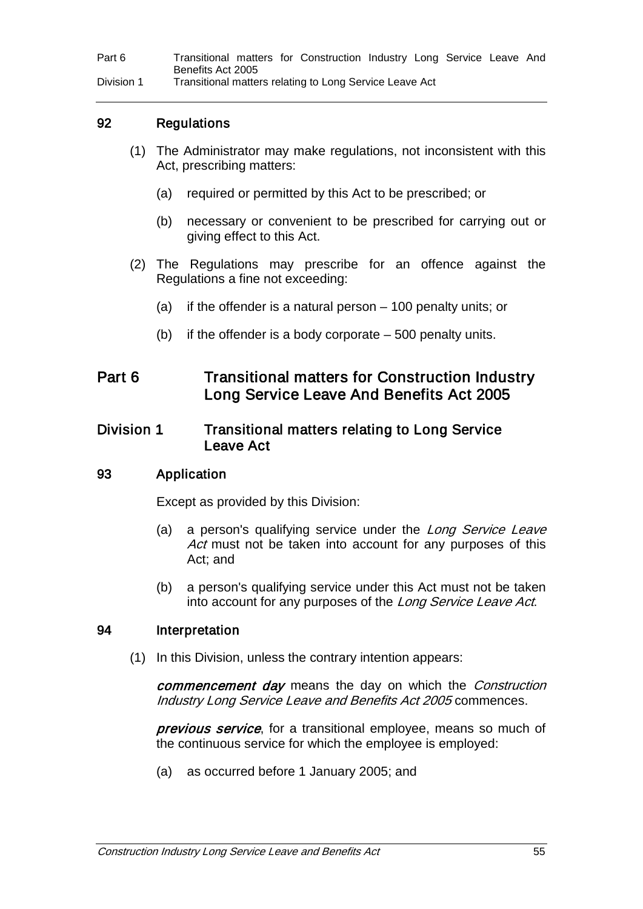### 92 Regulations

(1) The Administrator may make regulations, not inconsistent with this Act, prescribing matters:

(a) required or permitted by this Act to be prescribed; or

(b) necessary or convenient to be prescribed for carrying out or giving effect to this Act.

(2) The Regulations may prescribe for an offence against the Regulations a fine not exceeding:

(a) if the offender is a natural person – 100 penalty units; or

(b) if the offender is a body corporate – 500 penalty units.

# Part 6 Transitional matters for Construction Industry Long Service Leave And Benefits Act 2005

## Division 1 Transitional matters relating to Long Service Leave Act

### 93 Application

Except as provided by this Division:

(a) a person's qualifying service under the *Long Service Leave Act* must not be taken into account for any purposes of this Act; and

(b) a person's qualifying service under this Act must not be taken into account for any purposes of the *Long Service Leave Act*.

### 94 Interpretation

(1) In this Division, unless the contrary intention appears:

***commencement day*** means the day on which the *Construction Industry Long Service Leave and Benefits Act 2005* commences.

***previous service***, for a transitional employee, means so much of the continuous service for which the employee is employed:

(a) as occurred before 1 January 2005; and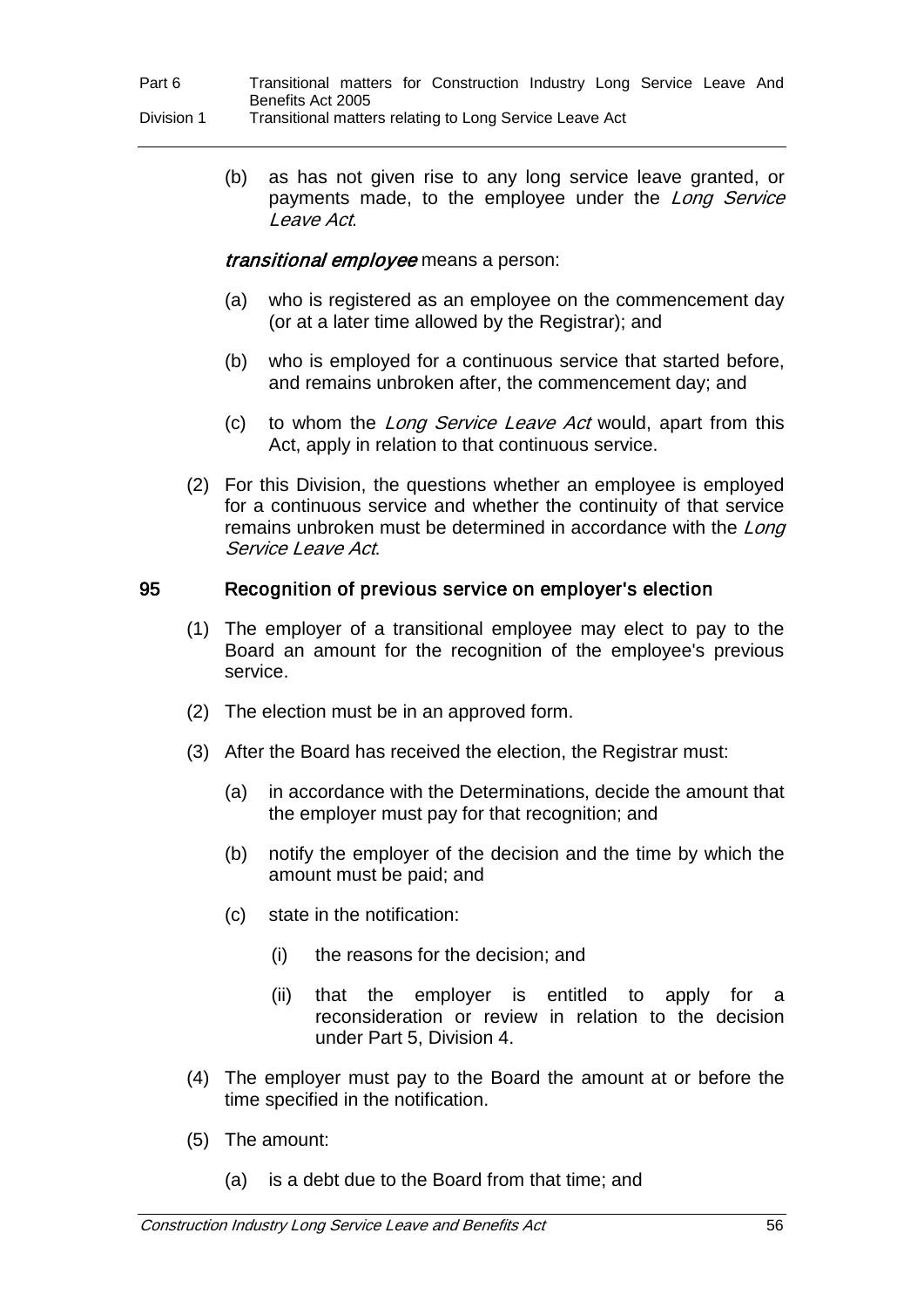(b) as has not given rise to any long service leave granted, or payments made, to the employee under the *Long Service Leave Act*.

***transitional employee*** means a person:

(a) who is registered as an employee on the commencement day (or at a later time allowed by the Registrar); and

(b) who is employed for a continuous service that started before, and remains unbroken after, the commencement day; and

(c) to whom the *Long Service Leave Act* would, apart from this Act, apply in relation to that continuous service.

(2) For this Division, the questions whether an employee is employed for a continuous service and whether the continuity of that service remains unbroken must be determined in accordance with the *Long Service Leave Act*.

## 95 Recognition of previous service on employer's election

(1) The employer of a transitional employee may elect to pay to the Board an amount for the recognition of the employee's previous service.

(2) The election must be in an approved form.

(3) After the Board has received the election, the Registrar must:

(a) in accordance with the Determinations, decide the amount that the employer must pay for that recognition; and

(b) notify the employer of the decision and the time by which the amount must be paid; and

(c) state in the notification:

(i) the reasons for the decision; and

(ii) that the employer is entitled to apply for a reconsideration or review in relation to the decision under Part 5, Division 4.

(4) The employer must pay to the Board the amount at or before the time specified in the notification.

(5) The amount:

(a) is a debt due to the Board from that time; and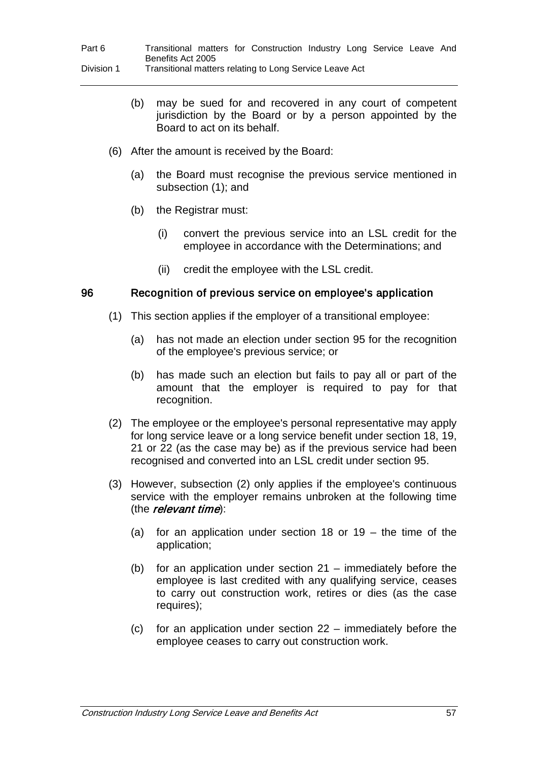(b) may be sued for and recovered in any court of competent jurisdiction by the Board or by a person appointed by the Board to act on its behalf.

(6) After the amount is received by the Board:

(a) the Board must recognise the previous service mentioned in subsection (1); and

(b) the Registrar must:

(i) convert the previous service into an LSL credit for the employee in accordance with the Determinations; and

(ii) credit the employee with the LSL credit.

### 96 Recognition of previous service on employee's application

(1) This section applies if the employer of a transitional employee:

(a) has not made an election under section 95 for the recognition of the employee's previous service; or

(b) has made such an election but fails to pay all or part of the amount that the employer is required to pay for that recognition.

(2) The employee or the employee's personal representative may apply for long service leave or a long service benefit under section 18, 19, 21 or 22 (as the case may be) as if the previous service had been recognised and converted into an LSL credit under section 95.

(3) However, subsection (2) only applies if the employee's continuous service with the employer remains unbroken at the following time (the ***relevant time***):

(a) for an application under section 18 or 19 – the time of the application;

(b) for an application under section 21 – immediately before the employee is last credited with any qualifying service, ceases to carry out construction work, retires or dies (as the case requires);

(c) for an application under section 22 – immediately before the employee ceases to carry out construction work.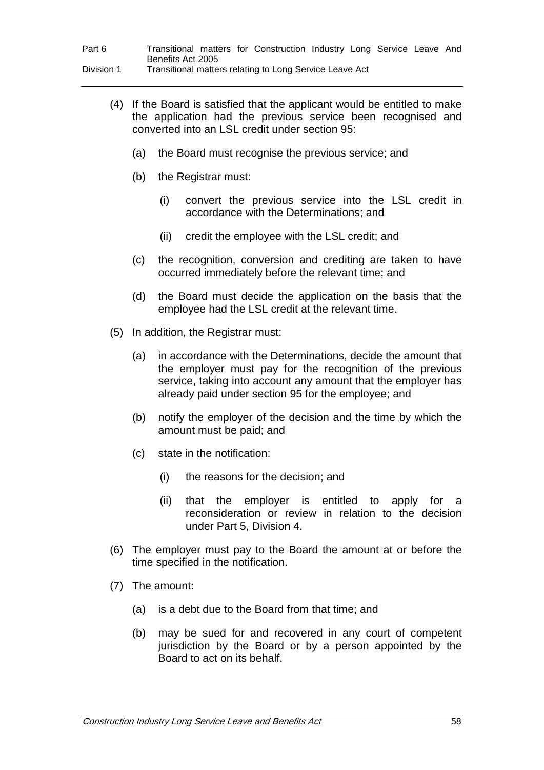(4) If the Board is satisfied that the applicant would be entitled to make the application had the previous service been recognised and converted into an LSL credit under section 95:

(a) the Board must recognise the previous service; and

(b) the Registrar must:

(i) convert the previous service into the LSL credit in accordance with the Determinations; and

(ii) credit the employee with the LSL credit; and

(c) the recognition, conversion and crediting are taken to have occurred immediately before the relevant time; and

(d) the Board must decide the application on the basis that the employee had the LSL credit at the relevant time.

(5) In addition, the Registrar must:

(a) in accordance with the Determinations, decide the amount that the employer must pay for the recognition of the previous service, taking into account any amount that the employer has already paid under section 95 for the employee; and

(b) notify the employer of the decision and the time by which the amount must be paid; and

(c) state in the notification:

(i) the reasons for the decision; and

(ii) that the employer is entitled to apply for a reconsideration or review in relation to the decision under Part 5, Division 4.

(6) The employer must pay to the Board the amount at or before the time specified in the notification.

(7) The amount:

(a) is a debt due to the Board from that time; and

(b) may be sued for and recovered in any court of competent jurisdiction by the Board or by a person appointed by the Board to act on its behalf.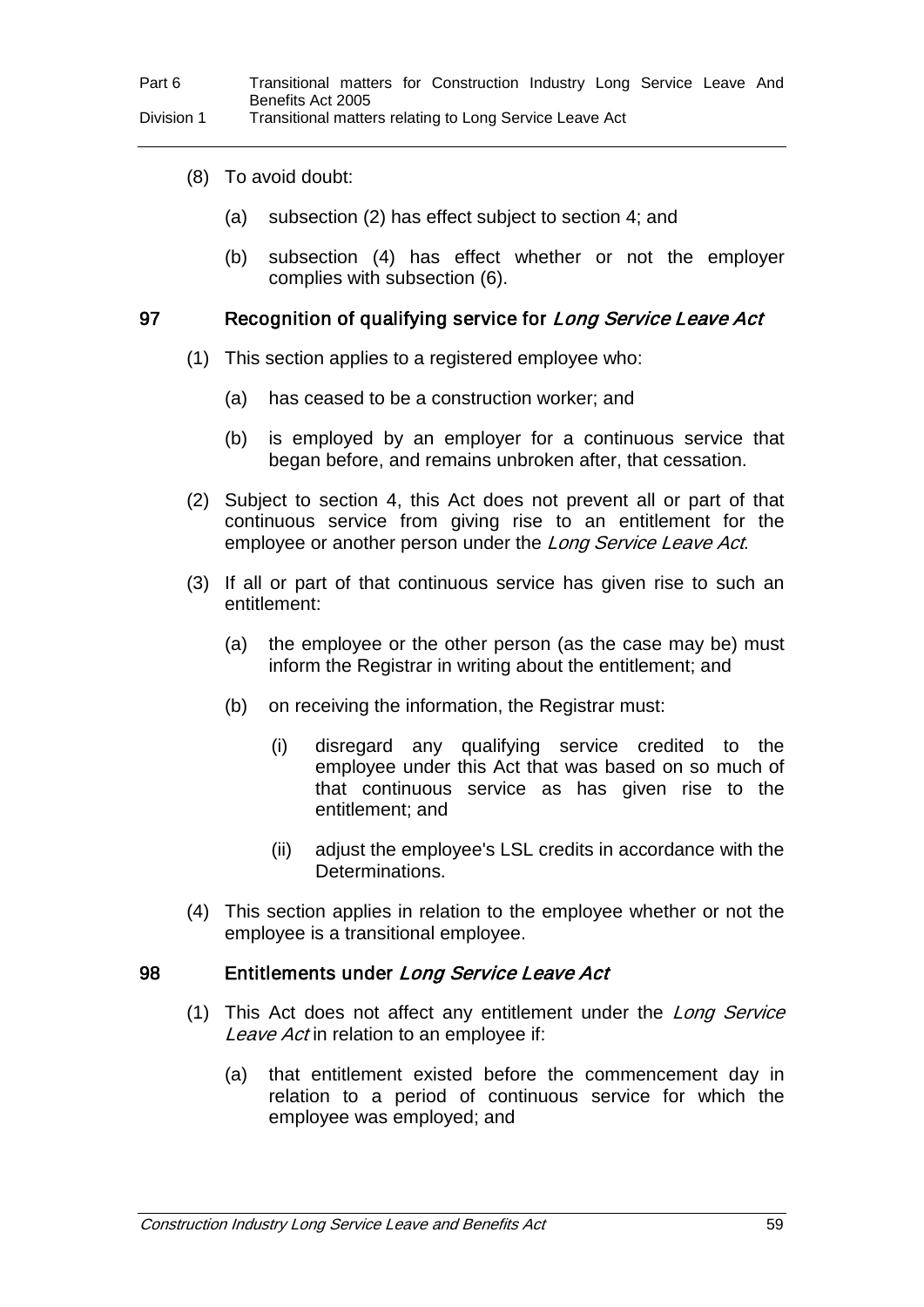(8) To avoid doubt:

(a) subsection (2) has effect subject to section 4; and

(b) subsection (4) has effect whether or not the employer complies with subsection (6).

### 97 Recognition of qualifying service for *Long Service Leave Act*

(1) This section applies to a registered employee who:

(a) has ceased to be a construction worker; and

(b) is employed by an employer for a continuous service that began before, and remains unbroken after, that cessation.

(2) Subject to section 4, this Act does not prevent all or part of that continuous service from giving rise to an entitlement for the employee or another person under the *Long Service Leave Act*.

(3) If all or part of that continuous service has given rise to such an entitlement:

(a) the employee or the other person (as the case may be) must inform the Registrar in writing about the entitlement; and

(b) on receiving the information, the Registrar must:

(i) disregard any qualifying service credited to the employee under this Act that was based on so much of that continuous service as has given rise to the entitlement; and

(ii) adjust the employee's LSL credits in accordance with the Determinations.

(4) This section applies in relation to the employee whether or not the employee is a transitional employee.

### 98 Entitlements under *Long Service Leave Act*

(1) This Act does not affect any entitlement under the *Long Service Leave Act* in relation to an employee if:

(a) that entitlement existed before the commencement day in relation to a period of continuous service for which the employee was employed; and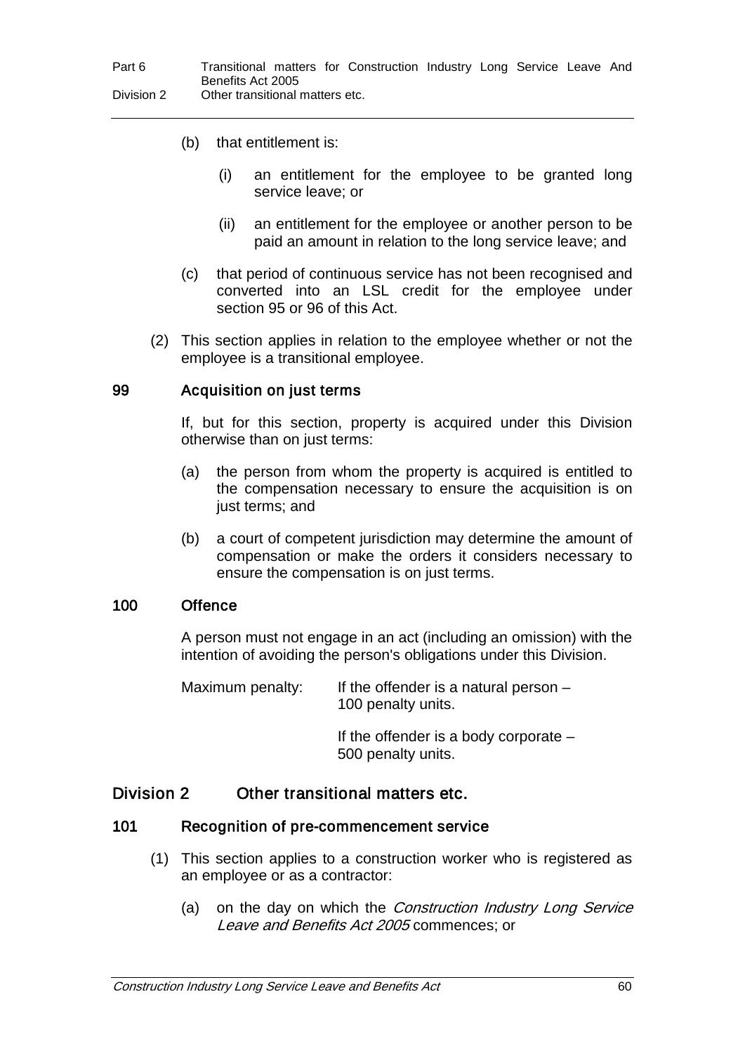(b) that entitlement is:

  (i) an entitlement for the employee to be granted long service leave; or

  (ii) an entitlement for the employee or another person to be paid an amount in relation to the long service leave; and

(c) that period of continuous service has not been recognised and converted into an LSL credit for the employee under section 95 or 96 of this Act.

(2) This section applies in relation to the employee whether or not the employee is a transitional employee.

### 99 Acquisition on just terms

If, but for this section, property is acquired under this Division otherwise than on just terms:

(a) the person from whom the property is acquired is entitled to the compensation necessary to ensure the acquisition is on just terms; and

(b) a court of competent jurisdiction may determine the amount of compensation or make the orders it considers necessary to ensure the compensation is on just terms.

### 100 Offence

A person must not engage in an act (including an omission) with the intention of avoiding the person's obligations under this Division.

Maximum penalty: If the offender is a natural person – 100 penalty units.

If the offender is a body corporate – 500 penalty units.

## Division 2 Other transitional matters etc.

### 101 Recognition of pre-commencement service

(1) This section applies to a construction worker who is registered as an employee or as a contractor:

(a) on the day on which the *Construction Industry Long Service Leave and Benefits Act 2005* commences; or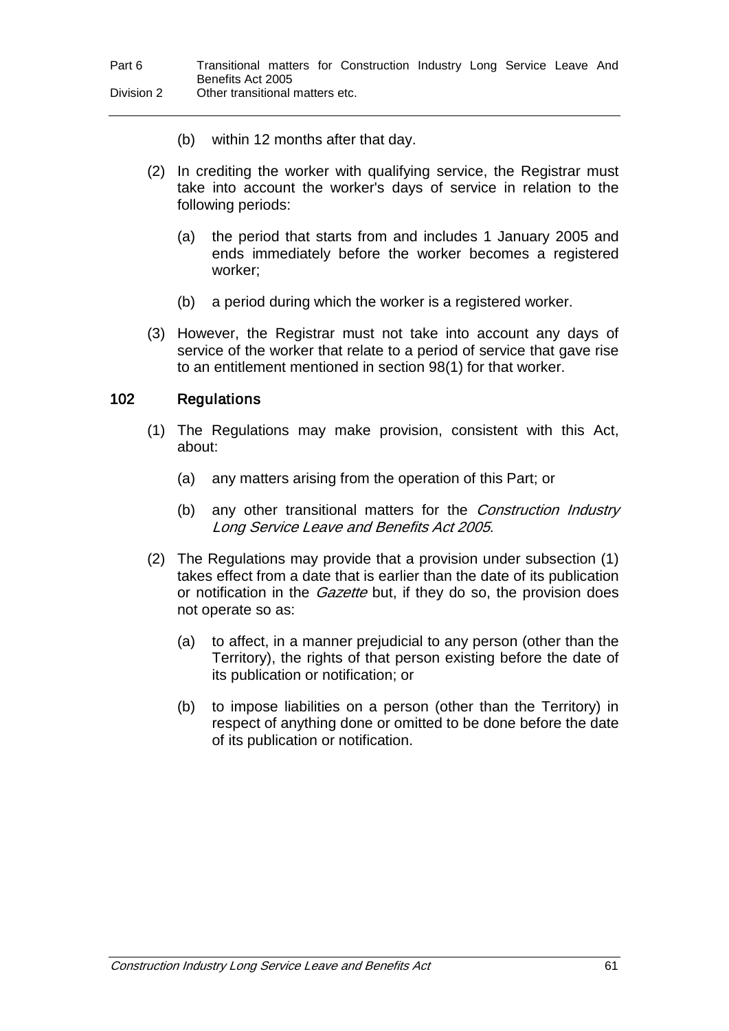(b) within 12 months after that day.

(2) In crediting the worker with qualifying service, the Registrar must take into account the worker's days of service in relation to the following periods:

(a) the period that starts from and includes 1 January 2005 and ends immediately before the worker becomes a registered worker;

(b) a period during which the worker is a registered worker.

(3) However, the Registrar must not take into account any days of service of the worker that relate to a period of service that gave rise to an entitlement mentioned in section 98(1) for that worker.

### 102 Regulations

(1) The Regulations may make provision, consistent with this Act, about:

(a) any matters arising from the operation of this Part; or

(b) any other transitional matters for the *Construction Industry Long Service Leave and Benefits Act 2005*.

(2) The Regulations may provide that a provision under subsection (1) takes effect from a date that is earlier than the date of its publication or notification in the *Gazette* but, if they do so, the provision does not operate so as:

(a) to affect, in a manner prejudicial to any person (other than the Territory), the rights of that person existing before the date of its publication or notification; or

(b) to impose liabilities on a person (other than the Territory) in respect of anything done or omitted to be done before the date of its publication or notification.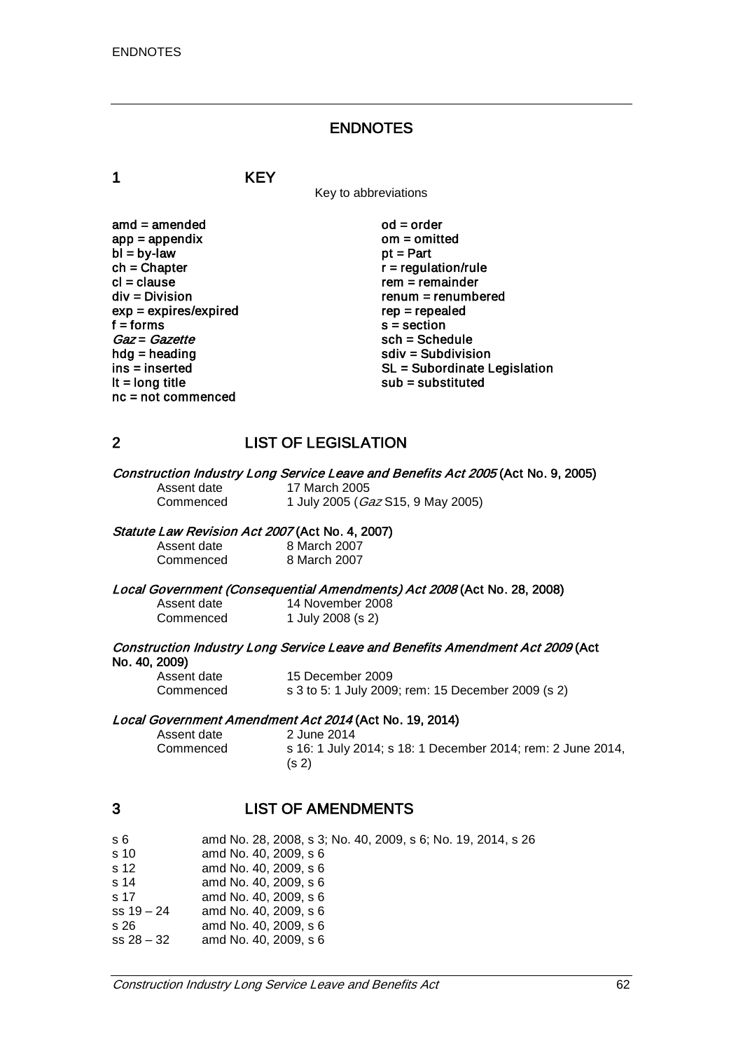# ENDNOTES

## 1 KEY

Key to abbreviations

| | |
|---|---|
| amd = amended | od = order |
| app = appendix | om = omitted |
| bl = by-law | pt = Part |
| ch = Chapter | r = regulation/rule |
| cl = clause | rem = remainder |
| div = Division | renum = renumbered |
| exp = expires/expired | rep = repealed |
| f = forms | s = section |
| *Gaz* = *Gazette* | sch = Schedule |
| hdg = heading | sdiv = Subdivision |
| ins = inserted | SL = Subordinate Legislation |
| lt = long title | sub = substituted |
| nc = not commenced | |

## 2 LIST OF LEGISLATION

***Construction Industry Long Service Leave and Benefits Act 2005*** **(Act No. 9, 2005)**

Assent date 17 March 2005
Commenced 1 July 2005 (*Gaz* S15, 9 May 2005)

***Statute Law Revision Act 2007*** **(Act No. 4, 2007)**

Assent date 8 March 2007
Commenced 8 March 2007

***Local Government (Consequential Amendments) Act 2008*** **(Act No. 28, 2008)**

Assent date 14 November 2008
Commenced 1 July 2008 (s 2)

***Construction Industry Long Service Leave and Benefits Amendment Act 2009*** **(Act No. 40, 2009)**

Assent date 15 December 2009
Commenced s 3 to 5: 1 July 2009; rem: 15 December 2009 (s 2)

***Local Government Amendment Act 2014*** **(Act No. 19, 2014)**

Assent date 2 June 2014
Commenced s 16: 1 July 2014; s 18: 1 December 2014; rem: 2 June 2014, (s 2)

## 3 LIST OF AMENDMENTS

| | |
|---|---|
| s 6 | amd No. 28, 2008, s 3; No. 40, 2009, s 6; No. 19, 2014, s 26 |
| s 10 | amd No. 40, 2009, s 6 |
| s 12 | amd No. 40, 2009, s 6 |
| s 14 | amd No. 40, 2009, s 6 |
| s 17 | amd No. 40, 2009, s 6 |
| ss 19 – 24 | amd No. 40, 2009, s 6 |
| s 26 | amd No. 40, 2009, s 6 |
| ss 28 – 32 | amd No. 40, 2009, s 6 |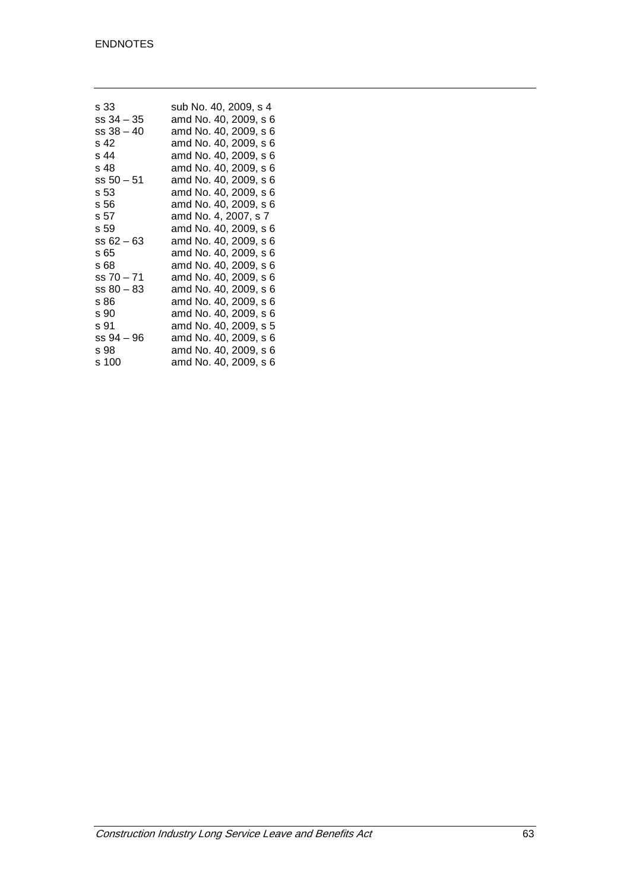| | |
|---|---|
| s 33 | sub No. 40, 2009, s 4 |
| ss 34 – 35 | amd No. 40, 2009, s 6 |
| ss 38 – 40 | amd No. 40, 2009, s 6 |
| s 42 | amd No. 40, 2009, s 6 |
| s 44 | amd No. 40, 2009, s 6 |
| s 48 | amd No. 40, 2009, s 6 |
| ss 50 – 51 | amd No. 40, 2009, s 6 |
| s 53 | amd No. 40, 2009, s 6 |
| s 56 | amd No. 40, 2009, s 6 |
| s 57 | amd No. 4, 2007, s 7 |
| s 59 | amd No. 40, 2009, s 6 |
| ss 62 – 63 | amd No. 40, 2009, s 6 |
| s 65 | amd No. 40, 2009, s 6 |
| s 68 | amd No. 40, 2009, s 6 |
| ss 70 – 71 | amd No. 40, 2009, s 6 |
| ss 80 – 83 | amd No. 40, 2009, s 6 |
| s 86 | amd No. 40, 2009, s 6 |
| s 90 | amd No. 40, 2009, s 6 |
| s 91 | amd No. 40, 2009, s 5 |
| ss 94 – 96 | amd No. 40, 2009, s 6 |
| s 98 | amd No. 40, 2009, s 6 |
| s 100 | amd No. 40, 2009, s 6 |